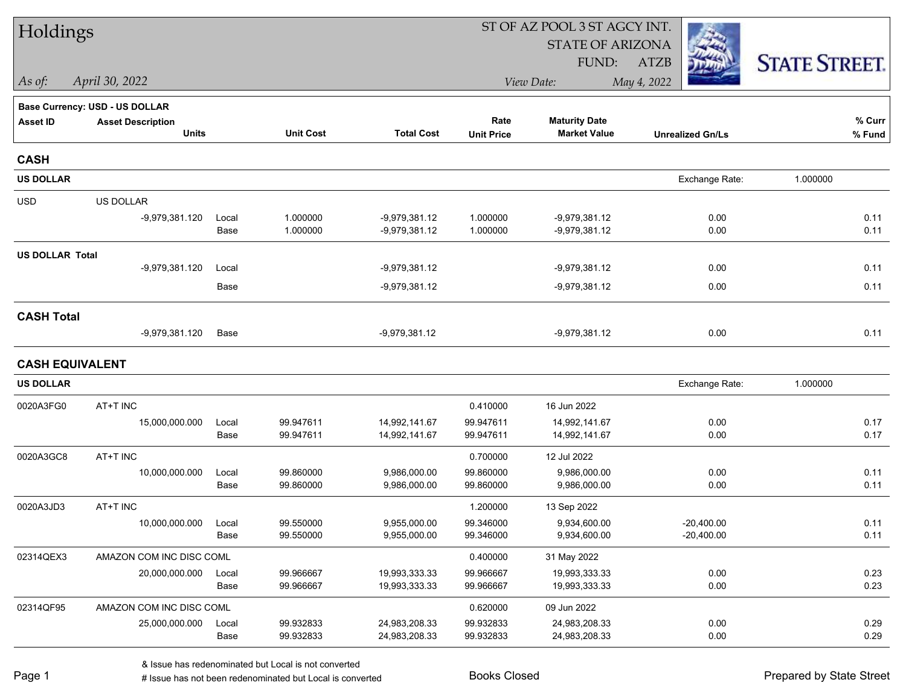# Holdings

ST OF AZ POOL 3 ST AGCY INT.
STATE OF ARIZONA
FUND: ATZB

*As of:* *April 30, 2022*
*View Date:* *May 4, 2022*

STATE STREET.

**Base Currency: USD - US DOLLAR**

| Asset ID | Asset Description / Units | | Unit Cost | Total Cost | Rate / Unit Price | Maturity Date / Market Value | Unrealized Gn/Ls | % Curr / % Fund |
|---|---|---|---|---|---|---|---|---|
| **CASH** | | | | | | | | |
| **US DOLLAR** | | | | | | | Exchange Rate: 1.000000 | |
| USD | US DOLLAR | | | | | | | |
| | -9,979,381.120 | Local | 1.000000 | -9,979,381.12 | 1.000000 | -9,979,381.12 | 0.00 | 0.11 |
| | | Base | 1.000000 | -9,979,381.12 | 1.000000 | -9,979,381.12 | 0.00 | 0.11 |
| **US DOLLAR Total** | | | | | | | | |
| | -9,979,381.120 | Local | | -9,979,381.12 | | -9,979,381.12 | 0.00 | 0.11 |
| | | Base | | -9,979,381.12 | | -9,979,381.12 | 0.00 | 0.11 |
| **CASH Total** | | | | | | | | |
| | -9,979,381.120 | Base | | -9,979,381.12 | | -9,979,381.12 | 0.00 | 0.11 |
| **CASH EQUIVALENT** | | | | | | | | |
| **US DOLLAR** | | | | | | | Exchange Rate: 1.000000 | |
| 0020A3FG0 | AT+T INC | | | | 0.410000 | 16 Jun 2022 | | |
| | 15,000,000.000 | Local | 99.947611 | 14,992,141.67 | 99.947611 | 14,992,141.67 | 0.00 | 0.17 |
| | | Base | 99.947611 | 14,992,141.67 | 99.947611 | 14,992,141.67 | 0.00 | 0.17 |
| 0020A3GC8 | AT+T INC | | | | 0.700000 | 12 Jul 2022 | | |
| | 10,000,000.000 | Local | 99.860000 | 9,986,000.00 | 99.860000 | 9,986,000.00 | 0.00 | 0.11 |
| | | Base | 99.860000 | 9,986,000.00 | 99.860000 | 9,986,000.00 | 0.00 | 0.11 |
| 0020A3JD3 | AT+T INC | | | | 1.200000 | 13 Sep 2022 | | |
| | 10,000,000.000 | Local | 99.550000 | 9,955,000.00 | 99.346000 | 9,934,600.00 | -20,400.00 | 0.11 |
| | | Base | 99.550000 | 9,955,000.00 | 99.346000 | 9,934,600.00 | -20,400.00 | 0.11 |
| 02314QEX3 | AMAZON COM INC DISC COML | | | | 0.400000 | 31 May 2022 | | |
| | 20,000,000.000 | Local | 99.966667 | 19,993,333.33 | 99.966667 | 19,993,333.33 | 0.00 | 0.23 |
| | | Base | 99.966667 | 19,993,333.33 | 99.966667 | 19,993,333.33 | 0.00 | 0.23 |
| 02314QF95 | AMAZON COM INC DISC COML | | | | 0.620000 | 09 Jun 2022 | | |
| | 25,000,000.000 | Local | 99.932833 | 24,983,208.33 | 99.932833 | 24,983,208.33 | 0.00 | 0.29 |
| | | Base | 99.932833 | 24,983,208.33 | 99.932833 | 24,983,208.33 | 0.00 | 0.29 |

& Issue has redenominated but Local is not converted
# Issue has not been redenominated but Local is converted

Books Closed

Prepared by State Street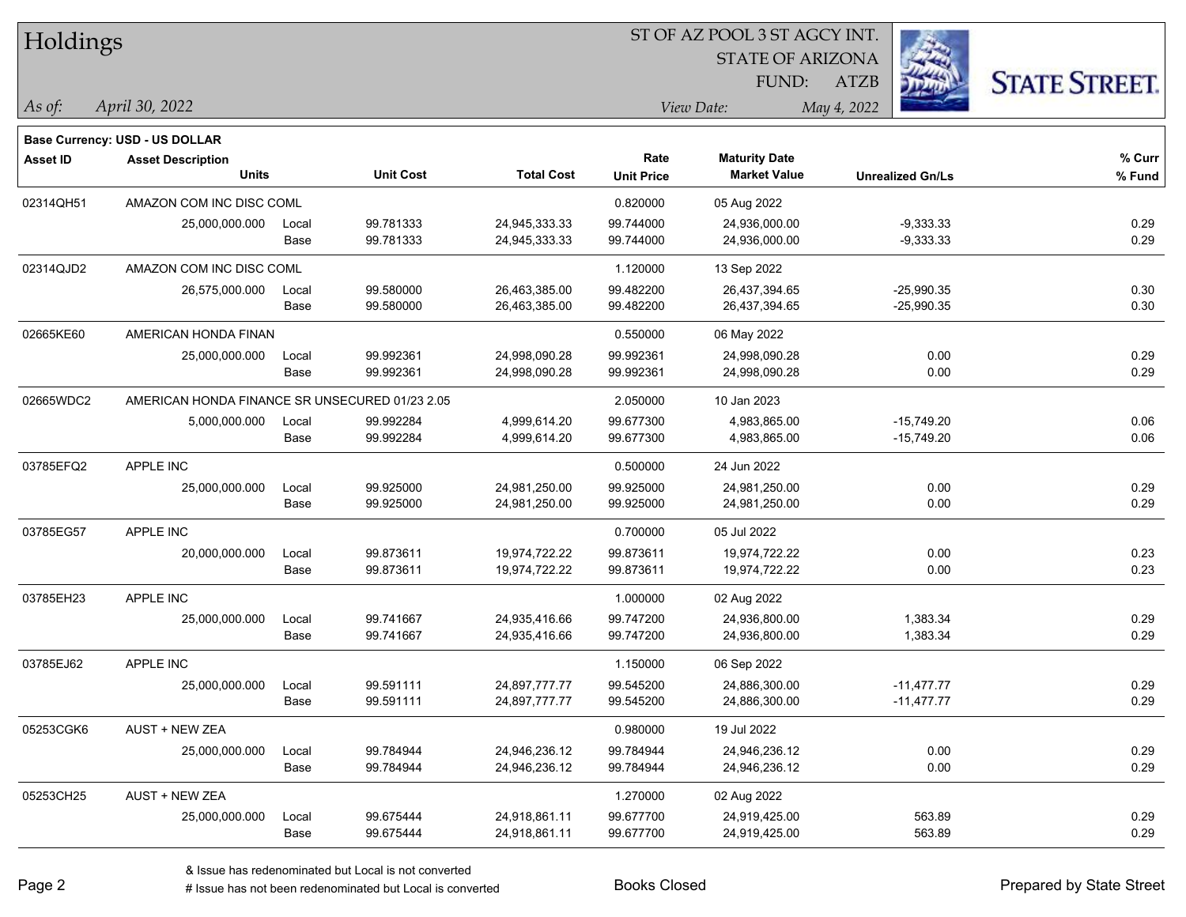# Holdings

ST OF AZ POOL 3 ST AGCY INT.
STATE OF ARIZONA
FUND: ATZB

*As of:* *April 30, 2022*
*View Date:* *May 4, 2022*

**Base Currency: USD - US DOLLAR**

| Asset ID | Asset Description / Units | | Unit Cost | Total Cost | Rate / Unit Price | Maturity Date / Market Value | Unrealized Gn/Ls | % Curr / % Fund |
|---|---|---|---|---|---|---|---|---|
| 02314QH51 | AMAZON COM INC DISC COML | | | | 0.820000 | 05 Aug 2022 | | |
| | 25,000,000.000 | Local | 99.781333 | 24,945,333.33 | 99.744000 | 24,936,000.00 | -9,333.33 | 0.29 |
| | | Base | 99.781333 | 24,945,333.33 | 99.744000 | 24,936,000.00 | -9,333.33 | 0.29 |
| 02314QJD2 | AMAZON COM INC DISC COML | | | | 1.120000 | 13 Sep 2022 | | |
| | 26,575,000.000 | Local | 99.580000 | 26,463,385.00 | 99.482200 | 26,437,394.65 | -25,990.35 | 0.30 |
| | | Base | 99.580000 | 26,463,385.00 | 99.482200 | 26,437,394.65 | -25,990.35 | 0.30 |
| 02665KE60 | AMERICAN HONDA FINAN | | | | 0.550000 | 06 May 2022 | | |
| | 25,000,000.000 | Local | 99.992361 | 24,998,090.28 | 99.992361 | 24,998,090.28 | 0.00 | 0.29 |
| | | Base | 99.992361 | 24,998,090.28 | 99.992361 | 24,998,090.28 | 0.00 | 0.29 |
| 02665WDC2 | AMERICAN HONDA FINANCE SR UNSECURED 01/23 2.05 | | | | 2.050000 | 10 Jan 2023 | | |
| | 5,000,000.000 | Local | 99.992284 | 4,999,614.20 | 99.677300 | 4,983,865.00 | -15,749.20 | 0.06 |
| | | Base | 99.992284 | 4,999,614.20 | 99.677300 | 4,983,865.00 | -15,749.20 | 0.06 |
| 03785EFQ2 | APPLE INC | | | | 0.500000 | 24 Jun 2022 | | |
| | 25,000,000.000 | Local | 99.925000 | 24,981,250.00 | 99.925000 | 24,981,250.00 | 0.00 | 0.29 |
| | | Base | 99.925000 | 24,981,250.00 | 99.925000 | 24,981,250.00 | 0.00 | 0.29 |
| 03785EG57 | APPLE INC | | | | 0.700000 | 05 Jul 2022 | | |
| | 20,000,000.000 | Local | 99.873611 | 19,974,722.22 | 99.873611 | 19,974,722.22 | 0.00 | 0.23 |
| | | Base | 99.873611 | 19,974,722.22 | 99.873611 | 19,974,722.22 | 0.00 | 0.23 |
| 03785EH23 | APPLE INC | | | | 1.000000 | 02 Aug 2022 | | |
| | 25,000,000.000 | Local | 99.741667 | 24,935,416.66 | 99.747200 | 24,936,800.00 | 1,383.34 | 0.29 |
| | | Base | 99.741667 | 24,935,416.66 | 99.747200 | 24,936,800.00 | 1,383.34 | 0.29 |
| 03785EJ62 | APPLE INC | | | | 1.150000 | 06 Sep 2022 | | |
| | 25,000,000.000 | Local | 99.591111 | 24,897,777.77 | 99.545200 | 24,886,300.00 | -11,477.77 | 0.29 |
| | | Base | 99.591111 | 24,897,777.77 | 99.545200 | 24,886,300.00 | -11,477.77 | 0.29 |
| 05253CGK6 | AUST + NEW ZEA | | | | 0.980000 | 19 Jul 2022 | | |
| | 25,000,000.000 | Local | 99.784944 | 24,946,236.12 | 99.784944 | 24,946,236.12 | 0.00 | 0.29 |
| | | Base | 99.784944 | 24,946,236.12 | 99.784944 | 24,946,236.12 | 0.00 | 0.29 |
| 05253CH25 | AUST + NEW ZEA | | | | 1.270000 | 02 Aug 2022 | | |
| | 25,000,000.000 | Local | 99.675444 | 24,918,861.11 | 99.677700 | 24,919,425.00 | 563.89 | 0.29 |
| | | Base | 99.675444 | 24,918,861.11 | 99.677700 | 24,919,425.00 | 563.89 | 0.29 |

& Issue has redenominated but Local is not converted
# Issue has not been redenominated but Local is converted

Books Closed

Prepared by State Street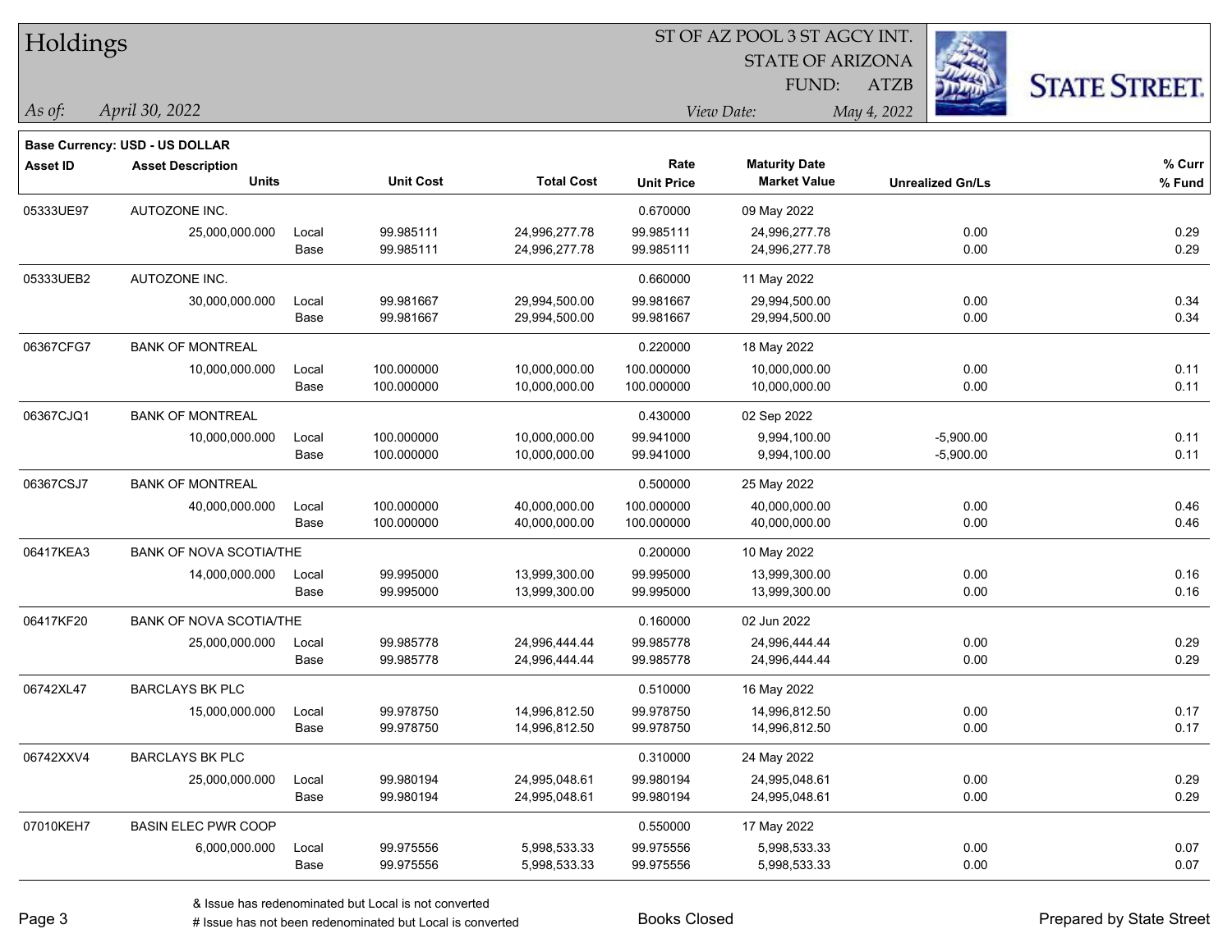# Holdings

ST OF AZ POOL 3 ST AGCY INT.
STATE OF ARIZONA
FUND: ATZB

*As of:* *April 30, 2022*
*View Date:* *May 4, 2022*

**Base Currency: USD - US DOLLAR**

| Asset ID | Asset Description / Units | | Unit Cost | Total Cost | Rate / Unit Price | Maturity Date / Market Value | Unrealized Gn/Ls | % Curr / % Fund |
|---|---|---|---|---|---|---|---|---|
| 05333UE97 | AUTOZONE INC. | | | | 0.670000 | 09 May 2022 | | |
| | 25,000,000.000 | Local | 99.985111 | 24,996,277.78 | 99.985111 | 24,996,277.78 | 0.00 | 0.29 |
| | | Base | 99.985111 | 24,996,277.78 | 99.985111 | 24,996,277.78 | 0.00 | 0.29 |
| 05333UEB2 | AUTOZONE INC. | | | | 0.660000 | 11 May 2022 | | |
| | 30,000,000.000 | Local | 99.981667 | 29,994,500.00 | 99.981667 | 29,994,500.00 | 0.00 | 0.34 |
| | | Base | 99.981667 | 29,994,500.00 | 99.981667 | 29,994,500.00 | 0.00 | 0.34 |
| 06367CFG7 | BANK OF MONTREAL | | | | 0.220000 | 18 May 2022 | | |
| | 10,000,000.000 | Local | 100.000000 | 10,000,000.00 | 100.000000 | 10,000,000.00 | 0.00 | 0.11 |
| | | Base | 100.000000 | 10,000,000.00 | 100.000000 | 10,000,000.00 | 0.00 | 0.11 |
| 06367CJQ1 | BANK OF MONTREAL | | | | 0.430000 | 02 Sep 2022 | | |
| | 10,000,000.000 | Local | 100.000000 | 10,000,000.00 | 99.941000 | 9,994,100.00 | -5,900.00 | 0.11 |
| | | Base | 100.000000 | 10,000,000.00 | 99.941000 | 9,994,100.00 | -5,900.00 | 0.11 |
| 06367CSJ7 | BANK OF MONTREAL | | | | 0.500000 | 25 May 2022 | | |
| | 40,000,000.000 | Local | 100.000000 | 40,000,000.00 | 100.000000 | 40,000,000.00 | 0.00 | 0.46 |
| | | Base | 100.000000 | 40,000,000.00 | 100.000000 | 40,000,000.00 | 0.00 | 0.46 |
| 06417KEA3 | BANK OF NOVA SCOTIA/THE | | | | 0.200000 | 10 May 2022 | | |
| | 14,000,000.000 | Local | 99.995000 | 13,999,300.00 | 99.995000 | 13,999,300.00 | 0.00 | 0.16 |
| | | Base | 99.995000 | 13,999,300.00 | 99.995000 | 13,999,300.00 | 0.00 | 0.16 |
| 06417KF20 | BANK OF NOVA SCOTIA/THE | | | | 0.160000 | 02 Jun 2022 | | |
| | 25,000,000.000 | Local | 99.985778 | 24,996,444.44 | 99.985778 | 24,996,444.44 | 0.00 | 0.29 |
| | | Base | 99.985778 | 24,996,444.44 | 99.985778 | 24,996,444.44 | 0.00 | 0.29 |
| 06742XL47 | BARCLAYS BK PLC | | | | 0.510000 | 16 May 2022 | | |
| | 15,000,000.000 | Local | 99.978750 | 14,996,812.50 | 99.978750 | 14,996,812.50 | 0.00 | 0.17 |
| | | Base | 99.978750 | 14,996,812.50 | 99.978750 | 14,996,812.50 | 0.00 | 0.17 |
| 06742XXV4 | BARCLAYS BK PLC | | | | 0.310000 | 24 May 2022 | | |
| | 25,000,000.000 | Local | 99.980194 | 24,995,048.61 | 99.980194 | 24,995,048.61 | 0.00 | 0.29 |
| | | Base | 99.980194 | 24,995,048.61 | 99.980194 | 24,995,048.61 | 0.00 | 0.29 |
| 07010KEH7 | BASIN ELEC PWR COOP | | | | 0.550000 | 17 May 2022 | | |
| | 6,000,000.000 | Local | 99.975556 | 5,998,533.33 | 99.975556 | 5,998,533.33 | 0.00 | 0.07 |
| | | Base | 99.975556 | 5,998,533.33 | 99.975556 | 5,998,533.33 | 0.00 | 0.07 |

& Issue has redenominated but Local is not converted

# Issue has not been redenominated but Local is converted

Books Closed

Prepared by State Street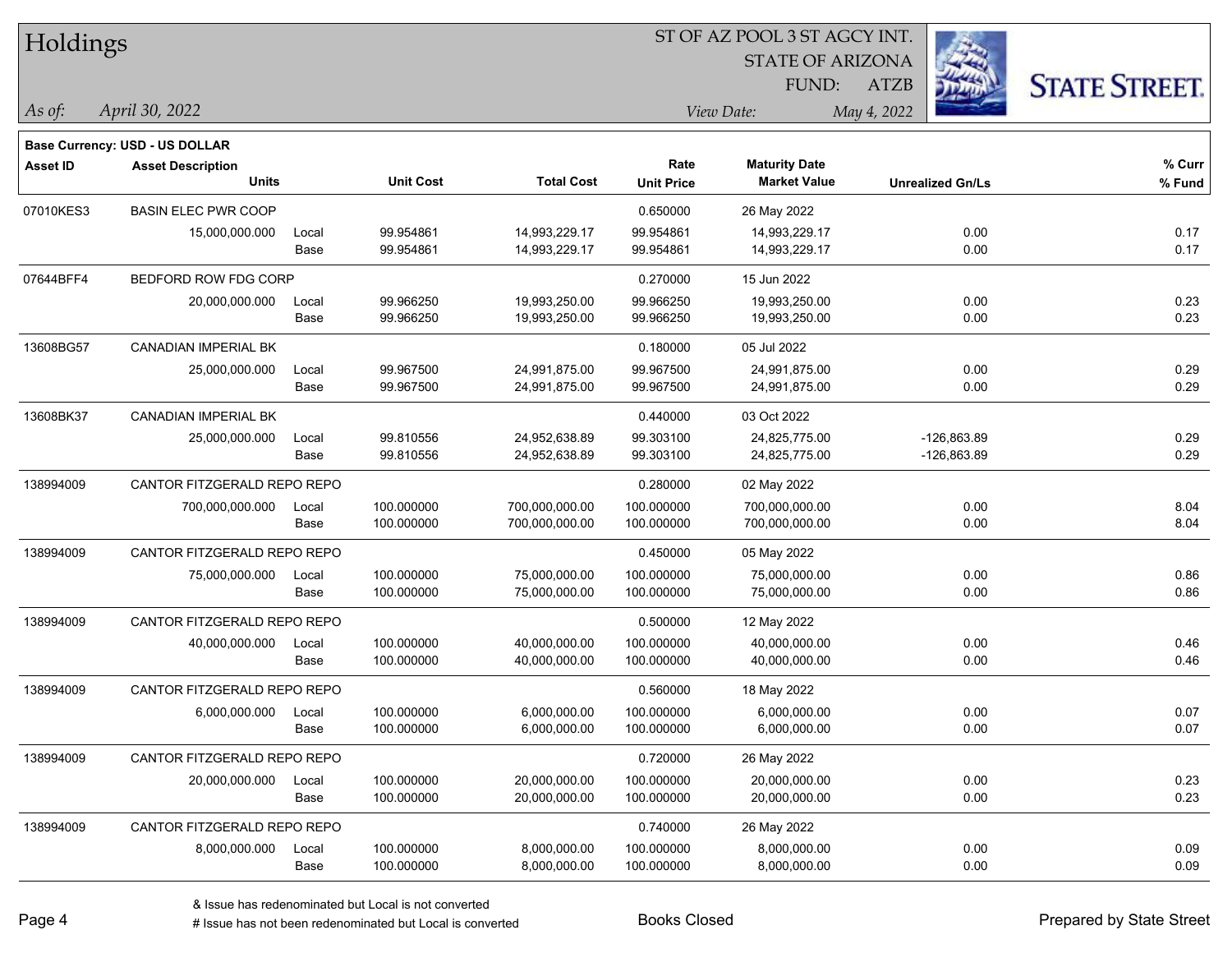# Holdings

ST OF AZ POOL 3 ST AGCY INT.
STATE OF ARIZONA
FUND: ATZB

*As of:* *April 30, 2022*
*View Date:* *May 4, 2022*

**Base Currency: USD - US DOLLAR**

| Asset ID | Asset Description / Units | | Unit Cost | Total Cost | Rate / Unit Price | Maturity Date / Market Value | Unrealized Gn/Ls | % Curr / % Fund |
|---|---|---|---|---|---|---|---|---|
| 07010KES3 | BASIN ELEC PWR COOP | | | | 0.650000 | 26 May 2022 | | |
| | 15,000,000.000 | Local | 99.954861 | 14,993,229.17 | 99.954861 | 14,993,229.17 | 0.00 | 0.17 |
| | | Base | 99.954861 | 14,993,229.17 | 99.954861 | 14,993,229.17 | 0.00 | 0.17 |
| 07644BFF4 | BEDFORD ROW FDG CORP | | | | 0.270000 | 15 Jun 2022 | | |
| | 20,000,000.000 | Local | 99.966250 | 19,993,250.00 | 99.966250 | 19,993,250.00 | 0.00 | 0.23 |
| | | Base | 99.966250 | 19,993,250.00 | 99.966250 | 19,993,250.00 | 0.00 | 0.23 |
| 13608BG57 | CANADIAN IMPERIAL BK | | | | 0.180000 | 05 Jul 2022 | | |
| | 25,000,000.000 | Local | 99.967500 | 24,991,875.00 | 99.967500 | 24,991,875.00 | 0.00 | 0.29 |
| | | Base | 99.967500 | 24,991,875.00 | 99.967500 | 24,991,875.00 | 0.00 | 0.29 |
| 13608BK37 | CANADIAN IMPERIAL BK | | | | 0.440000 | 03 Oct 2022 | | |
| | 25,000,000.000 | Local | 99.810556 | 24,952,638.89 | 99.303100 | 24,825,775.00 | -126,863.89 | 0.29 |
| | | Base | 99.810556 | 24,952,638.89 | 99.303100 | 24,825,775.00 | -126,863.89 | 0.29 |
| 138994009 | CANTOR FITZGERALD REPO REPO | | | | 0.280000 | 02 May 2022 | | |
| | 700,000,000.000 | Local | 100.000000 | 700,000,000.00 | 100.000000 | 700,000,000.00 | 0.00 | 8.04 |
| | | Base | 100.000000 | 700,000,000.00 | 100.000000 | 700,000,000.00 | 0.00 | 8.04 |
| 138994009 | CANTOR FITZGERALD REPO REPO | | | | 0.450000 | 05 May 2022 | | |
| | 75,000,000.000 | Local | 100.000000 | 75,000,000.00 | 100.000000 | 75,000,000.00 | 0.00 | 0.86 |
| | | Base | 100.000000 | 75,000,000.00 | 100.000000 | 75,000,000.00 | 0.00 | 0.86 |
| 138994009 | CANTOR FITZGERALD REPO REPO | | | | 0.500000 | 12 May 2022 | | |
| | 40,000,000.000 | Local | 100.000000 | 40,000,000.00 | 100.000000 | 40,000,000.00 | 0.00 | 0.46 |
| | | Base | 100.000000 | 40,000,000.00 | 100.000000 | 40,000,000.00 | 0.00 | 0.46 |
| 138994009 | CANTOR FITZGERALD REPO REPO | | | | 0.560000 | 18 May 2022 | | |
| | 6,000,000.000 | Local | 100.000000 | 6,000,000.00 | 100.000000 | 6,000,000.00 | 0.00 | 0.07 |
| | | Base | 100.000000 | 6,000,000.00 | 100.000000 | 6,000,000.00 | 0.00 | 0.07 |
| 138994009 | CANTOR FITZGERALD REPO REPO | | | | 0.720000 | 26 May 2022 | | |
| | 20,000,000.000 | Local | 100.000000 | 20,000,000.00 | 100.000000 | 20,000,000.00 | 0.00 | 0.23 |
| | | Base | 100.000000 | 20,000,000.00 | 100.000000 | 20,000,000.00 | 0.00 | 0.23 |
| 138994009 | CANTOR FITZGERALD REPO REPO | | | | 0.740000 | 26 May 2022 | | |
| | 8,000,000.000 | Local | 100.000000 | 8,000,000.00 | 100.000000 | 8,000,000.00 | 0.00 | 0.09 |
| | | Base | 100.000000 | 8,000,000.00 | 100.000000 | 8,000,000.00 | 0.00 | 0.09 |

& Issue has redenominated but Local is not converted
# Issue has not been redenominated but Local is converted

Books Closed

Prepared by State Street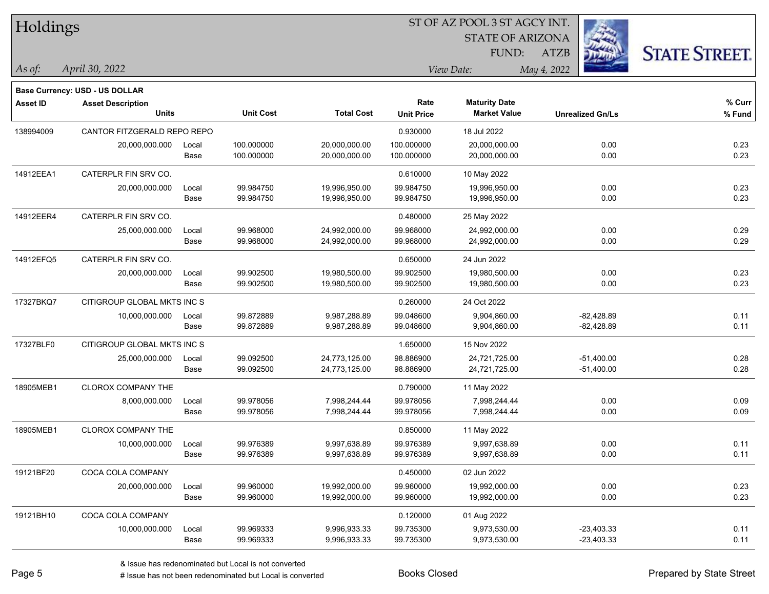# Holdings

ST OF AZ POOL 3 ST AGCY INT.
STATE OF ARIZONA
FUND: ATZB

*As of:* *April 30, 2022*
*View Date:* *May 4, 2022*

**Base Currency: USD - US DOLLAR**

| Asset ID | Asset Description / Units | | Unit Cost | Total Cost | Rate / Unit Price | Maturity Date / Market Value | Unrealized Gn/Ls | % Curr / % Fund |
|---|---|---|---|---|---|---|---|---|
| 138994009 | CANTOR FITZGERALD REPO REPO | | | | 0.930000 | 18 Jul 2022 | | |
| | 20,000,000.000 | Local | 100.000000 | 20,000,000.00 | 100.000000 | 20,000,000.00 | 0.00 | 0.23 |
| | | Base | 100.000000 | 20,000,000.00 | 100.000000 | 20,000,000.00 | 0.00 | 0.23 |
| 14912EEA1 | CATERPLR FIN SRV CO. | | | | 0.610000 | 10 May 2022 | | |
| | 20,000,000.000 | Local | 99.984750 | 19,996,950.00 | 99.984750 | 19,996,950.00 | 0.00 | 0.23 |
| | | Base | 99.984750 | 19,996,950.00 | 99.984750 | 19,996,950.00 | 0.00 | 0.23 |
| 14912EER4 | CATERPLR FIN SRV CO. | | | | 0.480000 | 25 May 2022 | | |
| | 25,000,000.000 | Local | 99.968000 | 24,992,000.00 | 99.968000 | 24,992,000.00 | 0.00 | 0.29 |
| | | Base | 99.968000 | 24,992,000.00 | 99.968000 | 24,992,000.00 | 0.00 | 0.29 |
| 14912EFQ5 | CATERPLR FIN SRV CO. | | | | 0.650000 | 24 Jun 2022 | | |
| | 20,000,000.000 | Local | 99.902500 | 19,980,500.00 | 99.902500 | 19,980,500.00 | 0.00 | 0.23 |
| | | Base | 99.902500 | 19,980,500.00 | 99.902500 | 19,980,500.00 | 0.00 | 0.23 |
| 17327BKQ7 | CITIGROUP GLOBAL MKTS INC S | | | | 0.260000 | 24 Oct 2022 | | |
| | 10,000,000.000 | Local | 99.872889 | 9,987,288.89 | 99.048600 | 9,904,860.00 | -82,428.89 | 0.11 |
| | | Base | 99.872889 | 9,987,288.89 | 99.048600 | 9,904,860.00 | -82,428.89 | 0.11 |
| 17327BLF0 | CITIGROUP GLOBAL MKTS INC S | | | | 1.650000 | 15 Nov 2022 | | |
| | 25,000,000.000 | Local | 99.092500 | 24,773,125.00 | 98.886900 | 24,721,725.00 | -51,400.00 | 0.28 |
| | | Base | 99.092500 | 24,773,125.00 | 98.886900 | 24,721,725.00 | -51,400.00 | 0.28 |
| 18905MEB1 | CLOROX COMPANY THE | | | | 0.790000 | 11 May 2022 | | |
| | 8,000,000.000 | Local | 99.978056 | 7,998,244.44 | 99.978056 | 7,998,244.44 | 0.00 | 0.09 |
| | | Base | 99.978056 | 7,998,244.44 | 99.978056 | 7,998,244.44 | 0.00 | 0.09 |
| 18905MEB1 | CLOROX COMPANY THE | | | | 0.850000 | 11 May 2022 | | |
| | 10,000,000.000 | Local | 99.976389 | 9,997,638.89 | 99.976389 | 9,997,638.89 | 0.00 | 0.11 |
| | | Base | 99.976389 | 9,997,638.89 | 99.976389 | 9,997,638.89 | 0.00 | 0.11 |
| 19121BF20 | COCA COLA COMPANY | | | | 0.450000 | 02 Jun 2022 | | |
| | 20,000,000.000 | Local | 99.960000 | 19,992,000.00 | 99.960000 | 19,992,000.00 | 0.00 | 0.23 |
| | | Base | 99.960000 | 19,992,000.00 | 99.960000 | 19,992,000.00 | 0.00 | 0.23 |
| 19121BH10 | COCA COLA COMPANY | | | | 0.120000 | 01 Aug 2022 | | |
| | 10,000,000.000 | Local | 99.969333 | 9,996,933.33 | 99.735300 | 9,973,530.00 | -23,403.33 | 0.11 |
| | | Base | 99.969333 | 9,996,933.33 | 99.735300 | 9,973,530.00 | -23,403.33 | 0.11 |

& Issue has redenominated but Local is not converted
# Issue has not been redenominated but Local is converted

Books Closed

Prepared by State Street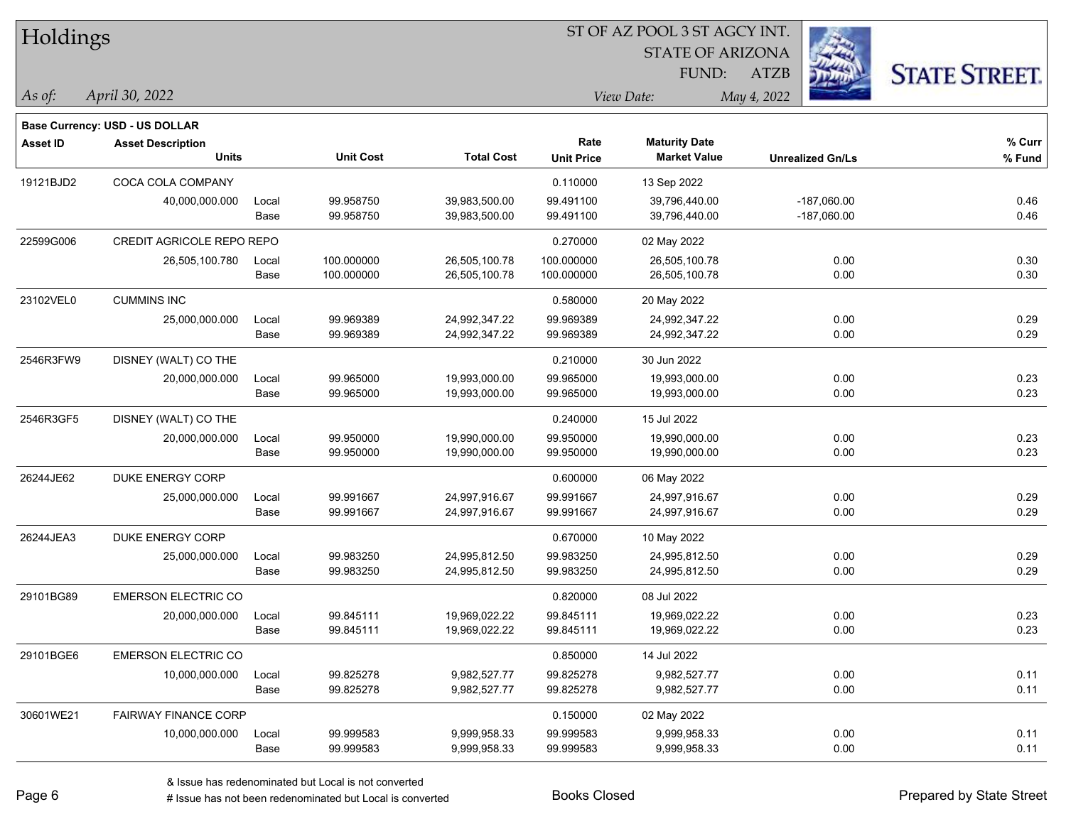# Holdings

ST OF AZ POOL 3 ST AGCY INT.
STATE OF ARIZONA
FUND: ATZB

*As of:* *April 30, 2022*

*View Date:* *May 4, 2022*

**Base Currency: USD - US DOLLAR**

| Asset ID | Asset Description / Units | | Unit Cost | Total Cost | Rate / Unit Price | Maturity Date / Market Value | Unrealized Gn/Ls | % Curr / % Fund |
|---|---|---|---|---|---|---|---|---|
| 19121BJD2 | COCA COLA COMPANY | | | | 0.110000 | 13 Sep 2022 | | |
| | 40,000,000.000 | Local | 99.958750 | 39,983,500.00 | 99.491100 | 39,796,440.00 | -187,060.00 | 0.46 |
| | | Base | 99.958750 | 39,983,500.00 | 99.491100 | 39,796,440.00 | -187,060.00 | 0.46 |
| 22599G006 | CREDIT AGRICOLE REPO REPO | | | | 0.270000 | 02 May 2022 | | |
| | 26,505,100.780 | Local | 100.000000 | 26,505,100.78 | 100.000000 | 26,505,100.78 | 0.00 | 0.30 |
| | | Base | 100.000000 | 26,505,100.78 | 100.000000 | 26,505,100.78 | 0.00 | 0.30 |
| 23102VEL0 | CUMMINS INC | | | | 0.580000 | 20 May 2022 | | |
| | 25,000,000.000 | Local | 99.969389 | 24,992,347.22 | 99.969389 | 24,992,347.22 | 0.00 | 0.29 |
| | | Base | 99.969389 | 24,992,347.22 | 99.969389 | 24,992,347.22 | 0.00 | 0.29 |
| 2546R3FW9 | DISNEY (WALT) CO THE | | | | 0.210000 | 30 Jun 2022 | | |
| | 20,000,000.000 | Local | 99.965000 | 19,993,000.00 | 99.965000 | 19,993,000.00 | 0.00 | 0.23 |
| | | Base | 99.965000 | 19,993,000.00 | 99.965000 | 19,993,000.00 | 0.00 | 0.23 |
| 2546R3GF5 | DISNEY (WALT) CO THE | | | | 0.240000 | 15 Jul 2022 | | |
| | 20,000,000.000 | Local | 99.950000 | 19,990,000.00 | 99.950000 | 19,990,000.00 | 0.00 | 0.23 |
| | | Base | 99.950000 | 19,990,000.00 | 99.950000 | 19,990,000.00 | 0.00 | 0.23 |
| 26244JE62 | DUKE ENERGY CORP | | | | 0.600000 | 06 May 2022 | | |
| | 25,000,000.000 | Local | 99.991667 | 24,997,916.67 | 99.991667 | 24,997,916.67 | 0.00 | 0.29 |
| | | Base | 99.991667 | 24,997,916.67 | 99.991667 | 24,997,916.67 | 0.00 | 0.29 |
| 26244JEA3 | DUKE ENERGY CORP | | | | 0.670000 | 10 May 2022 | | |
| | 25,000,000.000 | Local | 99.983250 | 24,995,812.50 | 99.983250 | 24,995,812.50 | 0.00 | 0.29 |
| | | Base | 99.983250 | 24,995,812.50 | 99.983250 | 24,995,812.50 | 0.00 | 0.29 |
| 29101BG89 | EMERSON ELECTRIC CO | | | | 0.820000 | 08 Jul 2022 | | |
| | 20,000,000.000 | Local | 99.845111 | 19,969,022.22 | 99.845111 | 19,969,022.22 | 0.00 | 0.23 |
| | | Base | 99.845111 | 19,969,022.22 | 99.845111 | 19,969,022.22 | 0.00 | 0.23 |
| 29101BGE6 | EMERSON ELECTRIC CO | | | | 0.850000 | 14 Jul 2022 | | |
| | 10,000,000.000 | Local | 99.825278 | 9,982,527.77 | 99.825278 | 9,982,527.77 | 0.00 | 0.11 |
| | | Base | 99.825278 | 9,982,527.77 | 99.825278 | 9,982,527.77 | 0.00 | 0.11 |
| 30601WE21 | FAIRWAY FINANCE CORP | | | | 0.150000 | 02 May 2022 | | |
| | 10,000,000.000 | Local | 99.999583 | 9,999,958.33 | 99.999583 | 9,999,958.33 | 0.00 | 0.11 |
| | | Base | 99.999583 | 9,999,958.33 | 99.999583 | 9,999,958.33 | 0.00 | 0.11 |

& Issue has redenominated but Local is not converted
# Issue has not been redenominated but Local is converted

Books Closed

Prepared by State Street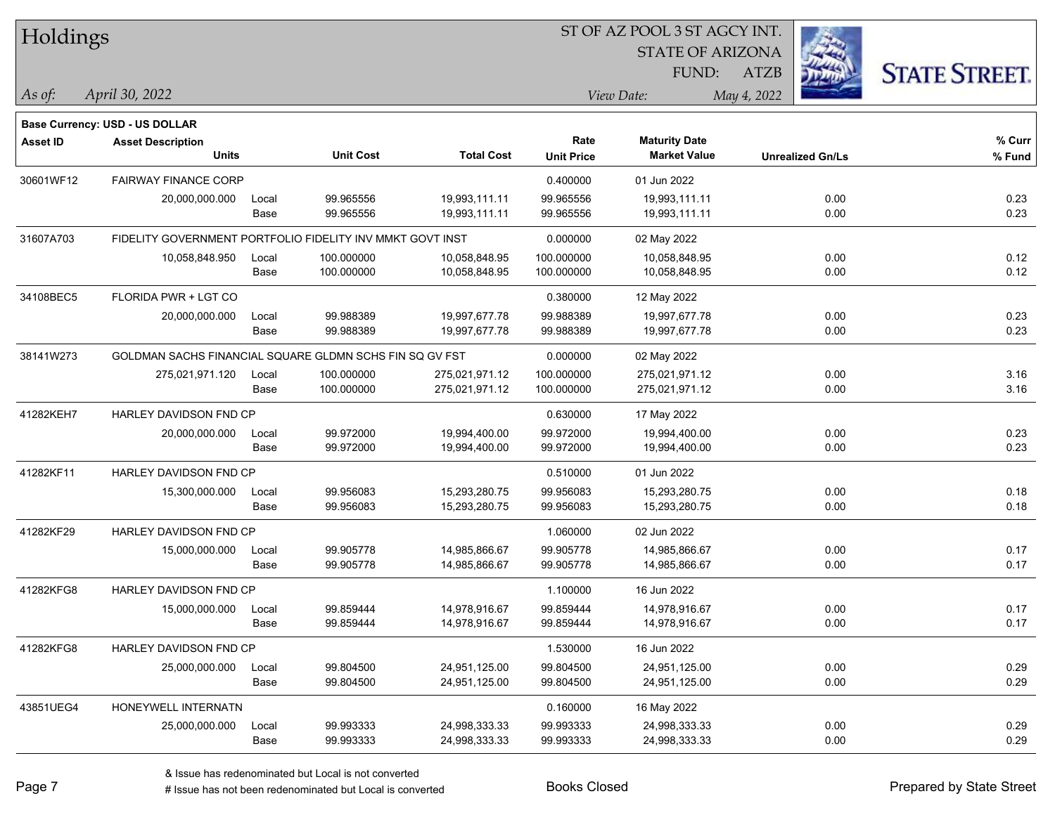# Holdings

ST OF AZ POOL 3 ST AGCY INT.
STATE OF ARIZONA
FUND: ATZB

*As of:* *April 30, 2022*

*View Date:* *May 4, 2022*

**Base Currency: USD - US DOLLAR**

| Asset ID | Asset Description / Units | | Unit Cost | Total Cost | Rate / Unit Price | Maturity Date / Market Value | Unrealized Gn/Ls | % Curr / % Fund |
|---|---|---|---|---|---|---|---|---|
| 30601WF12 | FAIRWAY FINANCE CORP | | | | 0.400000 | 01 Jun 2022 | | |
| | 20,000,000.000 | Local | 99.965556 | 19,993,111.11 | 99.965556 | 19,993,111.11 | 0.00 | 0.23 |
| | | Base | 99.965556 | 19,993,111.11 | 99.965556 | 19,993,111.11 | 0.00 | 0.23 |
| 31607A703 | FIDELITY GOVERNMENT PORTFOLIO FIDELITY INV MMKT GOVT INST | | | | 0.000000 | 02 May 2022 | | |
| | 10,058,848.950 | Local | 100.000000 | 10,058,848.95 | 100.000000 | 10,058,848.95 | 0.00 | 0.12 |
| | | Base | 100.000000 | 10,058,848.95 | 100.000000 | 10,058,848.95 | 0.00 | 0.12 |
| 34108BEC5 | FLORIDA PWR + LGT CO | | | | 0.380000 | 12 May 2022 | | |
| | 20,000,000.000 | Local | 99.988389 | 19,997,677.78 | 99.988389 | 19,997,677.78 | 0.00 | 0.23 |
| | | Base | 99.988389 | 19,997,677.78 | 99.988389 | 19,997,677.78 | 0.00 | 0.23 |
| 38141W273 | GOLDMAN SACHS FINANCIAL SQUARE GLDMN SCHS FIN SQ GV FST | | | | 0.000000 | 02 May 2022 | | |
| | 275,021,971.120 | Local | 100.000000 | 275,021,971.12 | 100.000000 | 275,021,971.12 | 0.00 | 3.16 |
| | | Base | 100.000000 | 275,021,971.12 | 100.000000 | 275,021,971.12 | 0.00 | 3.16 |
| 41282KEH7 | HARLEY DAVIDSON FND CP | | | | 0.630000 | 17 May 2022 | | |
| | 20,000,000.000 | Local | 99.972000 | 19,994,400.00 | 99.972000 | 19,994,400.00 | 0.00 | 0.23 |
| | | Base | 99.972000 | 19,994,400.00 | 99.972000 | 19,994,400.00 | 0.00 | 0.23 |
| 41282KF11 | HARLEY DAVIDSON FND CP | | | | 0.510000 | 01 Jun 2022 | | |
| | 15,300,000.000 | Local | 99.956083 | 15,293,280.75 | 99.956083 | 15,293,280.75 | 0.00 | 0.18 |
| | | Base | 99.956083 | 15,293,280.75 | 99.956083 | 15,293,280.75 | 0.00 | 0.18 |
| 41282KF29 | HARLEY DAVIDSON FND CP | | | | 1.060000 | 02 Jun 2022 | | |
| | 15,000,000.000 | Local | 99.905778 | 14,985,866.67 | 99.905778 | 14,985,866.67 | 0.00 | 0.17 |
| | | Base | 99.905778 | 14,985,866.67 | 99.905778 | 14,985,866.67 | 0.00 | 0.17 |
| 41282KFG8 | HARLEY DAVIDSON FND CP | | | | 1.100000 | 16 Jun 2022 | | |
| | 15,000,000.000 | Local | 99.859444 | 14,978,916.67 | 99.859444 | 14,978,916.67 | 0.00 | 0.17 |
| | | Base | 99.859444 | 14,978,916.67 | 99.859444 | 14,978,916.67 | 0.00 | 0.17 |
| 41282KFG8 | HARLEY DAVIDSON FND CP | | | | 1.530000 | 16 Jun 2022 | | |
| | 25,000,000.000 | Local | 99.804500 | 24,951,125.00 | 99.804500 | 24,951,125.00 | 0.00 | 0.29 |
| | | Base | 99.804500 | 24,951,125.00 | 99.804500 | 24,951,125.00 | 0.00 | 0.29 |
| 43851UEG4 | HONEYWELL INTERNATN | | | | 0.160000 | 16 May 2022 | | |
| | 25,000,000.000 | Local | 99.993333 | 24,998,333.33 | 99.993333 | 24,998,333.33 | 0.00 | 0.29 |
| | | Base | 99.993333 | 24,998,333.33 | 99.993333 | 24,998,333.33 | 0.00 | 0.29 |

& Issue has redenominated but Local is not converted
# Issue has not been redenominated but Local is converted

Books Closed

Prepared by State Street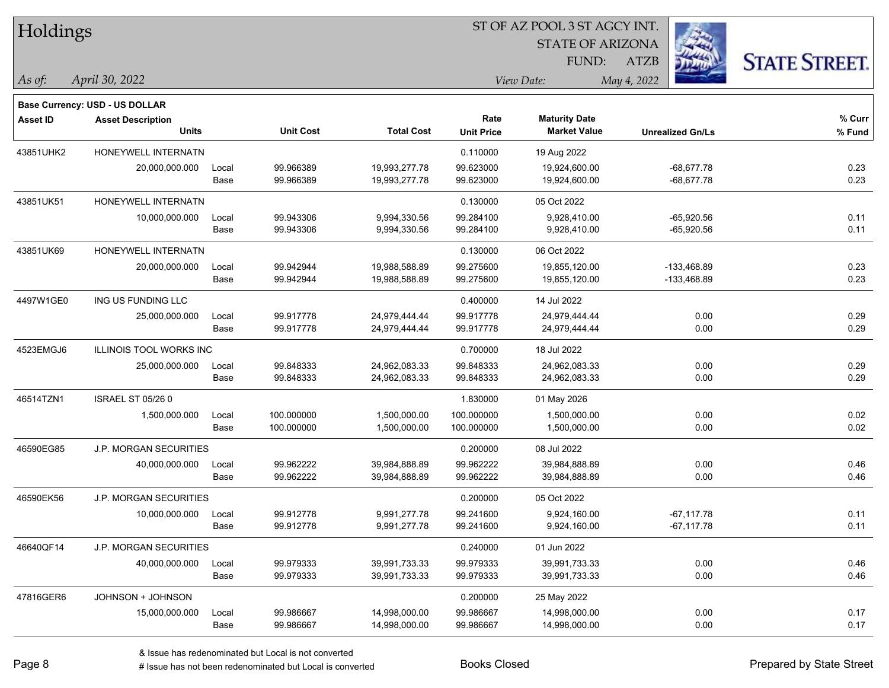# Holdings

ST OF AZ POOL 3 ST AGCY INT.
STATE OF ARIZONA
FUND: ATZB

*As of:* *April 30, 2022*

*View Date:* *May 4, 2022*

**Base Currency: USD - US DOLLAR**

| Asset ID | Asset Description / Units | | Unit Cost | Total Cost | Rate / Unit Price | Maturity Date / Market Value | Unrealized Gn/Ls | % Curr / % Fund |
|---|---|---|---|---|---|---|---|---|
| 43851UHK2 | HONEYWELL INTERNATN | | | | 0.110000 | 19 Aug 2022 | | |
| | 20,000,000.000 | Local | 99.966389 | 19,993,277.78 | 99.623000 | 19,924,600.00 | -68,677.78 | 0.23 |
| | | Base | 99.966389 | 19,993,277.78 | 99.623000 | 19,924,600.00 | -68,677.78 | 0.23 |
| 43851UK51 | HONEYWELL INTERNATN | | | | 0.130000 | 05 Oct 2022 | | |
| | 10,000,000.000 | Local | 99.943306 | 9,994,330.56 | 99.284100 | 9,928,410.00 | -65,920.56 | 0.11 |
| | | Base | 99.943306 | 9,994,330.56 | 99.284100 | 9,928,410.00 | -65,920.56 | 0.11 |
| 43851UK69 | HONEYWELL INTERNATN | | | | 0.130000 | 06 Oct 2022 | | |
| | 20,000,000.000 | Local | 99.942944 | 19,988,588.89 | 99.275600 | 19,855,120.00 | -133,468.89 | 0.23 |
| | | Base | 99.942944 | 19,988,588.89 | 99.275600 | 19,855,120.00 | -133,468.89 | 0.23 |
| 4497W1GE0 | ING US FUNDING LLC | | | | 0.400000 | 14 Jul 2022 | | |
| | 25,000,000.000 | Local | 99.917778 | 24,979,444.44 | 99.917778 | 24,979,444.44 | 0.00 | 0.29 |
| | | Base | 99.917778 | 24,979,444.44 | 99.917778 | 24,979,444.44 | 0.00 | 0.29 |
| 4523EMGJ6 | ILLINOIS TOOL WORKS INC | | | | 0.700000 | 18 Jul 2022 | | |
| | 25,000,000.000 | Local | 99.848333 | 24,962,083.33 | 99.848333 | 24,962,083.33 | 0.00 | 0.29 |
| | | Base | 99.848333 | 24,962,083.33 | 99.848333 | 24,962,083.33 | 0.00 | 0.29 |
| 46514TZN1 | ISRAEL ST 05/26 0 | | | | 1.830000 | 01 May 2026 | | |
| | 1,500,000.000 | Local | 100.000000 | 1,500,000.00 | 100.000000 | 1,500,000.00 | 0.00 | 0.02 |
| | | Base | 100.000000 | 1,500,000.00 | 100.000000 | 1,500,000.00 | 0.00 | 0.02 |
| 46590EG85 | J.P. MORGAN SECURITIES | | | | 0.200000 | 08 Jul 2022 | | |
| | 40,000,000.000 | Local | 99.962222 | 39,984,888.89 | 99.962222 | 39,984,888.89 | 0.00 | 0.46 |
| | | Base | 99.962222 | 39,984,888.89 | 99.962222 | 39,984,888.89 | 0.00 | 0.46 |
| 46590EK56 | J.P. MORGAN SECURITIES | | | | 0.200000 | 05 Oct 2022 | | |
| | 10,000,000.000 | Local | 99.912778 | 9,991,277.78 | 99.241600 | 9,924,160.00 | -67,117.78 | 0.11 |
| | | Base | 99.912778 | 9,991,277.78 | 99.241600 | 9,924,160.00 | -67,117.78 | 0.11 |
| 46640QF14 | J.P. MORGAN SECURITIES | | | | 0.240000 | 01 Jun 2022 | | |
| | 40,000,000.000 | Local | 99.979333 | 39,991,733.33 | 99.979333 | 39,991,733.33 | 0.00 | 0.46 |
| | | Base | 99.979333 | 39,991,733.33 | 99.979333 | 39,991,733.33 | 0.00 | 0.46 |
| 47816GER6 | JOHNSON + JOHNSON | | | | 0.200000 | 25 May 2022 | | |
| | 15,000,000.000 | Local | 99.986667 | 14,998,000.00 | 99.986667 | 14,998,000.00 | 0.00 | 0.17 |
| | | Base | 99.986667 | 14,998,000.00 | 99.986667 | 14,998,000.00 | 0.00 | 0.17 |

& Issue has redenominated but Local is not converted
# Issue has not been redenominated but Local is converted

Books Closed

Prepared by State Street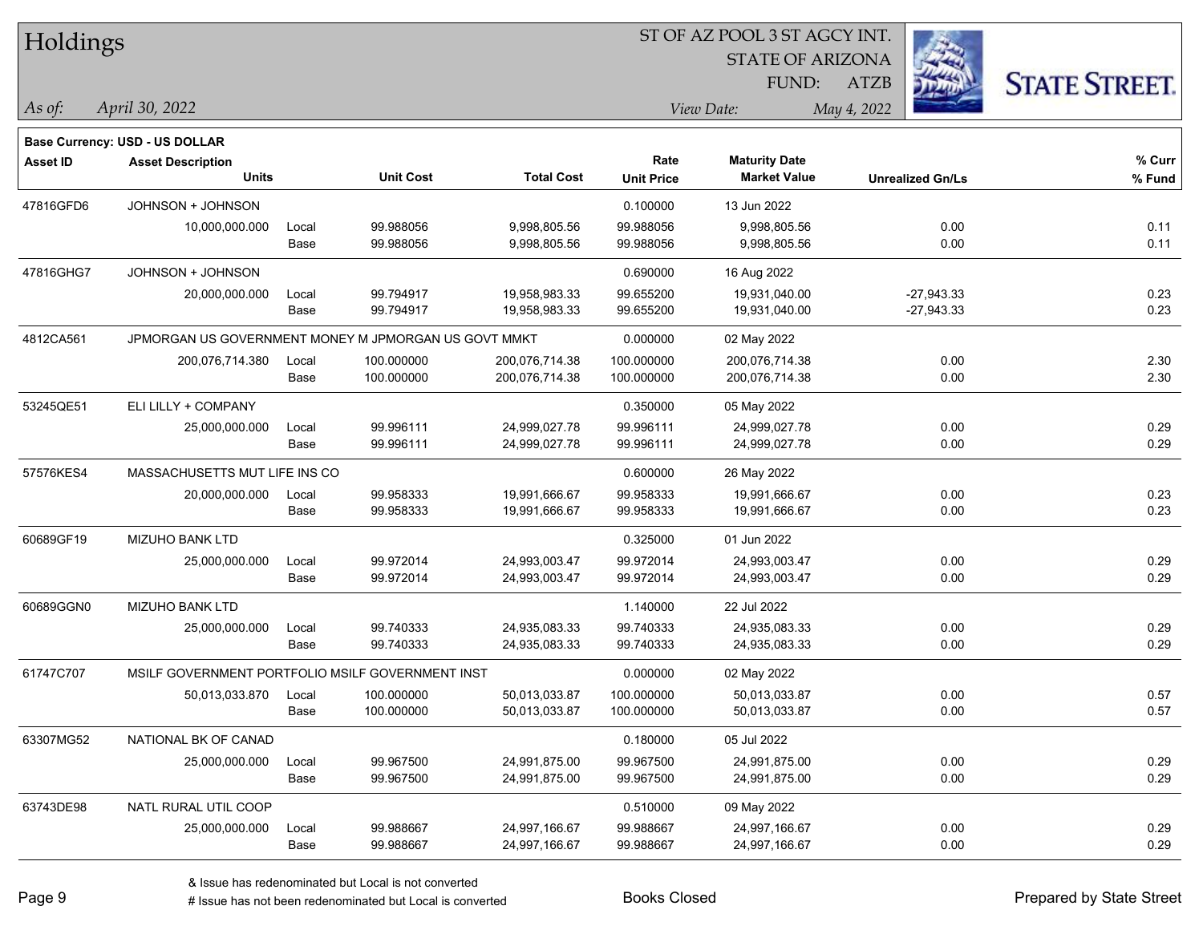# Holdings

ST OF AZ POOL 3 ST AGCY INT.
STATE OF ARIZONA
FUND: ATZB

*As of:* *April 30, 2022*

*View Date:* *May 4, 2022*

**Base Currency: USD - US DOLLAR**

| Asset ID | Asset Description / Units | | Unit Cost | Total Cost | Rate / Unit Price | Maturity Date / Market Value | Unrealized Gn/Ls | % Curr / % Fund |
|---|---|---|---|---|---|---|---|---|
| 47816GFD6 | JOHNSON + JOHNSON | | | | 0.100000 | 13 Jun 2022 | | |
| | 10,000,000.000 | Local | 99.988056 | 9,998,805.56 | 99.988056 | 9,998,805.56 | 0.00 | 0.11 |
| | | Base | 99.988056 | 9,998,805.56 | 99.988056 | 9,998,805.56 | 0.00 | 0.11 |
| 47816GHG7 | JOHNSON + JOHNSON | | | | 0.690000 | 16 Aug 2022 | | |
| | 20,000,000.000 | Local | 99.794917 | 19,958,983.33 | 99.655200 | 19,931,040.00 | -27,943.33 | 0.23 |
| | | Base | 99.794917 | 19,958,983.33 | 99.655200 | 19,931,040.00 | -27,943.33 | 0.23 |
| 4812CA561 | JPMORGAN US GOVERNMENT MONEY M JPMORGAN US GOVT MMKT | | | | 0.000000 | 02 May 2022 | | |
| | 200,076,714.380 | Local | 100.000000 | 200,076,714.38 | 100.000000 | 200,076,714.38 | 0.00 | 2.30 |
| | | Base | 100.000000 | 200,076,714.38 | 100.000000 | 200,076,714.38 | 0.00 | 2.30 |
| 53245QE51 | ELI LILLY + COMPANY | | | | 0.350000 | 05 May 2022 | | |
| | 25,000,000.000 | Local | 99.996111 | 24,999,027.78 | 99.996111 | 24,999,027.78 | 0.00 | 0.29 |
| | | Base | 99.996111 | 24,999,027.78 | 99.996111 | 24,999,027.78 | 0.00 | 0.29 |
| 57576KES4 | MASSACHUSETTS MUT LIFE INS CO | | | | 0.600000 | 26 May 2022 | | |
| | 20,000,000.000 | Local | 99.958333 | 19,991,666.67 | 99.958333 | 19,991,666.67 | 0.00 | 0.23 |
| | | Base | 99.958333 | 19,991,666.67 | 99.958333 | 19,991,666.67 | 0.00 | 0.23 |
| 60689GF19 | MIZUHO BANK LTD | | | | 0.325000 | 01 Jun 2022 | | |
| | 25,000,000.000 | Local | 99.972014 | 24,993,003.47 | 99.972014 | 24,993,003.47 | 0.00 | 0.29 |
| | | Base | 99.972014 | 24,993,003.47 | 99.972014 | 24,993,003.47 | 0.00 | 0.29 |
| 60689GGN0 | MIZUHO BANK LTD | | | | 1.140000 | 22 Jul 2022 | | |
| | 25,000,000.000 | Local | 99.740333 | 24,935,083.33 | 99.740333 | 24,935,083.33 | 0.00 | 0.29 |
| | | Base | 99.740333 | 24,935,083.33 | 99.740333 | 24,935,083.33 | 0.00 | 0.29 |
| 61747C707 | MSILF GOVERNMENT PORTFOLIO MSILF GOVERNMENT INST | | | | 0.000000 | 02 May 2022 | | |
| | 50,013,033.870 | Local | 100.000000 | 50,013,033.87 | 100.000000 | 50,013,033.87 | 0.00 | 0.57 |
| | | Base | 100.000000 | 50,013,033.87 | 100.000000 | 50,013,033.87 | 0.00 | 0.57 |
| 63307MG52 | NATIONAL BK OF CANAD | | | | 0.180000 | 05 Jul 2022 | | |
| | 25,000,000.000 | Local | 99.967500 | 24,991,875.00 | 99.967500 | 24,991,875.00 | 0.00 | 0.29 |
| | | Base | 99.967500 | 24,991,875.00 | 99.967500 | 24,991,875.00 | 0.00 | 0.29 |
| 63743DE98 | NATL RURAL UTIL COOP | | | | 0.510000 | 09 May 2022 | | |
| | 25,000,000.000 | Local | 99.988667 | 24,997,166.67 | 99.988667 | 24,997,166.67 | 0.00 | 0.29 |
| | | Base | 99.988667 | 24,997,166.67 | 99.988667 | 24,997,166.67 | 0.00 | 0.29 |

& Issue has redenominated but Local is not converted
# Issue has not been redenominated but Local is converted

Books Closed

Prepared by State Street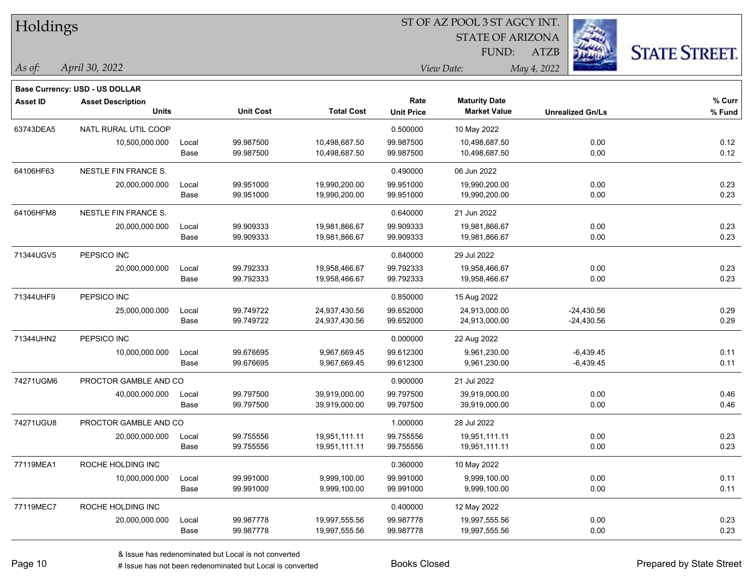# Holdings

ST OF AZ POOL 3 ST AGCY INT.
STATE OF ARIZONA
FUND: ATZB

*As of:* *April 30, 2022*
*View Date:* *May 4, 2022*

**Base Currency: USD - US DOLLAR**

| Asset ID | Asset Description / Units | | Unit Cost | Total Cost | Rate / Unit Price | Maturity Date / Market Value | Unrealized Gn/Ls | % Curr / % Fund |
|---|---|---|---|---|---|---|---|---|
| 63743DEA5 | NATL RURAL UTIL COOP | | | | 0.500000 | 10 May 2022 | | |
| | 10,500,000.000 | Local | 99.987500 | 10,498,687.50 | 99.987500 | 10,498,687.50 | 0.00 | 0.12 |
| | | Base | 99.987500 | 10,498,687.50 | 99.987500 | 10,498,687.50 | 0.00 | 0.12 |
| 64106HF63 | NESTLE FIN FRANCE S. | | | | 0.490000 | 06 Jun 2022 | | |
| | 20,000,000.000 | Local | 99.951000 | 19,990,200.00 | 99.951000 | 19,990,200.00 | 0.00 | 0.23 |
| | | Base | 99.951000 | 19,990,200.00 | 99.951000 | 19,990,200.00 | 0.00 | 0.23 |
| 64106HFM8 | NESTLE FIN FRANCE S. | | | | 0.640000 | 21 Jun 2022 | | |
| | 20,000,000.000 | Local | 99.909333 | 19,981,866.67 | 99.909333 | 19,981,866.67 | 0.00 | 0.23 |
| | | Base | 99.909333 | 19,981,866.67 | 99.909333 | 19,981,866.67 | 0.00 | 0.23 |
| 71344UGV5 | PEPSICO INC | | | | 0.840000 | 29 Jul 2022 | | |
| | 20,000,000.000 | Local | 99.792333 | 19,958,466.67 | 99.792333 | 19,958,466.67 | 0.00 | 0.23 |
| | | Base | 99.792333 | 19,958,466.67 | 99.792333 | 19,958,466.67 | 0.00 | 0.23 |
| 71344UHF9 | PEPSICO INC | | | | 0.850000 | 15 Aug 2022 | | |
| | 25,000,000.000 | Local | 99.749722 | 24,937,430.56 | 99.652000 | 24,913,000.00 | -24,430.56 | 0.29 |
| | | Base | 99.749722 | 24,937,430.56 | 99.652000 | 24,913,000.00 | -24,430.56 | 0.29 |
| 71344UHN2 | PEPSICO INC | | | | 0.000000 | 22 Aug 2022 | | |
| | 10,000,000.000 | Local | 99.676695 | 9,967,669.45 | 99.612300 | 9,961,230.00 | -6,439.45 | 0.11 |
| | | Base | 99.676695 | 9,967,669.45 | 99.612300 | 9,961,230.00 | -6,439.45 | 0.11 |
| 74271UGM6 | PROCTOR GAMBLE AND CO | | | | 0.900000 | 21 Jul 2022 | | |
| | 40,000,000.000 | Local | 99.797500 | 39,919,000.00 | 99.797500 | 39,919,000.00 | 0.00 | 0.46 |
| | | Base | 99.797500 | 39,919,000.00 | 99.797500 | 39,919,000.00 | 0.00 | 0.46 |
| 74271UGU8 | PROCTOR GAMBLE AND CO | | | | 1.000000 | 28 Jul 2022 | | |
| | 20,000,000.000 | Local | 99.755556 | 19,951,111.11 | 99.755556 | 19,951,111.11 | 0.00 | 0.23 |
| | | Base | 99.755556 | 19,951,111.11 | 99.755556 | 19,951,111.11 | 0.00 | 0.23 |
| 77119MEA1 | ROCHE HOLDING INC | | | | 0.360000 | 10 May 2022 | | |
| | 10,000,000.000 | Local | 99.991000 | 9,999,100.00 | 99.991000 | 9,999,100.00 | 0.00 | 0.11 |
| | | Base | 99.991000 | 9,999,100.00 | 99.991000 | 9,999,100.00 | 0.00 | 0.11 |
| 77119MEC7 | ROCHE HOLDING INC | | | | 0.400000 | 12 May 2022 | | |
| | 20,000,000.000 | Local | 99.987778 | 19,997,555.56 | 99.987778 | 19,997,555.56 | 0.00 | 0.23 |
| | | Base | 99.987778 | 19,997,555.56 | 99.987778 | 19,997,555.56 | 0.00 | 0.23 |

& Issue has redenominated but Local is not converted
# Issue has not been redenominated but Local is converted

Books Closed

Prepared by State Street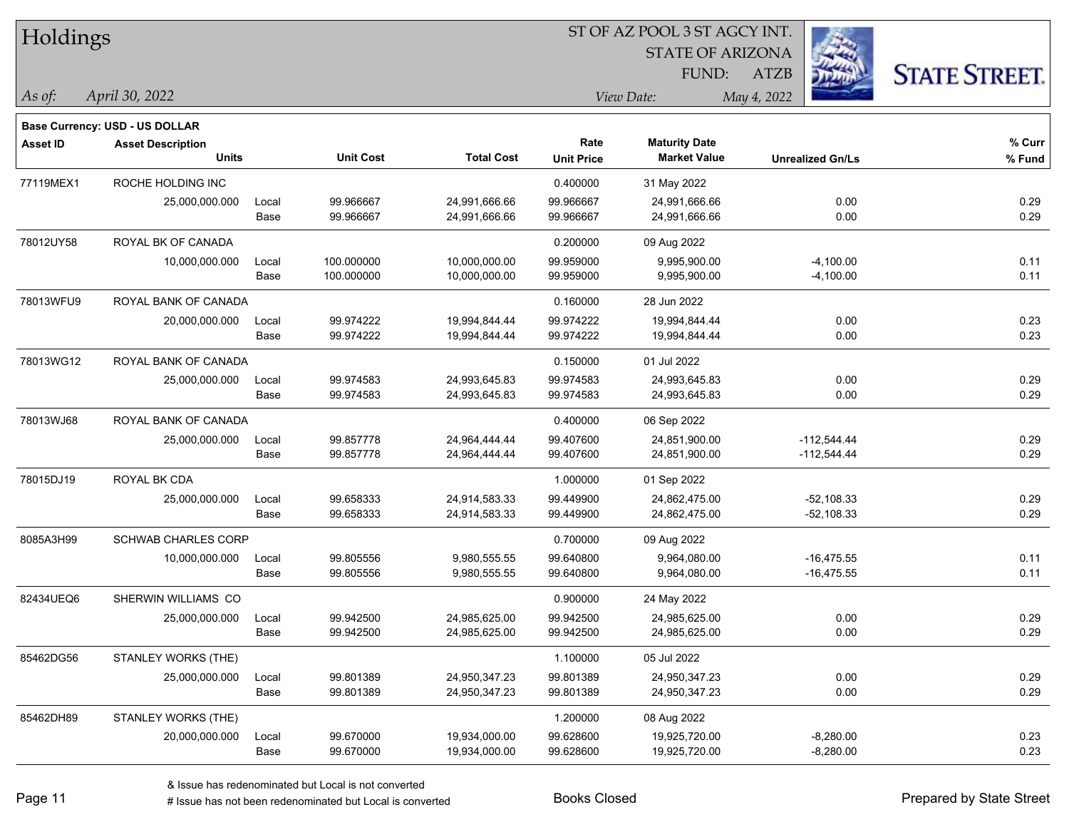# Holdings

ST OF AZ POOL 3 ST AGCY INT.
STATE OF ARIZONA
FUND: ATZB

*As of:* *April 30, 2022*
*View Date:* *May 4, 2022*

**Base Currency: USD - US DOLLAR**

| Asset ID | Asset Description / Units | | Unit Cost | Total Cost | Rate / Unit Price | Maturity Date / Market Value | Unrealized Gn/Ls | % Curr / % Fund |
|---|---|---|---|---|---|---|---|---|
| 77119MEX1 | ROCHE HOLDING INC | | | | 0.400000 | 31 May 2022 | | |
| | 25,000,000.000 | Local | 99.966667 | 24,991,666.66 | 99.966667 | 24,991,666.66 | 0.00 | 0.29 |
| | | Base | 99.966667 | 24,991,666.66 | 99.966667 | 24,991,666.66 | 0.00 | 0.29 |
| 78012UY58 | ROYAL BK OF CANADA | | | | 0.200000 | 09 Aug 2022 | | |
| | 10,000,000.000 | Local | 100.000000 | 10,000,000.00 | 99.959000 | 9,995,900.00 | -4,100.00 | 0.11 |
| | | Base | 100.000000 | 10,000,000.00 | 99.959000 | 9,995,900.00 | -4,100.00 | 0.11 |
| 78013WFU9 | ROYAL BANK OF CANADA | | | | 0.160000 | 28 Jun 2022 | | |
| | 20,000,000.000 | Local | 99.974222 | 19,994,844.44 | 99.974222 | 19,994,844.44 | 0.00 | 0.23 |
| | | Base | 99.974222 | 19,994,844.44 | 99.974222 | 19,994,844.44 | 0.00 | 0.23 |
| 78013WG12 | ROYAL BANK OF CANADA | | | | 0.150000 | 01 Jul 2022 | | |
| | 25,000,000.000 | Local | 99.974583 | 24,993,645.83 | 99.974583 | 24,993,645.83 | 0.00 | 0.29 |
| | | Base | 99.974583 | 24,993,645.83 | 99.974583 | 24,993,645.83 | 0.00 | 0.29 |
| 78013WJ68 | ROYAL BANK OF CANADA | | | | 0.400000 | 06 Sep 2022 | | |
| | 25,000,000.000 | Local | 99.857778 | 24,964,444.44 | 99.407600 | 24,851,900.00 | -112,544.44 | 0.29 |
| | | Base | 99.857778 | 24,964,444.44 | 99.407600 | 24,851,900.00 | -112,544.44 | 0.29 |
| 78015DJ19 | ROYAL BK CDA | | | | 1.000000 | 01 Sep 2022 | | |
| | 25,000,000.000 | Local | 99.658333 | 24,914,583.33 | 99.449900 | 24,862,475.00 | -52,108.33 | 0.29 |
| | | Base | 99.658333 | 24,914,583.33 | 99.449900 | 24,862,475.00 | -52,108.33 | 0.29 |
| 8085A3H99 | SCHWAB CHARLES CORP | | | | 0.700000 | 09 Aug 2022 | | |
| | 10,000,000.000 | Local | 99.805556 | 9,980,555.55 | 99.640800 | 9,964,080.00 | -16,475.55 | 0.11 |
| | | Base | 99.805556 | 9,980,555.55 | 99.640800 | 9,964,080.00 | -16,475.55 | 0.11 |
| 82434UEQ6 | SHERWIN WILLIAMS CO | | | | 0.900000 | 24 May 2022 | | |
| | 25,000,000.000 | Local | 99.942500 | 24,985,625.00 | 99.942500 | 24,985,625.00 | 0.00 | 0.29 |
| | | Base | 99.942500 | 24,985,625.00 | 99.942500 | 24,985,625.00 | 0.00 | 0.29 |
| 85462DG56 | STANLEY WORKS (THE) | | | | 1.100000 | 05 Jul 2022 | | |
| | 25,000,000.000 | Local | 99.801389 | 24,950,347.23 | 99.801389 | 24,950,347.23 | 0.00 | 0.29 |
| | | Base | 99.801389 | 24,950,347.23 | 99.801389 | 24,950,347.23 | 0.00 | 0.29 |
| 85462DH89 | STANLEY WORKS (THE) | | | | 1.200000 | 08 Aug 2022 | | |
| | 20,000,000.000 | Local | 99.670000 | 19,934,000.00 | 99.628600 | 19,925,720.00 | -8,280.00 | 0.23 |
| | | Base | 99.670000 | 19,934,000.00 | 99.628600 | 19,925,720.00 | -8,280.00 | 0.23 |

& Issue has redenominated but Local is not converted
# Issue has not been redenominated but Local is converted

Books Closed

Prepared by State Street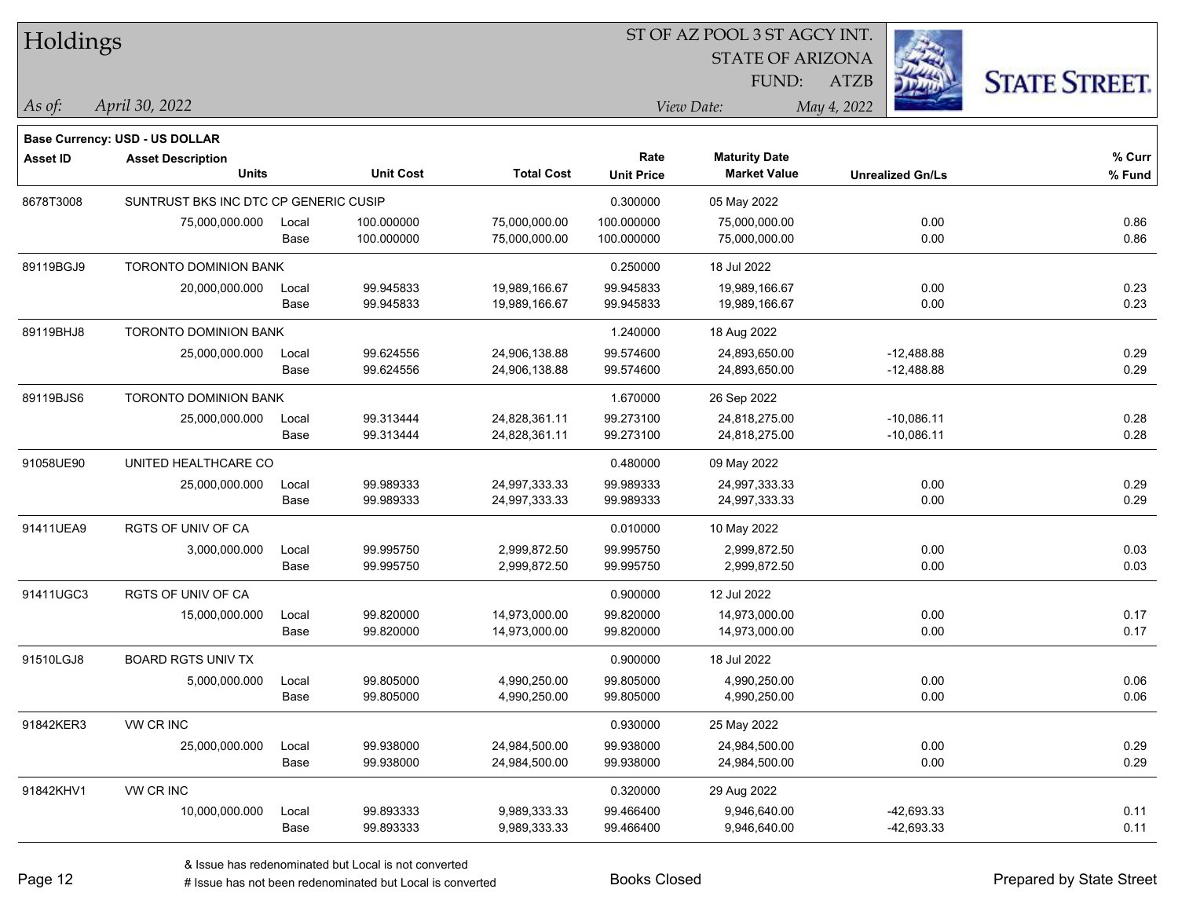# Holdings

ST OF AZ POOL 3 ST AGCY INT.
STATE OF ARIZONA
FUND: ATZB

*As of:* *April 30, 2022*
*View Date:* *May 4, 2022*

**Base Currency: USD - US DOLLAR**

| Asset ID | Asset Description / Units | | Unit Cost | Total Cost | Rate / Unit Price | Maturity Date / Market Value | Unrealized Gn/Ls | % Curr / % Fund |
|---|---|---|---|---|---|---|---|---|
| 8678T3008 | SUNTRUST BKS INC DTC CP GENERIC CUSIP | | | | 0.300000 | 05 May 2022 | | |
| | 75,000,000.000 | Local | 100.000000 | 75,000,000.00 | 100.000000 | 75,000,000.00 | 0.00 | 0.86 |
| | | Base | 100.000000 | 75,000,000.00 | 100.000000 | 75,000,000.00 | 0.00 | 0.86 |
| 89119BGJ9 | TORONTO DOMINION BANK | | | | 0.250000 | 18 Jul 2022 | | |
| | 20,000,000.000 | Local | 99.945833 | 19,989,166.67 | 99.945833 | 19,989,166.67 | 0.00 | 0.23 |
| | | Base | 99.945833 | 19,989,166.67 | 99.945833 | 19,989,166.67 | 0.00 | 0.23 |
| 89119BHJ8 | TORONTO DOMINION BANK | | | | 1.240000 | 18 Aug 2022 | | |
| | 25,000,000.000 | Local | 99.624556 | 24,906,138.88 | 99.574600 | 24,893,650.00 | -12,488.88 | 0.29 |
| | | Base | 99.624556 | 24,906,138.88 | 99.574600 | 24,893,650.00 | -12,488.88 | 0.29 |
| 89119BJS6 | TORONTO DOMINION BANK | | | | 1.670000 | 26 Sep 2022 | | |
| | 25,000,000.000 | Local | 99.313444 | 24,828,361.11 | 99.273100 | 24,818,275.00 | -10,086.11 | 0.28 |
| | | Base | 99.313444 | 24,828,361.11 | 99.273100 | 24,818,275.00 | -10,086.11 | 0.28 |
| 91058UE90 | UNITED HEALTHCARE CO | | | | 0.480000 | 09 May 2022 | | |
| | 25,000,000.000 | Local | 99.989333 | 24,997,333.33 | 99.989333 | 24,997,333.33 | 0.00 | 0.29 |
| | | Base | 99.989333 | 24,997,333.33 | 99.989333 | 24,997,333.33 | 0.00 | 0.29 |
| 91411UEA9 | RGTS OF UNIV OF CA | | | | 0.010000 | 10 May 2022 | | |
| | 3,000,000.000 | Local | 99.995750 | 2,999,872.50 | 99.995750 | 2,999,872.50 | 0.00 | 0.03 |
| | | Base | 99.995750 | 2,999,872.50 | 99.995750 | 2,999,872.50 | 0.00 | 0.03 |
| 91411UGC3 | RGTS OF UNIV OF CA | | | | 0.900000 | 12 Jul 2022 | | |
| | 15,000,000.000 | Local | 99.820000 | 14,973,000.00 | 99.820000 | 14,973,000.00 | 0.00 | 0.17 |
| | | Base | 99.820000 | 14,973,000.00 | 99.820000 | 14,973,000.00 | 0.00 | 0.17 |
| 91510LGJ8 | BOARD RGTS UNIV TX | | | | 0.900000 | 18 Jul 2022 | | |
| | 5,000,000.000 | Local | 99.805000 | 4,990,250.00 | 99.805000 | 4,990,250.00 | 0.00 | 0.06 |
| | | Base | 99.805000 | 4,990,250.00 | 99.805000 | 4,990,250.00 | 0.00 | 0.06 |
| 91842KER3 | VW CR INC | | | | 0.930000 | 25 May 2022 | | |
| | 25,000,000.000 | Local | 99.938000 | 24,984,500.00 | 99.938000 | 24,984,500.00 | 0.00 | 0.29 |
| | | Base | 99.938000 | 24,984,500.00 | 99.938000 | 24,984,500.00 | 0.00 | 0.29 |
| 91842KHV1 | VW CR INC | | | | 0.320000 | 29 Aug 2022 | | |
| | 10,000,000.000 | Local | 99.893333 | 9,989,333.33 | 99.466400 | 9,946,640.00 | -42,693.33 | 0.11 |
| | | Base | 99.893333 | 9,989,333.33 | 99.466400 | 9,946,640.00 | -42,693.33 | 0.11 |

& Issue has redenominated but Local is not converted
# Issue has not been redenominated but Local is converted

Books Closed

Prepared by State Street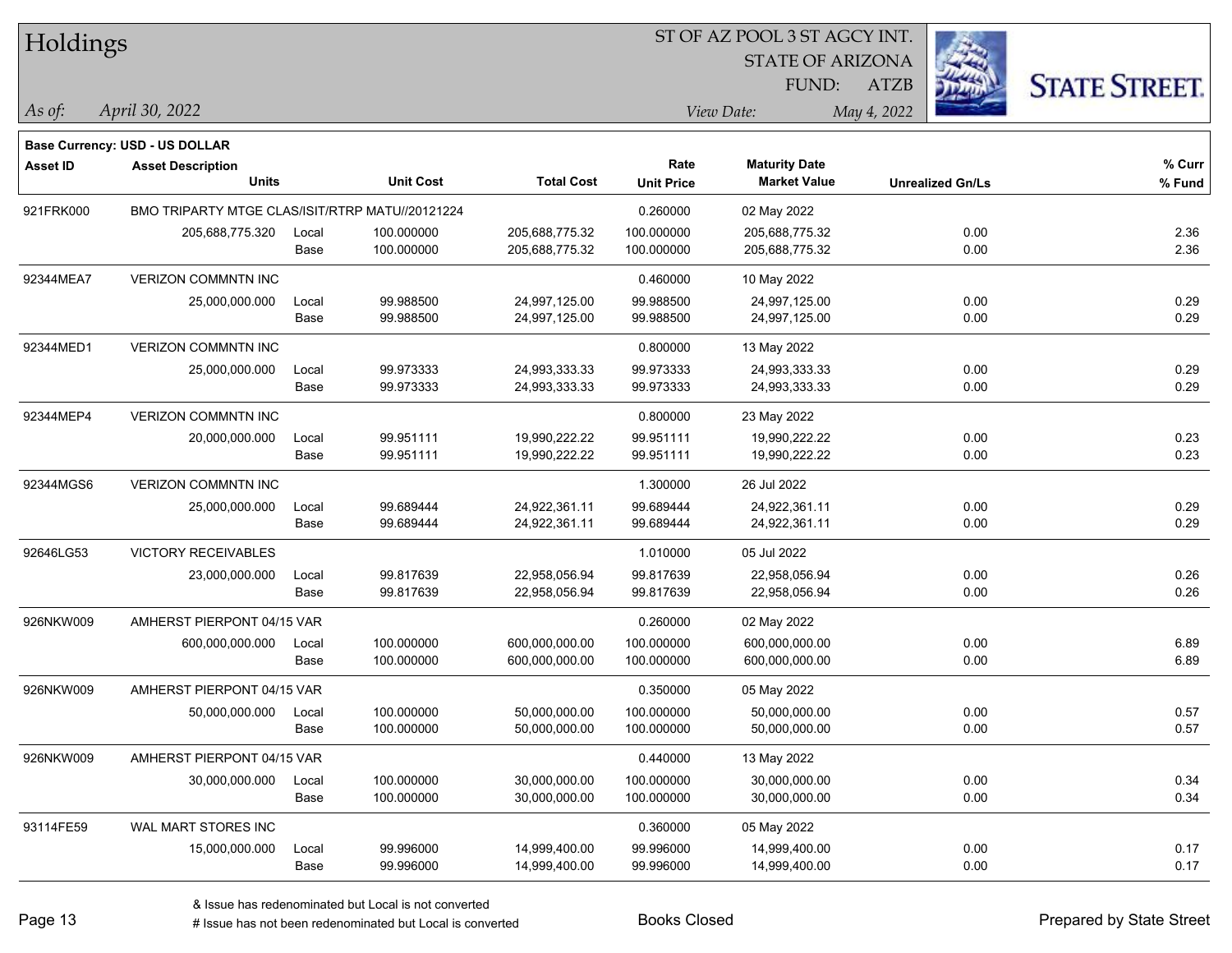# Holdings

ST OF AZ POOL 3 ST AGCY INT.
STATE OF ARIZONA
FUND: ATZB

*As of:* *April 30, 2022*

*View Date:* *May 4, 2022*

**Base Currency: USD - US DOLLAR**

| Asset ID | Asset Description / Units | | Unit Cost | Total Cost | Rate / Unit Price | Maturity Date / Market Value | Unrealized Gn/Ls | % Curr / % Fund |
|---|---|---|---|---|---|---|---|---|
| 921FRK000 | BMO TRIPARTY MTGE CLAS/ISIT/RTRP MATU//20121224 | | | | 0.260000 | 02 May 2022 | | |
| | 205,688,775.320 | Local | 100.000000 | 205,688,775.32 | 100.000000 | 205,688,775.32 | 0.00 | 2.36 |
| | | Base | 100.000000 | 205,688,775.32 | 100.000000 | 205,688,775.32 | 0.00 | 2.36 |
| 92344MEA7 | VERIZON COMMNTN INC | | | | 0.460000 | 10 May 2022 | | |
| | 25,000,000.000 | Local | 99.988500 | 24,997,125.00 | 99.988500 | 24,997,125.00 | 0.00 | 0.29 |
| | | Base | 99.988500 | 24,997,125.00 | 99.988500 | 24,997,125.00 | 0.00 | 0.29 |
| 92344MED1 | VERIZON COMMNTN INC | | | | 0.800000 | 13 May 2022 | | |
| | 25,000,000.000 | Local | 99.973333 | 24,993,333.33 | 99.973333 | 24,993,333.33 | 0.00 | 0.29 |
| | | Base | 99.973333 | 24,993,333.33 | 99.973333 | 24,993,333.33 | 0.00 | 0.29 |
| 92344MEP4 | VERIZON COMMNTN INC | | | | 0.800000 | 23 May 2022 | | |
| | 20,000,000.000 | Local | 99.951111 | 19,990,222.22 | 99.951111 | 19,990,222.22 | 0.00 | 0.23 |
| | | Base | 99.951111 | 19,990,222.22 | 99.951111 | 19,990,222.22 | 0.00 | 0.23 |
| 92344MGS6 | VERIZON COMMNTN INC | | | | 1.300000 | 26 Jul 2022 | | |
| | 25,000,000.000 | Local | 99.689444 | 24,922,361.11 | 99.689444 | 24,922,361.11 | 0.00 | 0.29 |
| | | Base | 99.689444 | 24,922,361.11 | 99.689444 | 24,922,361.11 | 0.00 | 0.29 |
| 92646LG53 | VICTORY RECEIVABLES | | | | 1.010000 | 05 Jul 2022 | | |
| | 23,000,000.000 | Local | 99.817639 | 22,958,056.94 | 99.817639 | 22,958,056.94 | 0.00 | 0.26 |
| | | Base | 99.817639 | 22,958,056.94 | 99.817639 | 22,958,056.94 | 0.00 | 0.26 |
| 926NKW009 | AMHERST PIERPONT 04/15 VAR | | | | 0.260000 | 02 May 2022 | | |
| | 600,000,000.000 | Local | 100.000000 | 600,000,000.00 | 100.000000 | 600,000,000.00 | 0.00 | 6.89 |
| | | Base | 100.000000 | 600,000,000.00 | 100.000000 | 600,000,000.00 | 0.00 | 6.89 |
| 926NKW009 | AMHERST PIERPONT 04/15 VAR | | | | 0.350000 | 05 May 2022 | | |
| | 50,000,000.000 | Local | 100.000000 | 50,000,000.00 | 100.000000 | 50,000,000.00 | 0.00 | 0.57 |
| | | Base | 100.000000 | 50,000,000.00 | 100.000000 | 50,000,000.00 | 0.00 | 0.57 |
| 926NKW009 | AMHERST PIERPONT 04/15 VAR | | | | 0.440000 | 13 May 2022 | | |
| | 30,000,000.000 | Local | 100.000000 | 30,000,000.00 | 100.000000 | 30,000,000.00 | 0.00 | 0.34 |
| | | Base | 100.000000 | 30,000,000.00 | 100.000000 | 30,000,000.00 | 0.00 | 0.34 |
| 93114FE59 | WAL MART STORES INC | | | | 0.360000 | 05 May 2022 | | |
| | 15,000,000.000 | Local | 99.996000 | 14,999,400.00 | 99.996000 | 14,999,400.00 | 0.00 | 0.17 |
| | | Base | 99.996000 | 14,999,400.00 | 99.996000 | 14,999,400.00 | 0.00 | 0.17 |

& Issue has redenominated but Local is not converted
# Issue has not been redenominated but Local is converted

Books Closed

Prepared by State Street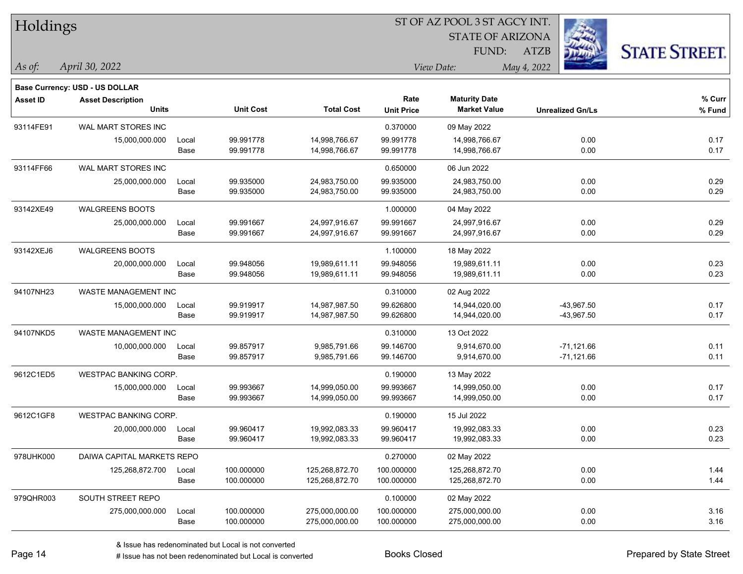# Holdings

ST OF AZ POOL 3 ST AGCY INT.
STATE OF ARIZONA
FUND: ATZB

*As of:* *April 30, 2022*

*View Date:* *May 4, 2022*

STATE STREET.

**Base Currency: USD - US DOLLAR**

| Asset ID | Asset Description / Units | | Unit Cost | Total Cost | Rate / Unit Price | Maturity Date / Market Value | Unrealized Gn/Ls | % Curr / % Fund |
|---|---|---|---|---|---|---|---|---|
| 93114FE91 | WAL MART STORES INC | | | | 0.370000 | 09 May 2022 | | |
| | 15,000,000.000 | Local | 99.991778 | 14,998,766.67 | 99.991778 | 14,998,766.67 | 0.00 | 0.17 |
| | | Base | 99.991778 | 14,998,766.67 | 99.991778 | 14,998,766.67 | 0.00 | 0.17 |
| 93114FF66 | WAL MART STORES INC | | | | 0.650000 | 06 Jun 2022 | | |
| | 25,000,000.000 | Local | 99.935000 | 24,983,750.00 | 99.935000 | 24,983,750.00 | 0.00 | 0.29 |
| | | Base | 99.935000 | 24,983,750.00 | 99.935000 | 24,983,750.00 | 0.00 | 0.29 |
| 93142XE49 | WALGREENS BOOTS | | | | 1.000000 | 04 May 2022 | | |
| | 25,000,000.000 | Local | 99.991667 | 24,997,916.67 | 99.991667 | 24,997,916.67 | 0.00 | 0.29 |
| | | Base | 99.991667 | 24,997,916.67 | 99.991667 | 24,997,916.67 | 0.00 | 0.29 |
| 93142XEJ6 | WALGREENS BOOTS | | | | 1.100000 | 18 May 2022 | | |
| | 20,000,000.000 | Local | 99.948056 | 19,989,611.11 | 99.948056 | 19,989,611.11 | 0.00 | 0.23 |
| | | Base | 99.948056 | 19,989,611.11 | 99.948056 | 19,989,611.11 | 0.00 | 0.23 |
| 94107NH23 | WASTE MANAGEMENT INC | | | | 0.310000 | 02 Aug 2022 | | |
| | 15,000,000.000 | Local | 99.919917 | 14,987,987.50 | 99.626800 | 14,944,020.00 | -43,967.50 | 0.17 |
| | | Base | 99.919917 | 14,987,987.50 | 99.626800 | 14,944,020.00 | -43,967.50 | 0.17 |
| 94107NKD5 | WASTE MANAGEMENT INC | | | | 0.310000 | 13 Oct 2022 | | |
| | 10,000,000.000 | Local | 99.857917 | 9,985,791.66 | 99.146700 | 9,914,670.00 | -71,121.66 | 0.11 |
| | | Base | 99.857917 | 9,985,791.66 | 99.146700 | 9,914,670.00 | -71,121.66 | 0.11 |
| 9612C1ED5 | WESTPAC BANKING CORP. | | | | 0.190000 | 13 May 2022 | | |
| | 15,000,000.000 | Local | 99.993667 | 14,999,050.00 | 99.993667 | 14,999,050.00 | 0.00 | 0.17 |
| | | Base | 99.993667 | 14,999,050.00 | 99.993667 | 14,999,050.00 | 0.00 | 0.17 |
| 9612C1GF8 | WESTPAC BANKING CORP. | | | | 0.190000 | 15 Jul 2022 | | |
| | 20,000,000.000 | Local | 99.960417 | 19,992,083.33 | 99.960417 | 19,992,083.33 | 0.00 | 0.23 |
| | | Base | 99.960417 | 19,992,083.33 | 99.960417 | 19,992,083.33 | 0.00 | 0.23 |
| 978UHK000 | DAIWA CAPITAL MARKETS REPO | | | | 0.270000 | 02 May 2022 | | |
| | 125,268,872.700 | Local | 100.000000 | 125,268,872.70 | 100.000000 | 125,268,872.70 | 0.00 | 1.44 |
| | | Base | 100.000000 | 125,268,872.70 | 100.000000 | 125,268,872.70 | 0.00 | 1.44 |
| 979QHR003 | SOUTH STREET REPO | | | | 0.100000 | 02 May 2022 | | |
| | 275,000,000.000 | Local | 100.000000 | 275,000,000.00 | 100.000000 | 275,000,000.00 | 0.00 | 3.16 |
| | | Base | 100.000000 | 275,000,000.00 | 100.000000 | 275,000,000.00 | 0.00 | 3.16 |

& Issue has redenominated but Local is not converted

# Issue has not been redenominated but Local is converted

Books Closed

Prepared by State Street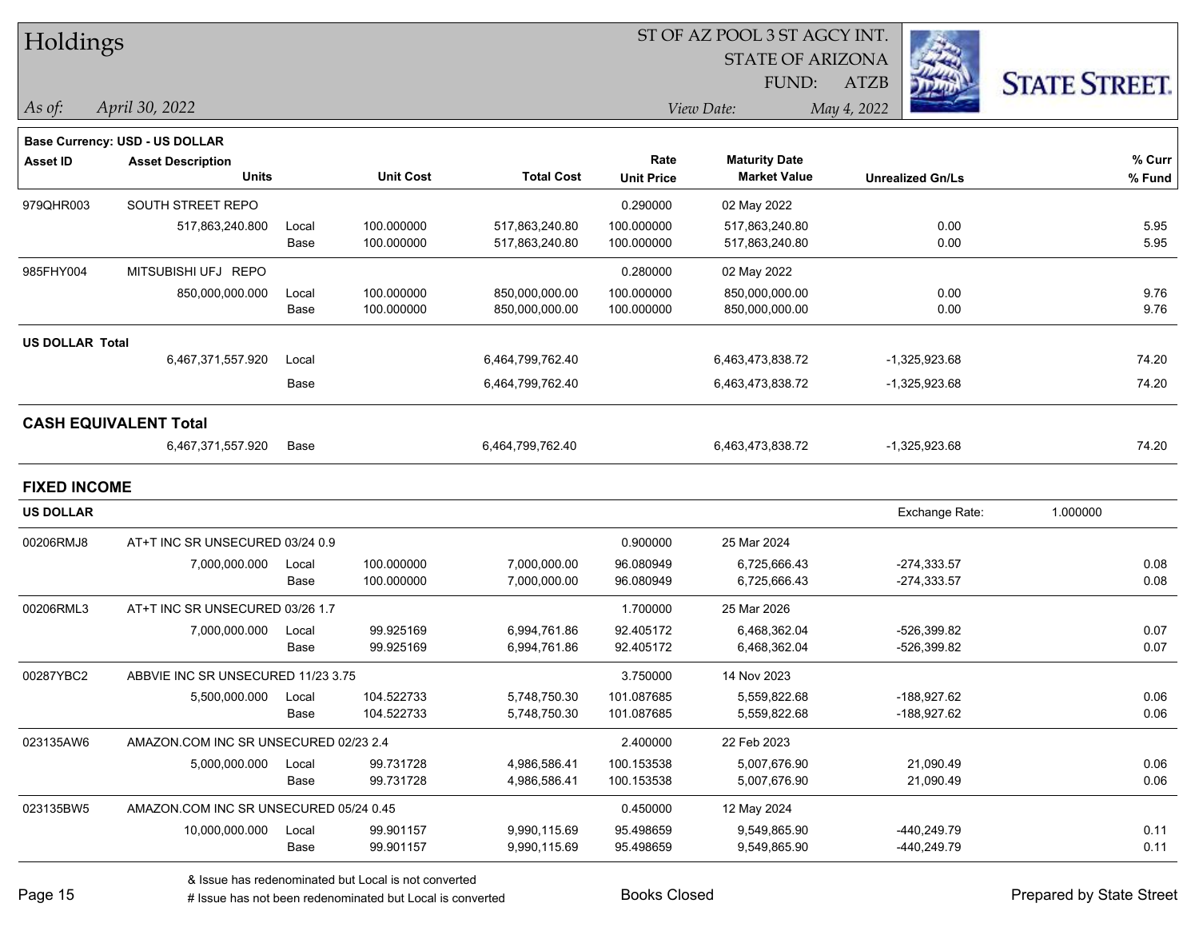# Holdings

ST OF AZ POOL 3 ST AGCY INT.
STATE OF ARIZONA
FUND: ATZB

*As of:* *April 30, 2022*
*View Date:* *May 4, 2022*

**Base Currency: USD - US DOLLAR**

| Asset ID | Asset Description / Units | | Unit Cost | Total Cost | Rate / Unit Price | Maturity Date / Market Value | Unrealized Gn/Ls | % Curr / % Fund |
|---|---|---|---|---|---|---|---|---|
| 979QHR003 | SOUTH STREET REPO | | | | 0.290000 | 02 May 2022 | | |
| | 517,863,240.800 | Local | 100.000000 | 517,863,240.80 | 100.000000 | 517,863,240.80 | 0.00 | 5.95 |
| | | Base | 100.000000 | 517,863,240.80 | 100.000000 | 517,863,240.80 | 0.00 | 5.95 |
| 985FHY004 | MITSUBISHI UFJ REPO | | | | 0.280000 | 02 May 2022 | | |
| | 850,000,000.000 | Local | 100.000000 | 850,000,000.00 | 100.000000 | 850,000,000.00 | 0.00 | 9.76 |
| | | Base | 100.000000 | 850,000,000.00 | 100.000000 | 850,000,000.00 | 0.00 | 9.76 |
| **US DOLLAR Total** | | | | | | | | |
| | 6,467,371,557.920 | Local | | 6,464,799,762.40 | | 6,463,473,838.72 | -1,325,923.68 | 74.20 |
| | | Base | | 6,464,799,762.40 | | 6,463,473,838.72 | -1,325,923.68 | 74.20 |
| **CASH EQUIVALENT Total** | | | | | | | | |
| | 6,467,371,557.920 | Base | | 6,464,799,762.40 | | 6,463,473,838.72 | -1,325,923.68 | 74.20 |

## FIXED INCOME

**US DOLLAR** — Exchange Rate: 1.000000

| Asset ID | Asset Description / Units | | Unit Cost | Total Cost | Rate / Unit Price | Maturity Date / Market Value | Unrealized Gn/Ls | % Curr / % Fund |
|---|---|---|---|---|---|---|---|---|
| 00206RMJ8 | AT+T INC SR UNSECURED 03/24 0.9 | | | | 0.900000 | 25 Mar 2024 | | |
| | 7,000,000.000 | Local | 100.000000 | 7,000,000.00 | 96.080949 | 6,725,666.43 | -274,333.57 | 0.08 |
| | | Base | 100.000000 | 7,000,000.00 | 96.080949 | 6,725,666.43 | -274,333.57 | 0.08 |
| 00206RML3 | AT+T INC SR UNSECURED 03/26 1.7 | | | | 1.700000 | 25 Mar 2026 | | |
| | 7,000,000.000 | Local | 99.925169 | 6,994,761.86 | 92.405172 | 6,468,362.04 | -526,399.82 | 0.07 |
| | | Base | 99.925169 | 6,994,761.86 | 92.405172 | 6,468,362.04 | -526,399.82 | 0.07 |
| 00287YBC2 | ABBVIE INC SR UNSECURED 11/23 3.75 | | | | 3.750000 | 14 Nov 2023 | | |
| | 5,500,000.000 | Local | 104.522733 | 5,748,750.30 | 101.087685 | 5,559,822.68 | -188,927.62 | 0.06 |
| | | Base | 104.522733 | 5,748,750.30 | 101.087685 | 5,559,822.68 | -188,927.62 | 0.06 |
| 023135AW6 | AMAZON.COM INC SR UNSECURED 02/23 2.4 | | | | 2.400000 | 22 Feb 2023 | | |
| | 5,000,000.000 | Local | 99.731728 | 4,986,586.41 | 100.153538 | 5,007,676.90 | 21,090.49 | 0.06 |
| | | Base | 99.731728 | 4,986,586.41 | 100.153538 | 5,007,676.90 | 21,090.49 | 0.06 |
| 023135BW5 | AMAZON.COM INC SR UNSECURED 05/24 0.45 | | | | 0.450000 | 12 May 2024 | | |
| | 10,000,000.000 | Local | 99.901157 | 9,990,115.69 | 95.498659 | 9,549,865.90 | -440,249.79 | 0.11 |
| | | Base | 99.901157 | 9,990,115.69 | 95.498659 | 9,549,865.90 | -440,249.79 | 0.11 |

& Issue has redenominated but Local is not converted
# Issue has not been redenominated but Local is converted

Books Closed

Prepared by State Street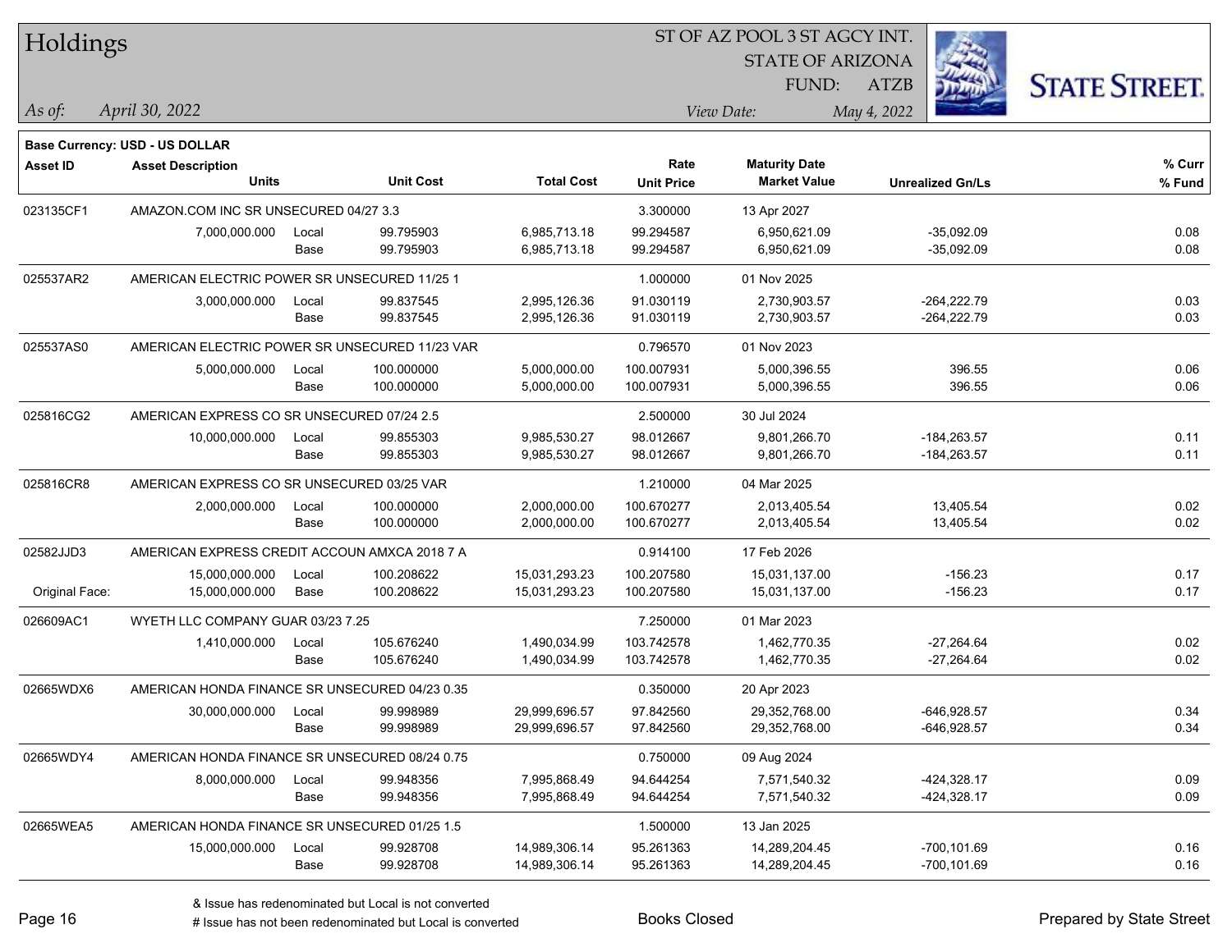# Holdings

ST OF AZ POOL 3 ST AGCY INT.
STATE OF ARIZONA
FUND: ATZB

*As of:* *April 30, 2022*
*View Date:* *May 4, 2022*

**Base Currency: USD - US DOLLAR**

| Asset ID | Asset Description / Units | | Unit Cost | Total Cost | Rate / Unit Price | Maturity Date / Market Value | Unrealized Gn/Ls | % Curr / % Fund |
|---|---|---|---|---|---|---|---|---|
| 023135CF1 | AMAZON.COM INC SR UNSECURED 04/27 3.3 | | | | 3.300000 | 13 Apr 2027 | | |
| | 7,000,000.000 | Local | 99.795903 | 6,985,713.18 | 99.294587 | 6,950,621.09 | -35,092.09 | 0.08 |
| | | Base | 99.795903 | 6,985,713.18 | 99.294587 | 6,950,621.09 | -35,092.09 | 0.08 |
| 025537AR2 | AMERICAN ELECTRIC POWER SR UNSECURED 11/25 1 | | | | 1.000000 | 01 Nov 2025 | | |
| | 3,000,000.000 | Local | 99.837545 | 2,995,126.36 | 91.030119 | 2,730,903.57 | -264,222.79 | 0.03 |
| | | Base | 99.837545 | 2,995,126.36 | 91.030119 | 2,730,903.57 | -264,222.79 | 0.03 |
| 025537AS0 | AMERICAN ELECTRIC POWER SR UNSECURED 11/23 VAR | | | | 0.796570 | 01 Nov 2023 | | |
| | 5,000,000.000 | Local | 100.000000 | 5,000,000.00 | 100.007931 | 5,000,396.55 | 396.55 | 0.06 |
| | | Base | 100.000000 | 5,000,000.00 | 100.007931 | 5,000,396.55 | 396.55 | 0.06 |
| 025816CG2 | AMERICAN EXPRESS CO SR UNSECURED 07/24 2.5 | | | | 2.500000 | 30 Jul 2024 | | |
| | 10,000,000.000 | Local | 99.855303 | 9,985,530.27 | 98.012667 | 9,801,266.70 | -184,263.57 | 0.11 |
| | | Base | 99.855303 | 9,985,530.27 | 98.012667 | 9,801,266.70 | -184,263.57 | 0.11 |
| 025816CR8 | AMERICAN EXPRESS CO SR UNSECURED 03/25 VAR | | | | 1.210000 | 04 Mar 2025 | | |
| | 2,000,000.000 | Local | 100.000000 | 2,000,000.00 | 100.670277 | 2,013,405.54 | 13,405.54 | 0.02 |
| | | Base | 100.000000 | 2,000,000.00 | 100.670277 | 2,013,405.54 | 13,405.54 | 0.02 |
| 02582JJD3 | AMERICAN EXPRESS CREDIT ACCOUN AMXCA 2018 7 A | | | | 0.914100 | 17 Feb 2026 | | |
| | 15,000,000.000 | Local | 100.208622 | 15,031,293.23 | 100.207580 | 15,031,137.00 | -156.23 | 0.17 |
| Original Face: | 15,000,000.000 | Base | 100.208622 | 15,031,293.23 | 100.207580 | 15,031,137.00 | -156.23 | 0.17 |
| 026609AC1 | WYETH LLC COMPANY GUAR 03/23 7.25 | | | | 7.250000 | 01 Mar 2023 | | |
| | 1,410,000.000 | Local | 105.676240 | 1,490,034.99 | 103.742578 | 1,462,770.35 | -27,264.64 | 0.02 |
| | | Base | 105.676240 | 1,490,034.99 | 103.742578 | 1,462,770.35 | -27,264.64 | 0.02 |
| 02665WDX6 | AMERICAN HONDA FINANCE SR UNSECURED 04/23 0.35 | | | | 0.350000 | 20 Apr 2023 | | |
| | 30,000,000.000 | Local | 99.998989 | 29,999,696.57 | 97.842560 | 29,352,768.00 | -646,928.57 | 0.34 |
| | | Base | 99.998989 | 29,999,696.57 | 97.842560 | 29,352,768.00 | -646,928.57 | 0.34 |
| 02665WDY4 | AMERICAN HONDA FINANCE SR UNSECURED 08/24 0.75 | | | | 0.750000 | 09 Aug 2024 | | |
| | 8,000,000.000 | Local | 99.948356 | 7,995,868.49 | 94.644254 | 7,571,540.32 | -424,328.17 | 0.09 |
| | | Base | 99.948356 | 7,995,868.49 | 94.644254 | 7,571,540.32 | -424,328.17 | 0.09 |
| 02665WEA5 | AMERICAN HONDA FINANCE SR UNSECURED 01/25 1.5 | | | | 1.500000 | 13 Jan 2025 | | |
| | 15,000,000.000 | Local | 99.928708 | 14,989,306.14 | 95.261363 | 14,289,204.45 | -700,101.69 | 0.16 |
| | | Base | 99.928708 | 14,989,306.14 | 95.261363 | 14,289,204.45 | -700,101.69 | 0.16 |

& Issue has redenominated but Local is not converted
# Issue has not been redenominated but Local is converted

Books Closed

Prepared by State Street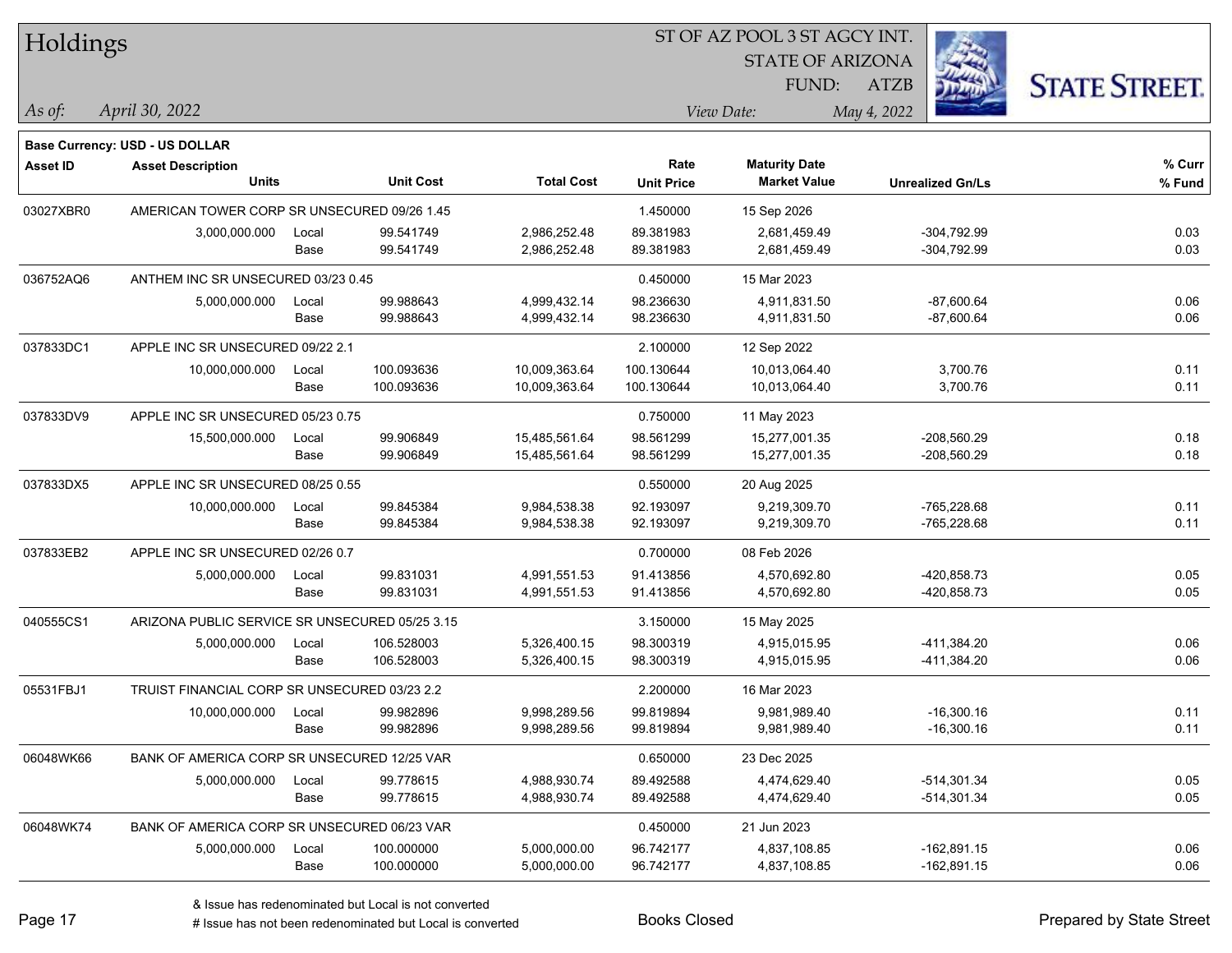# Holdings

ST OF AZ POOL 3 ST AGCY INT.
STATE OF ARIZONA
FUND: ATZB

*As of:* *April 30, 2022*
*View Date:* *May 4, 2022*

**Base Currency: USD - US DOLLAR**

| Asset ID | Asset Description / Units | | Unit Cost | Total Cost | Rate / Unit Price | Maturity Date / Market Value | Unrealized Gn/Ls | % Curr / % Fund |
|---|---|---|---|---|---|---|---|---|
| 03027XBR0 | AMERICAN TOWER CORP SR UNSECURED 09/26 1.45 | | | | 1.450000 | 15 Sep 2026 | | |
| | 3,000,000.000 | Local | 99.541749 | 2,986,252.48 | 89.381983 | 2,681,459.49 | -304,792.99 | 0.03 |
| | | Base | 99.541749 | 2,986,252.48 | 89.381983 | 2,681,459.49 | -304,792.99 | 0.03 |
| 036752AQ6 | ANTHEM INC SR UNSECURED 03/23 0.45 | | | | 0.450000 | 15 Mar 2023 | | |
| | 5,000,000.000 | Local | 99.988643 | 4,999,432.14 | 98.236630 | 4,911,831.50 | -87,600.64 | 0.06 |
| | | Base | 99.988643 | 4,999,432.14 | 98.236630 | 4,911,831.50 | -87,600.64 | 0.06 |
| 037833DC1 | APPLE INC SR UNSECURED 09/22 2.1 | | | | 2.100000 | 12 Sep 2022 | | |
| | 10,000,000.000 | Local | 100.093636 | 10,009,363.64 | 100.130644 | 10,013,064.40 | 3,700.76 | 0.11 |
| | | Base | 100.093636 | 10,009,363.64 | 100.130644 | 10,013,064.40 | 3,700.76 | 0.11 |
| 037833DV9 | APPLE INC SR UNSECURED 05/23 0.75 | | | | 0.750000 | 11 May 2023 | | |
| | 15,500,000.000 | Local | 99.906849 | 15,485,561.64 | 98.561299 | 15,277,001.35 | -208,560.29 | 0.18 |
| | | Base | 99.906849 | 15,485,561.64 | 98.561299 | 15,277,001.35 | -208,560.29 | 0.18 |
| 037833DX5 | APPLE INC SR UNSECURED 08/25 0.55 | | | | 0.550000 | 20 Aug 2025 | | |
| | 10,000,000.000 | Local | 99.845384 | 9,984,538.38 | 92.193097 | 9,219,309.70 | -765,228.68 | 0.11 |
| | | Base | 99.845384 | 9,984,538.38 | 92.193097 | 9,219,309.70 | -765,228.68 | 0.11 |
| 037833EB2 | APPLE INC SR UNSECURED 02/26 0.7 | | | | 0.700000 | 08 Feb 2026 | | |
| | 5,000,000.000 | Local | 99.831031 | 4,991,551.53 | 91.413856 | 4,570,692.80 | -420,858.73 | 0.05 |
| | | Base | 99.831031 | 4,991,551.53 | 91.413856 | 4,570,692.80 | -420,858.73 | 0.05 |
| 040555CS1 | ARIZONA PUBLIC SERVICE SR UNSECURED 05/25 3.15 | | | | 3.150000 | 15 May 2025 | | |
| | 5,000,000.000 | Local | 106.528003 | 5,326,400.15 | 98.300319 | 4,915,015.95 | -411,384.20 | 0.06 |
| | | Base | 106.528003 | 5,326,400.15 | 98.300319 | 4,915,015.95 | -411,384.20 | 0.06 |
| 05531FBJ1 | TRUIST FINANCIAL CORP SR UNSECURED 03/23 2.2 | | | | 2.200000 | 16 Mar 2023 | | |
| | 10,000,000.000 | Local | 99.982896 | 9,998,289.56 | 99.819894 | 9,981,989.40 | -16,300.16 | 0.11 |
| | | Base | 99.982896 | 9,998,289.56 | 99.819894 | 9,981,989.40 | -16,300.16 | 0.11 |
| 06048WK66 | BANK OF AMERICA CORP SR UNSECURED 12/25 VAR | | | | 0.650000 | 23 Dec 2025 | | |
| | 5,000,000.000 | Local | 99.778615 | 4,988,930.74 | 89.492588 | 4,474,629.40 | -514,301.34 | 0.05 |
| | | Base | 99.778615 | 4,988,930.74 | 89.492588 | 4,474,629.40 | -514,301.34 | 0.05 |
| 06048WK74 | BANK OF AMERICA CORP SR UNSECURED 06/23 VAR | | | | 0.450000 | 21 Jun 2023 | | |
| | 5,000,000.000 | Local | 100.000000 | 5,000,000.00 | 96.742177 | 4,837,108.85 | -162,891.15 | 0.06 |
| | | Base | 100.000000 | 5,000,000.00 | 96.742177 | 4,837,108.85 | -162,891.15 | 0.06 |

& Issue has redenominated but Local is not converted
# Issue has not been redenominated but Local is converted

Books Closed

Prepared by State Street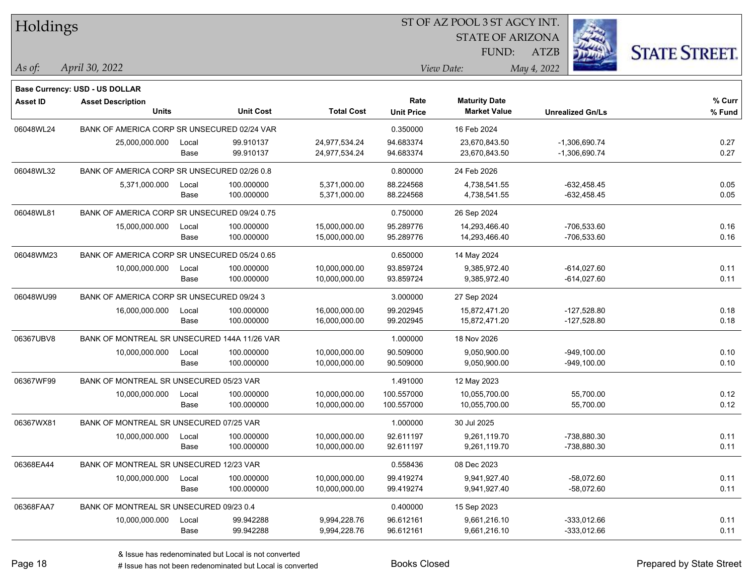# Holdings

ST OF AZ POOL 3 ST AGCY INT.
STATE OF ARIZONA
FUND: ATZB

*As of:* *April 30, 2022*
*View Date:* *May 4, 2022*

**Base Currency: USD - US DOLLAR**

| Asset ID | Asset Description / Units | | Unit Cost | Total Cost | Rate / Unit Price | Maturity Date / Market Value | Unrealized Gn/Ls | % Curr / % Fund |
|---|---|---|---|---|---|---|---|---|
| 06048WL24 | BANK OF AMERICA CORP SR UNSECURED 02/24 VAR | | | | 0.350000 | 16 Feb 2024 | | |
| | 25,000,000.000 | Local | 99.910137 | 24,977,534.24 | 94.683374 | 23,670,843.50 | -1,306,690.74 | 0.27 |
| | | Base | 99.910137 | 24,977,534.24 | 94.683374 | 23,670,843.50 | -1,306,690.74 | 0.27 |
| 06048WL32 | BANK OF AMERICA CORP SR UNSECURED 02/26 0.8 | | | | 0.800000 | 24 Feb 2026 | | |
| | 5,371,000.000 | Local | 100.000000 | 5,371,000.00 | 88.224568 | 4,738,541.55 | -632,458.45 | 0.05 |
| | | Base | 100.000000 | 5,371,000.00 | 88.224568 | 4,738,541.55 | -632,458.45 | 0.05 |
| 06048WL81 | BANK OF AMERICA CORP SR UNSECURED 09/24 0.75 | | | | 0.750000 | 26 Sep 2024 | | |
| | 15,000,000.000 | Local | 100.000000 | 15,000,000.00 | 95.289776 | 14,293,466.40 | -706,533.60 | 0.16 |
| | | Base | 100.000000 | 15,000,000.00 | 95.289776 | 14,293,466.40 | -706,533.60 | 0.16 |
| 06048WM23 | BANK OF AMERICA CORP SR UNSECURED 05/24 0.65 | | | | 0.650000 | 14 May 2024 | | |
| | 10,000,000.000 | Local | 100.000000 | 10,000,000.00 | 93.859724 | 9,385,972.40 | -614,027.60 | 0.11 |
| | | Base | 100.000000 | 10,000,000.00 | 93.859724 | 9,385,972.40 | -614,027.60 | 0.11 |
| 06048WU99 | BANK OF AMERICA CORP SR UNSECURED 09/24 3 | | | | 3.000000 | 27 Sep 2024 | | |
| | 16,000,000.000 | Local | 100.000000 | 16,000,000.00 | 99.202945 | 15,872,471.20 | -127,528.80 | 0.18 |
| | | Base | 100.000000 | 16,000,000.00 | 99.202945 | 15,872,471.20 | -127,528.80 | 0.18 |
| 06367UBV8 | BANK OF MONTREAL SR UNSECURED 144A 11/26 VAR | | | | 1.000000 | 18 Nov 2026 | | |
| | 10,000,000.000 | Local | 100.000000 | 10,000,000.00 | 90.509000 | 9,050,900.00 | -949,100.00 | 0.10 |
| | | Base | 100.000000 | 10,000,000.00 | 90.509000 | 9,050,900.00 | -949,100.00 | 0.10 |
| 06367WF99 | BANK OF MONTREAL SR UNSECURED 05/23 VAR | | | | 1.491000 | 12 May 2023 | | |
| | 10,000,000.000 | Local | 100.000000 | 10,000,000.00 | 100.557000 | 10,055,700.00 | 55,700.00 | 0.12 |
| | | Base | 100.000000 | 10,000,000.00 | 100.557000 | 10,055,700.00 | 55,700.00 | 0.12 |
| 06367WX81 | BANK OF MONTREAL SR UNSECURED 07/25 VAR | | | | 1.000000 | 30 Jul 2025 | | |
| | 10,000,000.000 | Local | 100.000000 | 10,000,000.00 | 92.611197 | 9,261,119.70 | -738,880.30 | 0.11 |
| | | Base | 100.000000 | 10,000,000.00 | 92.611197 | 9,261,119.70 | -738,880.30 | 0.11 |
| 06368EA44 | BANK OF MONTREAL SR UNSECURED 12/23 VAR | | | | 0.558436 | 08 Dec 2023 | | |
| | 10,000,000.000 | Local | 100.000000 | 10,000,000.00 | 99.419274 | 9,941,927.40 | -58,072.60 | 0.11 |
| | | Base | 100.000000 | 10,000,000.00 | 99.419274 | 9,941,927.40 | -58,072.60 | 0.11 |
| 06368FAA7 | BANK OF MONTREAL SR UNSECURED 09/23 0.4 | | | | 0.400000 | 15 Sep 2023 | | |
| | 10,000,000.000 | Local | 99.942288 | 9,994,228.76 | 96.612161 | 9,661,216.10 | -333,012.66 | 0.11 |
| | | Base | 99.942288 | 9,994,228.76 | 96.612161 | 9,661,216.10 | -333,012.66 | 0.11 |

& Issue has redenominated but Local is not converted
# Issue has not been redenominated but Local is converted

Books Closed

Prepared by State Street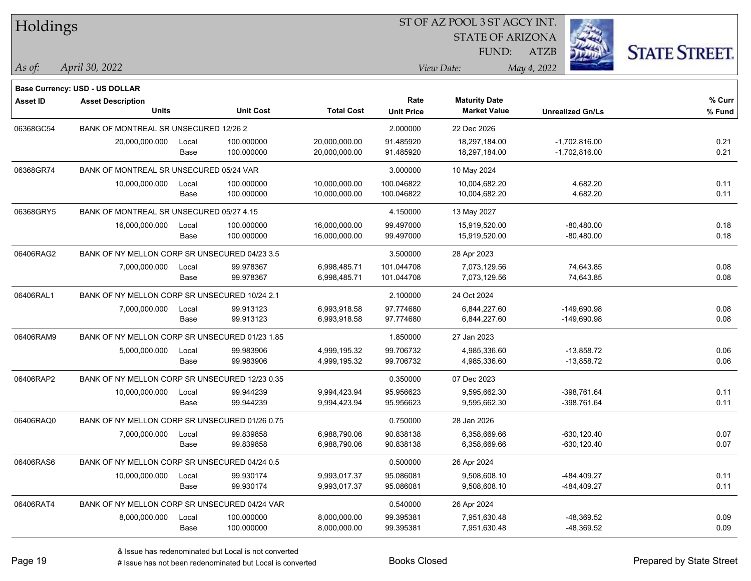# Holdings

ST OF AZ POOL 3 ST AGCY INT.
STATE OF ARIZONA
FUND: ATZB

*As of:* *April 30, 2022*
*View Date:* *May 4, 2022*

**Base Currency: USD - US DOLLAR**

| Asset ID | Asset Description / Units | | Unit Cost | Total Cost | Rate / Unit Price | Maturity Date / Market Value | Unrealized Gn/Ls | % Curr / % Fund |
|---|---|---|---|---|---|---|---|---|
| 06368GC54 | BANK OF MONTREAL SR UNSECURED 12/26 2 | | | | 2.000000 | 22 Dec 2026 | | |
| | 20,000,000.000 | Local | 100.000000 | 20,000,000.00 | 91.485920 | 18,297,184.00 | -1,702,816.00 | 0.21 |
| | | Base | 100.000000 | 20,000,000.00 | 91.485920 | 18,297,184.00 | -1,702,816.00 | 0.21 |
| 06368GR74 | BANK OF MONTREAL SR UNSECURED 05/24 VAR | | | | 3.000000 | 10 May 2024 | | |
| | 10,000,000.000 | Local | 100.000000 | 10,000,000.00 | 100.046822 | 10,004,682.20 | 4,682.20 | 0.11 |
| | | Base | 100.000000 | 10,000,000.00 | 100.046822 | 10,004,682.20 | 4,682.20 | 0.11 |
| 06368GRY5 | BANK OF MONTREAL SR UNSECURED 05/27 4.15 | | | | 4.150000 | 13 May 2027 | | |
| | 16,000,000.000 | Local | 100.000000 | 16,000,000.00 | 99.497000 | 15,919,520.00 | -80,480.00 | 0.18 |
| | | Base | 100.000000 | 16,000,000.00 | 99.497000 | 15,919,520.00 | -80,480.00 | 0.18 |
| 06406RAG2 | BANK OF NY MELLON CORP SR UNSECURED 04/23 3.5 | | | | 3.500000 | 28 Apr 2023 | | |
| | 7,000,000.000 | Local | 99.978367 | 6,998,485.71 | 101.044708 | 7,073,129.56 | 74,643.85 | 0.08 |
| | | Base | 99.978367 | 6,998,485.71 | 101.044708 | 7,073,129.56 | 74,643.85 | 0.08 |
| 06406RAL1 | BANK OF NY MELLON CORP SR UNSECURED 10/24 2.1 | | | | 2.100000 | 24 Oct 2024 | | |
| | 7,000,000.000 | Local | 99.913123 | 6,993,918.58 | 97.774680 | 6,844,227.60 | -149,690.98 | 0.08 |
| | | Base | 99.913123 | 6,993,918.58 | 97.774680 | 6,844,227.60 | -149,690.98 | 0.08 |
| 06406RAM9 | BANK OF NY MELLON CORP SR UNSECURED 01/23 1.85 | | | | 1.850000 | 27 Jan 2023 | | |
| | 5,000,000.000 | Local | 99.983906 | 4,999,195.32 | 99.706732 | 4,985,336.60 | -13,858.72 | 0.06 |
| | | Base | 99.983906 | 4,999,195.32 | 99.706732 | 4,985,336.60 | -13,858.72 | 0.06 |
| 06406RAP2 | BANK OF NY MELLON CORP SR UNSECURED 12/23 0.35 | | | | 0.350000 | 07 Dec 2023 | | |
| | 10,000,000.000 | Local | 99.944239 | 9,994,423.94 | 95.956623 | 9,595,662.30 | -398,761.64 | 0.11 |
| | | Base | 99.944239 | 9,994,423.94 | 95.956623 | 9,595,662.30 | -398,761.64 | 0.11 |
| 06406RAQ0 | BANK OF NY MELLON CORP SR UNSECURED 01/26 0.75 | | | | 0.750000 | 28 Jan 2026 | | |
| | 7,000,000.000 | Local | 99.839858 | 6,988,790.06 | 90.838138 | 6,358,669.66 | -630,120.40 | 0.07 |
| | | Base | 99.839858 | 6,988,790.06 | 90.838138 | 6,358,669.66 | -630,120.40 | 0.07 |
| 06406RAS6 | BANK OF NY MELLON CORP SR UNSECURED 04/24 0.5 | | | | 0.500000 | 26 Apr 2024 | | |
| | 10,000,000.000 | Local | 99.930174 | 9,993,017.37 | 95.086081 | 9,508,608.10 | -484,409.27 | 0.11 |
| | | Base | 99.930174 | 9,993,017.37 | 95.086081 | 9,508,608.10 | -484,409.27 | 0.11 |
| 06406RAT4 | BANK OF NY MELLON CORP SR UNSECURED 04/24 VAR | | | | 0.540000 | 26 Apr 2024 | | |
| | 8,000,000.000 | Local | 100.000000 | 8,000,000.00 | 99.395381 | 7,951,630.48 | -48,369.52 | 0.09 |
| | | Base | 100.000000 | 8,000,000.00 | 99.395381 | 7,951,630.48 | -48,369.52 | 0.09 |

& Issue has redenominated but Local is not converted
# Issue has not been redenominated but Local is converted

Books Closed

Prepared by State Street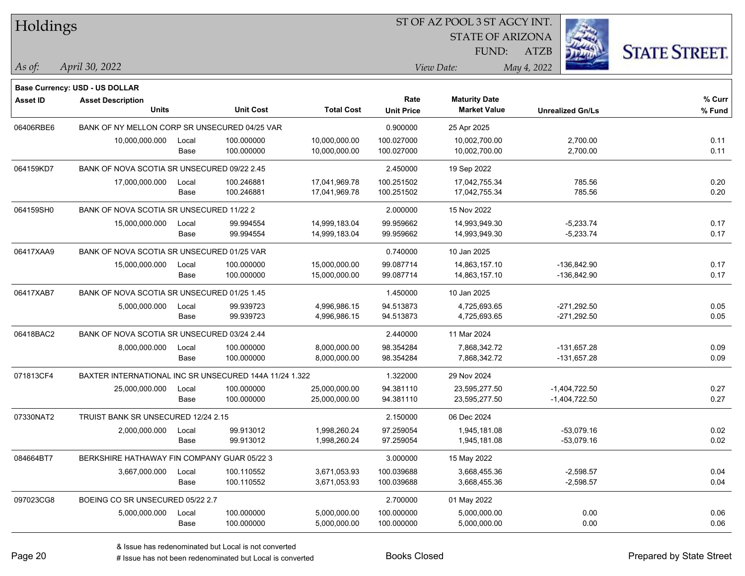# Holdings

ST OF AZ POOL 3 ST AGCY INT.
STATE OF ARIZONA
FUND: ATZB

*As of:* *April 30, 2022*
*View Date:* *May 4, 2022*

**Base Currency: USD - US DOLLAR**

| Asset ID | Asset Description / Units | | Unit Cost | Total Cost | Rate / Unit Price | Maturity Date / Market Value | Unrealized Gn/Ls | % Curr / % Fund |
|---|---|---|---|---|---|---|---|---|
| 06406RBE6 | BANK OF NY MELLON CORP SR UNSECURED 04/25 VAR | | | | 0.900000 | 25 Apr 2025 | | |
| | 10,000,000.000 | Local | 100.000000 | 10,000,000.00 | 100.027000 | 10,002,700.00 | 2,700.00 | 0.11 |
| | | Base | 100.000000 | 10,000,000.00 | 100.027000 | 10,002,700.00 | 2,700.00 | 0.11 |
| 064159KD7 | BANK OF NOVA SCOTIA SR UNSECURED 09/22 2.45 | | | | 2.450000 | 19 Sep 2022 | | |
| | 17,000,000.000 | Local | 100.246881 | 17,041,969.78 | 100.251502 | 17,042,755.34 | 785.56 | 0.20 |
| | | Base | 100.246881 | 17,041,969.78 | 100.251502 | 17,042,755.34 | 785.56 | 0.20 |
| 064159SH0 | BANK OF NOVA SCOTIA SR UNSECURED 11/22 2 | | | | 2.000000 | 15 Nov 2022 | | |
| | 15,000,000.000 | Local | 99.994554 | 14,999,183.04 | 99.959662 | 14,993,949.30 | -5,233.74 | 0.17 |
| | | Base | 99.994554 | 14,999,183.04 | 99.959662 | 14,993,949.30 | -5,233.74 | 0.17 |
| 06417XAA9 | BANK OF NOVA SCOTIA SR UNSECURED 01/25 VAR | | | | 0.740000 | 10 Jan 2025 | | |
| | 15,000,000.000 | Local | 100.000000 | 15,000,000.00 | 99.087714 | 14,863,157.10 | -136,842.90 | 0.17 |
| | | Base | 100.000000 | 15,000,000.00 | 99.087714 | 14,863,157.10 | -136,842.90 | 0.17 |
| 06417XAB7 | BANK OF NOVA SCOTIA SR UNSECURED 01/25 1.45 | | | | 1.450000 | 10 Jan 2025 | | |
| | 5,000,000.000 | Local | 99.939723 | 4,996,986.15 | 94.513873 | 4,725,693.65 | -271,292.50 | 0.05 |
| | | Base | 99.939723 | 4,996,986.15 | 94.513873 | 4,725,693.65 | -271,292.50 | 0.05 |
| 06418BAC2 | BANK OF NOVA SCOTIA SR UNSECURED 03/24 2.44 | | | | 2.440000 | 11 Mar 2024 | | |
| | 8,000,000.000 | Local | 100.000000 | 8,000,000.00 | 98.354284 | 7,868,342.72 | -131,657.28 | 0.09 |
| | | Base | 100.000000 | 8,000,000.00 | 98.354284 | 7,868,342.72 | -131,657.28 | 0.09 |
| 071813CF4 | BAXTER INTERNATIONAL INC SR UNSECURED 144A 11/24 1.322 | | | | 1.322000 | 29 Nov 2024 | | |
| | 25,000,000.000 | Local | 100.000000 | 25,000,000.00 | 94.381110 | 23,595,277.50 | -1,404,722.50 | 0.27 |
| | | Base | 100.000000 | 25,000,000.00 | 94.381110 | 23,595,277.50 | -1,404,722.50 | 0.27 |
| 07330NAT2 | TRUIST BANK SR UNSECURED 12/24 2.15 | | | | 2.150000 | 06 Dec 2024 | | |
| | 2,000,000.000 | Local | 99.913012 | 1,998,260.24 | 97.259054 | 1,945,181.08 | -53,079.16 | 0.02 |
| | | Base | 99.913012 | 1,998,260.24 | 97.259054 | 1,945,181.08 | -53,079.16 | 0.02 |
| 084664BT7 | BERKSHIRE HATHAWAY FIN COMPANY GUAR 05/22 3 | | | | 3.000000 | 15 May 2022 | | |
| | 3,667,000.000 | Local | 100.110552 | 3,671,053.93 | 100.039688 | 3,668,455.36 | -2,598.57 | 0.04 |
| | | Base | 100.110552 | 3,671,053.93 | 100.039688 | 3,668,455.36 | -2,598.57 | 0.04 |
| 097023CG8 | BOEING CO SR UNSECURED 05/22 2.7 | | | | 2.700000 | 01 May 2022 | | |
| | 5,000,000.000 | Local | 100.000000 | 5,000,000.00 | 100.000000 | 5,000,000.00 | 0.00 | 0.06 |
| | | Base | 100.000000 | 5,000,000.00 | 100.000000 | 5,000,000.00 | 0.00 | 0.06 |

& Issue has redenominated but Local is not converted
# Issue has not been redenominated but Local is converted

Books Closed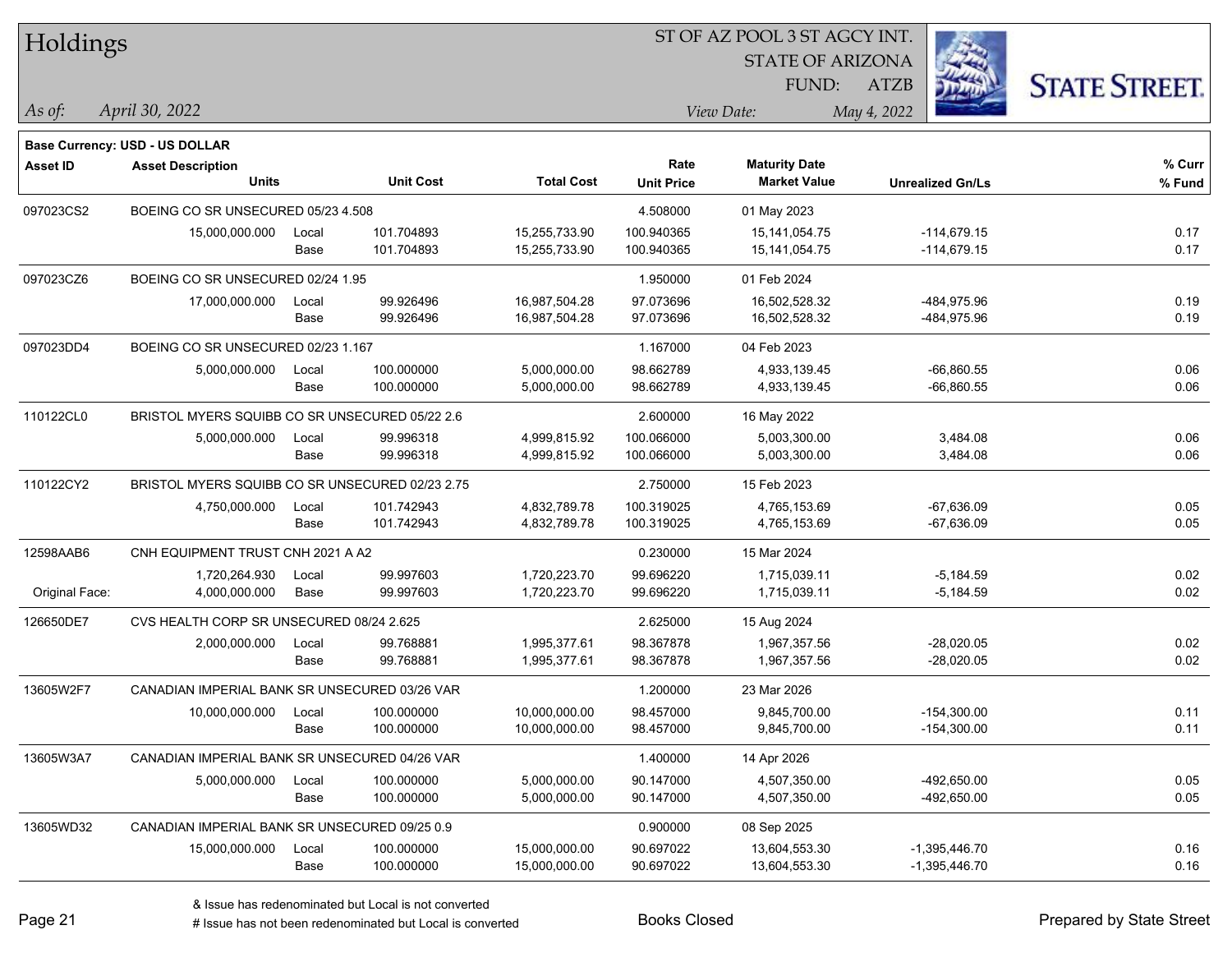# Holdings

ST OF AZ POOL 3 ST AGCY INT.
STATE OF ARIZONA
FUND: ATZB

*As of:* *April 30, 2022*

*View Date:* *May 4, 2022*

**Base Currency: USD - US DOLLAR**

| Asset ID | Asset Description / Units | | Unit Cost | Total Cost | Rate / Unit Price | Maturity Date / Market Value | Unrealized Gn/Ls | % Curr / % Fund |
|---|---|---|---|---|---|---|---|---|
| 097023CS2 | BOEING CO SR UNSECURED 05/23 4.508 | | | | 4.508000 | 01 May 2023 | | |
| | 15,000,000.000 | Local | 101.704893 | 15,255,733.90 | 100.940365 | 15,141,054.75 | -114,679.15 | 0.17 |
| | | Base | 101.704893 | 15,255,733.90 | 100.940365 | 15,141,054.75 | -114,679.15 | 0.17 |
| 097023CZ6 | BOEING CO SR UNSECURED 02/24 1.95 | | | | 1.950000 | 01 Feb 2024 | | |
| | 17,000,000.000 | Local | 99.926496 | 16,987,504.28 | 97.073696 | 16,502,528.32 | -484,975.96 | 0.19 |
| | | Base | 99.926496 | 16,987,504.28 | 97.073696 | 16,502,528.32 | -484,975.96 | 0.19 |
| 097023DD4 | BOEING CO SR UNSECURED 02/23 1.167 | | | | 1.167000 | 04 Feb 2023 | | |
| | 5,000,000.000 | Local | 100.000000 | 5,000,000.00 | 98.662789 | 4,933,139.45 | -66,860.55 | 0.06 |
| | | Base | 100.000000 | 5,000,000.00 | 98.662789 | 4,933,139.45 | -66,860.55 | 0.06 |
| 110122CL0 | BRISTOL MYERS SQUIBB CO SR UNSECURED 05/22 2.6 | | | | 2.600000 | 16 May 2022 | | |
| | 5,000,000.000 | Local | 99.996318 | 4,999,815.92 | 100.066000 | 5,003,300.00 | 3,484.08 | 0.06 |
| | | Base | 99.996318 | 4,999,815.92 | 100.066000 | 5,003,300.00 | 3,484.08 | 0.06 |
| 110122CY2 | BRISTOL MYERS SQUIBB CO SR UNSECURED 02/23 2.75 | | | | 2.750000 | 15 Feb 2023 | | |
| | 4,750,000.000 | Local | 101.742943 | 4,832,789.78 | 100.319025 | 4,765,153.69 | -67,636.09 | 0.05 |
| | | Base | 101.742943 | 4,832,789.78 | 100.319025 | 4,765,153.69 | -67,636.09 | 0.05 |
| 12598AAB6 | CNH EQUIPMENT TRUST CNH 2021 A A2 | | | | 0.230000 | 15 Mar 2024 | | |
| | 1,720,264.930 | Local | 99.997603 | 1,720,223.70 | 99.696220 | 1,715,039.11 | -5,184.59 | 0.02 |
| Original Face: | 4,000,000.000 | Base | 99.997603 | 1,720,223.70 | 99.696220 | 1,715,039.11 | -5,184.59 | 0.02 |
| 126650DE7 | CVS HEALTH CORP SR UNSECURED 08/24 2.625 | | | | 2.625000 | 15 Aug 2024 | | |
| | 2,000,000.000 | Local | 99.768881 | 1,995,377.61 | 98.367878 | 1,967,357.56 | -28,020.05 | 0.02 |
| | | Base | 99.768881 | 1,995,377.61 | 98.367878 | 1,967,357.56 | -28,020.05 | 0.02 |
| 13605W2F7 | CANADIAN IMPERIAL BANK SR UNSECURED 03/26 VAR | | | | 1.200000 | 23 Mar 2026 | | |
| | 10,000,000.000 | Local | 100.000000 | 10,000,000.00 | 98.457000 | 9,845,700.00 | -154,300.00 | 0.11 |
| | | Base | 100.000000 | 10,000,000.00 | 98.457000 | 9,845,700.00 | -154,300.00 | 0.11 |
| 13605W3A7 | CANADIAN IMPERIAL BANK SR UNSECURED 04/26 VAR | | | | 1.400000 | 14 Apr 2026 | | |
| | 5,000,000.000 | Local | 100.000000 | 5,000,000.00 | 90.147000 | 4,507,350.00 | -492,650.00 | 0.05 |
| | | Base | 100.000000 | 5,000,000.00 | 90.147000 | 4,507,350.00 | -492,650.00 | 0.05 |
| 13605WD32 | CANADIAN IMPERIAL BANK SR UNSECURED 09/25 0.9 | | | | 0.900000 | 08 Sep 2025 | | |
| | 15,000,000.000 | Local | 100.000000 | 15,000,000.00 | 90.697022 | 13,604,553.30 | -1,395,446.70 | 0.16 |
| | | Base | 100.000000 | 15,000,000.00 | 90.697022 | 13,604,553.30 | -1,395,446.70 | 0.16 |

& Issue has redenominated but Local is not converted

# Issue has not been redenominated but Local is converted

Books Closed

Prepared by State Street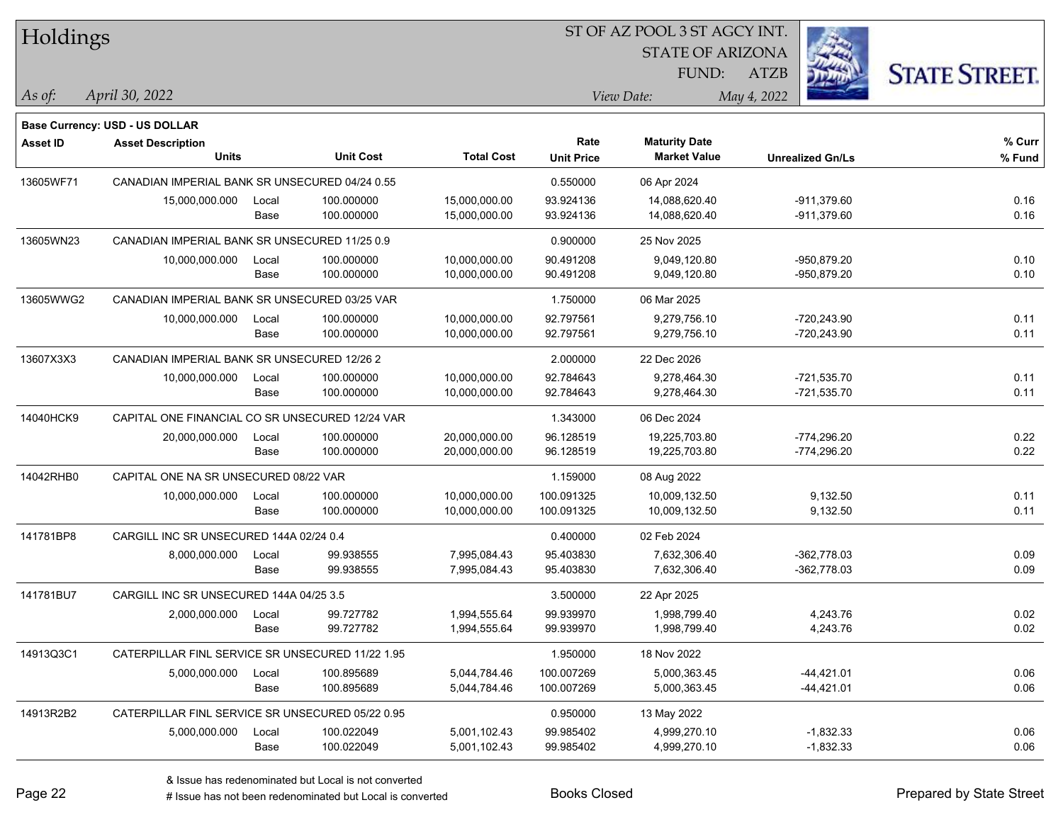# Holdings

ST OF AZ POOL 3 ST AGCY INT.
STATE OF ARIZONA
FUND: ATZB

*As of:* *April 30, 2022*
*View Date:* *May 4, 2022*

**Base Currency: USD - US DOLLAR**

| Asset ID | Asset Description / Units | | Unit Cost | Total Cost | Rate / Unit Price | Maturity Date / Market Value | Unrealized Gn/Ls | % Curr / % Fund |
|---|---|---|---|---|---|---|---|---|
| 13605WF71 | CANADIAN IMPERIAL BANK SR UNSECURED 04/24 0.55 | | | | 0.550000 | 06 Apr 2024 | | |
| | 15,000,000.000 | Local | 100.000000 | 15,000,000.00 | 93.924136 | 14,088,620.40 | -911,379.60 | 0.16 |
| | | Base | 100.000000 | 15,000,000.00 | 93.924136 | 14,088,620.40 | -911,379.60 | 0.16 |
| 13605WN23 | CANADIAN IMPERIAL BANK SR UNSECURED 11/25 0.9 | | | | 0.900000 | 25 Nov 2025 | | |
| | 10,000,000.000 | Local | 100.000000 | 10,000,000.00 | 90.491208 | 9,049,120.80 | -950,879.20 | 0.10 |
| | | Base | 100.000000 | 10,000,000.00 | 90.491208 | 9,049,120.80 | -950,879.20 | 0.10 |
| 13605WWG2 | CANADIAN IMPERIAL BANK SR UNSECURED 03/25 VAR | | | | 1.750000 | 06 Mar 2025 | | |
| | 10,000,000.000 | Local | 100.000000 | 10,000,000.00 | 92.797561 | 9,279,756.10 | -720,243.90 | 0.11 |
| | | Base | 100.000000 | 10,000,000.00 | 92.797561 | 9,279,756.10 | -720,243.90 | 0.11 |
| 13607X3X3 | CANADIAN IMPERIAL BANK SR UNSECURED 12/26 2 | | | | 2.000000 | 22 Dec 2026 | | |
| | 10,000,000.000 | Local | 100.000000 | 10,000,000.00 | 92.784643 | 9,278,464.30 | -721,535.70 | 0.11 |
| | | Base | 100.000000 | 10,000,000.00 | 92.784643 | 9,278,464.30 | -721,535.70 | 0.11 |
| 14040HCK9 | CAPITAL ONE FINANCIAL CO SR UNSECURED 12/24 VAR | | | | 1.343000 | 06 Dec 2024 | | |
| | 20,000,000.000 | Local | 100.000000 | 20,000,000.00 | 96.128519 | 19,225,703.80 | -774,296.20 | 0.22 |
| | | Base | 100.000000 | 20,000,000.00 | 96.128519 | 19,225,703.80 | -774,296.20 | 0.22 |
| 14042RHB0 | CAPITAL ONE NA SR UNSECURED 08/22 VAR | | | | 1.159000 | 08 Aug 2022 | | |
| | 10,000,000.000 | Local | 100.000000 | 10,000,000.00 | 100.091325 | 10,009,132.50 | 9,132.50 | 0.11 |
| | | Base | 100.000000 | 10,000,000.00 | 100.091325 | 10,009,132.50 | 9,132.50 | 0.11 |
| 141781BP8 | CARGILL INC SR UNSECURED 144A 02/24 0.4 | | | | 0.400000 | 02 Feb 2024 | | |
| | 8,000,000.000 | Local | 99.938555 | 7,995,084.43 | 95.403830 | 7,632,306.40 | -362,778.03 | 0.09 |
| | | Base | 99.938555 | 7,995,084.43 | 95.403830 | 7,632,306.40 | -362,778.03 | 0.09 |
| 141781BU7 | CARGILL INC SR UNSECURED 144A 04/25 3.5 | | | | 3.500000 | 22 Apr 2025 | | |
| | 2,000,000.000 | Local | 99.727782 | 1,994,555.64 | 99.939970 | 1,998,799.40 | 4,243.76 | 0.02 |
| | | Base | 99.727782 | 1,994,555.64 | 99.939970 | 1,998,799.40 | 4,243.76 | 0.02 |
| 14913Q3C1 | CATERPILLAR FINL SERVICE SR UNSECURED 11/22 1.95 | | | | 1.950000 | 18 Nov 2022 | | |
| | 5,000,000.000 | Local | 100.895689 | 5,044,784.46 | 100.007269 | 5,000,363.45 | -44,421.01 | 0.06 |
| | | Base | 100.895689 | 5,044,784.46 | 100.007269 | 5,000,363.45 | -44,421.01 | 0.06 |
| 14913R2B2 | CATERPILLAR FINL SERVICE SR UNSECURED 05/22 0.95 | | | | 0.950000 | 13 May 2022 | | |
| | 5,000,000.000 | Local | 100.022049 | 5,001,102.43 | 99.985402 | 4,999,270.10 | -1,832.33 | 0.06 |
| | | Base | 100.022049 | 5,001,102.43 | 99.985402 | 4,999,270.10 | -1,832.33 | 0.06 |

& Issue has redenominated but Local is not converted
# Issue has not been redenominated but Local is converted

Books Closed

Prepared by State Street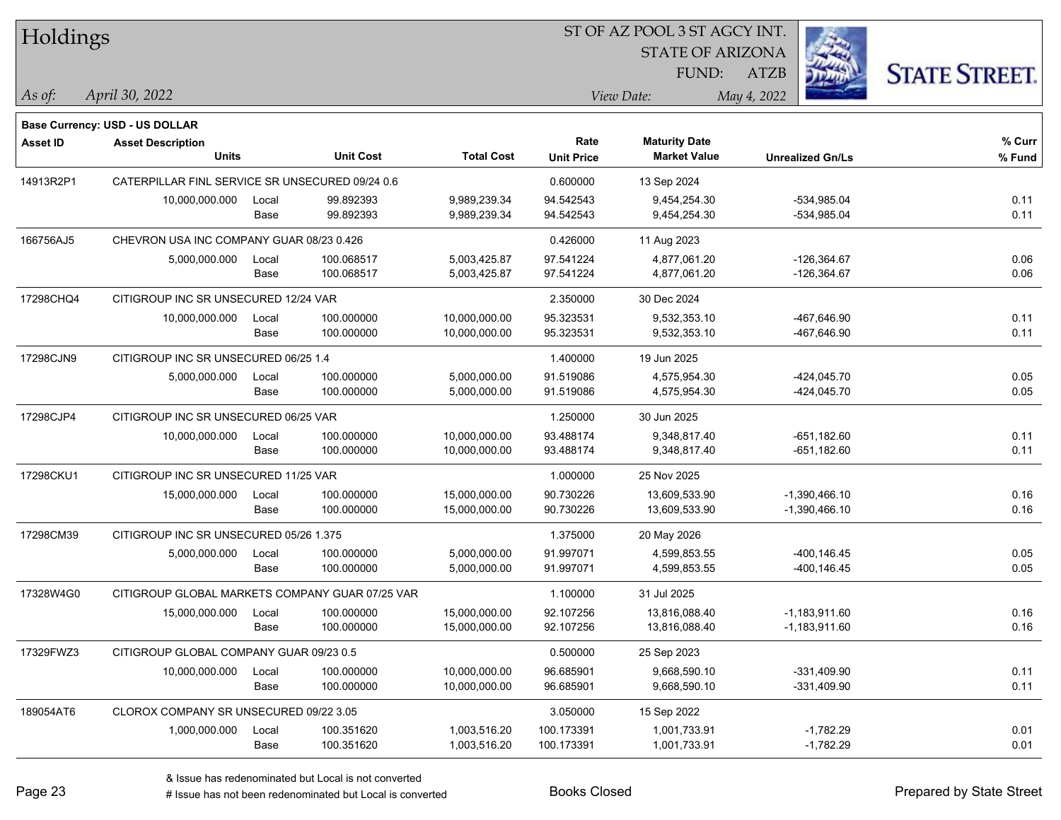# Holdings

ST OF AZ POOL 3 ST AGCY INT.
STATE OF ARIZONA
FUND: ATZB

*As of:* *April 30, 2022*
*View Date:* *May 4, 2022*

**Base Currency: USD - US DOLLAR**

| Asset ID | Asset Description / Units | | Unit Cost | Total Cost | Rate / Unit Price | Maturity Date / Market Value | Unrealized Gn/Ls | % Curr / % Fund |
|---|---|---|---|---|---|---|---|---|
| 14913R2P1 | CATERPILLAR FINL SERVICE SR UNSECURED 09/24 0.6 | | | | 0.600000 | 13 Sep 2024 | | |
| | 10,000,000.000 | Local | 99.892393 | 9,989,239.34 | 94.542543 | 9,454,254.30 | -534,985.04 | 0.11 |
| | | Base | 99.892393 | 9,989,239.34 | 94.542543 | 9,454,254.30 | -534,985.04 | 0.11 |
| 166756AJ5 | CHEVRON USA INC COMPANY GUAR 08/23 0.426 | | | | 0.426000 | 11 Aug 2023 | | |
| | 5,000,000.000 | Local | 100.068517 | 5,003,425.87 | 97.541224 | 4,877,061.20 | -126,364.67 | 0.06 |
| | | Base | 100.068517 | 5,003,425.87 | 97.541224 | 4,877,061.20 | -126,364.67 | 0.06 |
| 17298CHQ4 | CITIGROUP INC SR UNSECURED 12/24 VAR | | | | 2.350000 | 30 Dec 2024 | | |
| | 10,000,000.000 | Local | 100.000000 | 10,000,000.00 | 95.323531 | 9,532,353.10 | -467,646.90 | 0.11 |
| | | Base | 100.000000 | 10,000,000.00 | 95.323531 | 9,532,353.10 | -467,646.90 | 0.11 |
| 17298CJN9 | CITIGROUP INC SR UNSECURED 06/25 1.4 | | | | 1.400000 | 19 Jun 2025 | | |
| | 5,000,000.000 | Local | 100.000000 | 5,000,000.00 | 91.519086 | 4,575,954.30 | -424,045.70 | 0.05 |
| | | Base | 100.000000 | 5,000,000.00 | 91.519086 | 4,575,954.30 | -424,045.70 | 0.05 |
| 17298CJP4 | CITIGROUP INC SR UNSECURED 06/25 VAR | | | | 1.250000 | 30 Jun 2025 | | |
| | 10,000,000.000 | Local | 100.000000 | 10,000,000.00 | 93.488174 | 9,348,817.40 | -651,182.60 | 0.11 |
| | | Base | 100.000000 | 10,000,000.00 | 93.488174 | 9,348,817.40 | -651,182.60 | 0.11 |
| 17298CKU1 | CITIGROUP INC SR UNSECURED 11/25 VAR | | | | 1.000000 | 25 Nov 2025 | | |
| | 15,000,000.000 | Local | 100.000000 | 15,000,000.00 | 90.730226 | 13,609,533.90 | -1,390,466.10 | 0.16 |
| | | Base | 100.000000 | 15,000,000.00 | 90.730226 | 13,609,533.90 | -1,390,466.10 | 0.16 |
| 17298CM39 | CITIGROUP INC SR UNSECURED 05/26 1.375 | | | | 1.375000 | 20 May 2026 | | |
| | 5,000,000.000 | Local | 100.000000 | 5,000,000.00 | 91.997071 | 4,599,853.55 | -400,146.45 | 0.05 |
| | | Base | 100.000000 | 5,000,000.00 | 91.997071 | 4,599,853.55 | -400,146.45 | 0.05 |
| 17328W4G0 | CITIGROUP GLOBAL MARKETS COMPANY GUAR 07/25 VAR | | | | 1.100000 | 31 Jul 2025 | | |
| | 15,000,000.000 | Local | 100.000000 | 15,000,000.00 | 92.107256 | 13,816,088.40 | -1,183,911.60 | 0.16 |
| | | Base | 100.000000 | 15,000,000.00 | 92.107256 | 13,816,088.40 | -1,183,911.60 | 0.16 |
| 17329FWZ3 | CITIGROUP GLOBAL COMPANY GUAR 09/23 0.5 | | | | 0.500000 | 25 Sep 2023 | | |
| | 10,000,000.000 | Local | 100.000000 | 10,000,000.00 | 96.685901 | 9,668,590.10 | -331,409.90 | 0.11 |
| | | Base | 100.000000 | 10,000,000.00 | 96.685901 | 9,668,590.10 | -331,409.90 | 0.11 |
| 189054AT6 | CLOROX COMPANY SR UNSECURED 09/22 3.05 | | | | 3.050000 | 15 Sep 2022 | | |
| | 1,000,000.000 | Local | 100.351620 | 1,003,516.20 | 100.173391 | 1,001,733.91 | -1,782.29 | 0.01 |
| | | Base | 100.351620 | 1,003,516.20 | 100.173391 | 1,001,733.91 | -1,782.29 | 0.01 |

& Issue has redenominated but Local is not converted
# Issue has not been redenominated but Local is converted

Books Closed

Prepared by State Street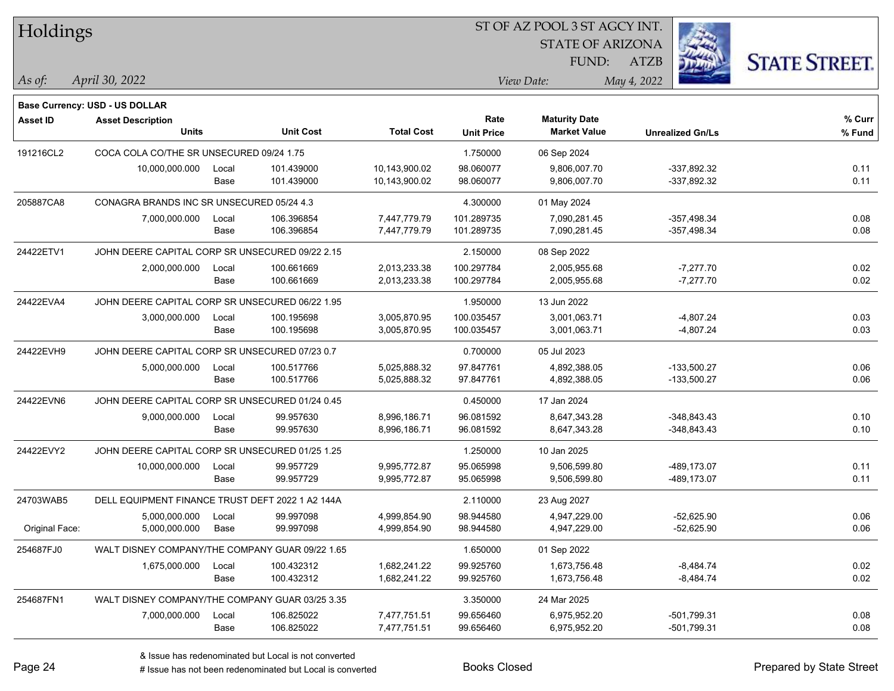# Holdings

ST OF AZ POOL 3 ST AGCY INT.
STATE OF ARIZONA
FUND: ATZB

*As of:* April 30, 2022
*View Date:* May 4, 2022

**Base Currency: USD - US DOLLAR**

| Asset ID | Asset Description / Units | | Unit Cost | Total Cost | Rate / Unit Price | Maturity Date / Market Value | Unrealized Gn/Ls | % Curr / % Fund |
|---|---|---|---|---|---|---|---|---|
| 191216CL2 | COCA COLA CO/THE SR UNSECURED 09/24 1.75 | | | | 1.750000 | 06 Sep 2024 | | |
| | 10,000,000.000 | Local | 101.439000 | 10,143,900.02 | 98.060077 | 9,806,007.70 | -337,892.32 | 0.11 |
| | | Base | 101.439000 | 10,143,900.02 | 98.060077 | 9,806,007.70 | -337,892.32 | 0.11 |
| 205887CA8 | CONAGRA BRANDS INC SR UNSECURED 05/24 4.3 | | | | 4.300000 | 01 May 2024 | | |
| | 7,000,000.000 | Local | 106.396854 | 7,447,779.79 | 101.289735 | 7,090,281.45 | -357,498.34 | 0.08 |
| | | Base | 106.396854 | 7,447,779.79 | 101.289735 | 7,090,281.45 | -357,498.34 | 0.08 |
| 24422ETV1 | JOHN DEERE CAPITAL CORP SR UNSECURED 09/22 2.15 | | | | 2.150000 | 08 Sep 2022 | | |
| | 2,000,000.000 | Local | 100.661669 | 2,013,233.38 | 100.297784 | 2,005,955.68 | -7,277.70 | 0.02 |
| | | Base | 100.661669 | 2,013,233.38 | 100.297784 | 2,005,955.68 | -7,277.70 | 0.02 |
| 24422EVA4 | JOHN DEERE CAPITAL CORP SR UNSECURED 06/22 1.95 | | | | 1.950000 | 13 Jun 2022 | | |
| | 3,000,000.000 | Local | 100.195698 | 3,005,870.95 | 100.035457 | 3,001,063.71 | -4,807.24 | 0.03 |
| | | Base | 100.195698 | 3,005,870.95 | 100.035457 | 3,001,063.71 | -4,807.24 | 0.03 |
| 24422EVH9 | JOHN DEERE CAPITAL CORP SR UNSECURED 07/23 0.7 | | | | 0.700000 | 05 Jul 2023 | | |
| | 5,000,000.000 | Local | 100.517766 | 5,025,888.32 | 97.847761 | 4,892,388.05 | -133,500.27 | 0.06 |
| | | Base | 100.517766 | 5,025,888.32 | 97.847761 | 4,892,388.05 | -133,500.27 | 0.06 |
| 24422EVN6 | JOHN DEERE CAPITAL CORP SR UNSECURED 01/24 0.45 | | | | 0.450000 | 17 Jan 2024 | | |
| | 9,000,000.000 | Local | 99.957630 | 8,996,186.71 | 96.081592 | 8,647,343.28 | -348,843.43 | 0.10 |
| | | Base | 99.957630 | 8,996,186.71 | 96.081592 | 8,647,343.28 | -348,843.43 | 0.10 |
| 24422EVY2 | JOHN DEERE CAPITAL CORP SR UNSECURED 01/25 1.25 | | | | 1.250000 | 10 Jan 2025 | | |
| | 10,000,000.000 | Local | 99.957729 | 9,995,772.87 | 95.065998 | 9,506,599.80 | -489,173.07 | 0.11 |
| | | Base | 99.957729 | 9,995,772.87 | 95.065998 | 9,506,599.80 | -489,173.07 | 0.11 |
| 24703WAB5 | DELL EQUIPMENT FINANCE TRUST DEFT 2022 1 A2 144A | | | | 2.110000 | 23 Aug 2027 | | |
| | 5,000,000.000 | Local | 99.997098 | 4,999,854.90 | 98.944580 | 4,947,229.00 | -52,625.90 | 0.06 |
| Original Face: | 5,000,000.000 | Base | 99.997098 | 4,999,854.90 | 98.944580 | 4,947,229.00 | -52,625.90 | 0.06 |
| 254687FJ0 | WALT DISNEY COMPANY/THE COMPANY GUAR 09/22 1.65 | | | | 1.650000 | 01 Sep 2022 | | |
| | 1,675,000.000 | Local | 100.432312 | 1,682,241.22 | 99.925760 | 1,673,756.48 | -8,484.74 | 0.02 |
| | | Base | 100.432312 | 1,682,241.22 | 99.925760 | 1,673,756.48 | -8,484.74 | 0.02 |
| 254687FN1 | WALT DISNEY COMPANY/THE COMPANY GUAR 03/25 3.35 | | | | 3.350000 | 24 Mar 2025 | | |
| | 7,000,000.000 | Local | 106.825022 | 7,477,751.51 | 99.656460 | 6,975,952.20 | -501,799.31 | 0.08 |
| | | Base | 106.825022 | 7,477,751.51 | 99.656460 | 6,975,952.20 | -501,799.31 | 0.08 |

& Issue has redenominated but Local is not converted
# Issue has not been redenominated but Local is converted

Books Closed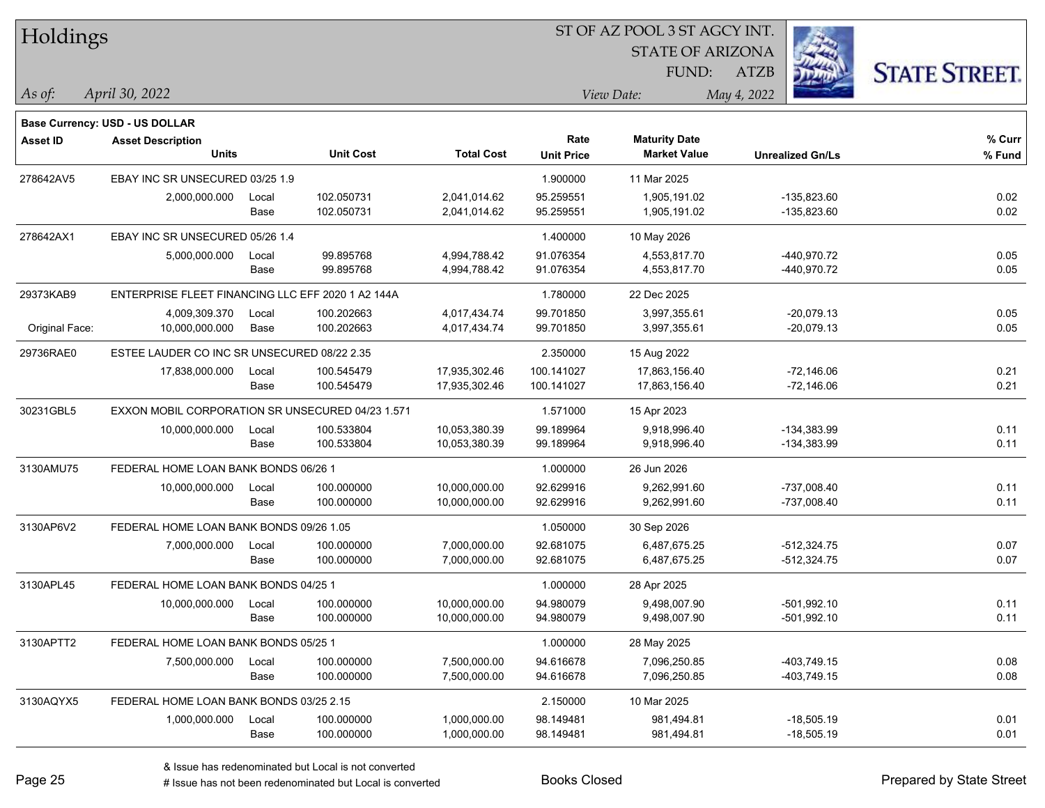# Holdings

ST OF AZ POOL 3 ST AGCY INT.
STATE OF ARIZONA
FUND: ATZB

*As of:* *April 30, 2022*

*View Date:* *May 4, 2022*

**Base Currency: USD - US DOLLAR**

| Asset ID | Asset Description / Units | | Unit Cost | Total Cost | Rate / Unit Price | Maturity Date / Market Value | Unrealized Gn/Ls | % Curr / % Fund |
|---|---|---|---|---|---|---|---|---|
| 278642AV5 | EBAY INC SR UNSECURED 03/25 1.9 | | | | 1.900000 | 11 Mar 2025 | | |
| | 2,000,000.000 | Local | 102.050731 | 2,041,014.62 | 95.259551 | 1,905,191.02 | -135,823.60 | 0.02 |
| | | Base | 102.050731 | 2,041,014.62 | 95.259551 | 1,905,191.02 | -135,823.60 | 0.02 |
| 278642AX1 | EBAY INC SR UNSECURED 05/26 1.4 | | | | 1.400000 | 10 May 2026 | | |
| | 5,000,000.000 | Local | 99.895768 | 4,994,788.42 | 91.076354 | 4,553,817.70 | -440,970.72 | 0.05 |
| | | Base | 99.895768 | 4,994,788.42 | 91.076354 | 4,553,817.70 | -440,970.72 | 0.05 |
| 29373KAB9 | ENTERPRISE FLEET FINANCING LLC EFF 2020 1 A2 144A | | | | 1.780000 | 22 Dec 2025 | | |
| | 4,009,309.370 | Local | 100.202663 | 4,017,434.74 | 99.701850 | 3,997,355.61 | -20,079.13 | 0.05 |
| Original Face: | 10,000,000.000 | Base | 100.202663 | 4,017,434.74 | 99.701850 | 3,997,355.61 | -20,079.13 | 0.05 |
| 29736RAE0 | ESTEE LAUDER CO INC SR UNSECURED 08/22 2.35 | | | | 2.350000 | 15 Aug 2022 | | |
| | 17,838,000.000 | Local | 100.545479 | 17,935,302.46 | 100.141027 | 17,863,156.40 | -72,146.06 | 0.21 |
| | | Base | 100.545479 | 17,935,302.46 | 100.141027 | 17,863,156.40 | -72,146.06 | 0.21 |
| 30231GBL5 | EXXON MOBIL CORPORATION SR UNSECURED 04/23 1.571 | | | | 1.571000 | 15 Apr 2023 | | |
| | 10,000,000.000 | Local | 100.533804 | 10,053,380.39 | 99.189964 | 9,918,996.40 | -134,383.99 | 0.11 |
| | | Base | 100.533804 | 10,053,380.39 | 99.189964 | 9,918,996.40 | -134,383.99 | 0.11 |
| 3130AMU75 | FEDERAL HOME LOAN BANK BONDS 06/26 1 | | | | 1.000000 | 26 Jun 2026 | | |
| | 10,000,000.000 | Local | 100.000000 | 10,000,000.00 | 92.629916 | 9,262,991.60 | -737,008.40 | 0.11 |
| | | Base | 100.000000 | 10,000,000.00 | 92.629916 | 9,262,991.60 | -737,008.40 | 0.11 |
| 3130AP6V2 | FEDERAL HOME LOAN BANK BONDS 09/26 1.05 | | | | 1.050000 | 30 Sep 2026 | | |
| | 7,000,000.000 | Local | 100.000000 | 7,000,000.00 | 92.681075 | 6,487,675.25 | -512,324.75 | 0.07 |
| | | Base | 100.000000 | 7,000,000.00 | 92.681075 | 6,487,675.25 | -512,324.75 | 0.07 |
| 3130APL45 | FEDERAL HOME LOAN BANK BONDS 04/25 1 | | | | 1.000000 | 28 Apr 2025 | | |
| | 10,000,000.000 | Local | 100.000000 | 10,000,000.00 | 94.980079 | 9,498,007.90 | -501,992.10 | 0.11 |
| | | Base | 100.000000 | 10,000,000.00 | 94.980079 | 9,498,007.90 | -501,992.10 | 0.11 |
| 3130APTT2 | FEDERAL HOME LOAN BANK BONDS 05/25 1 | | | | 1.000000 | 28 May 2025 | | |
| | 7,500,000.000 | Local | 100.000000 | 7,500,000.00 | 94.616678 | 7,096,250.85 | -403,749.15 | 0.08 |
| | | Base | 100.000000 | 7,500,000.00 | 94.616678 | 7,096,250.85 | -403,749.15 | 0.08 |
| 3130AQYX5 | FEDERAL HOME LOAN BANK BONDS 03/25 2.15 | | | | 2.150000 | 10 Mar 2025 | | |
| | 1,000,000.000 | Local | 100.000000 | 1,000,000.00 | 98.149481 | 981,494.81 | -18,505.19 | 0.01 |
| | | Base | 100.000000 | 1,000,000.00 | 98.149481 | 981,494.81 | -18,505.19 | 0.01 |

& Issue has redenominated but Local is not converted
# Issue has not been redenominated but Local is converted

Books Closed

Prepared by State Street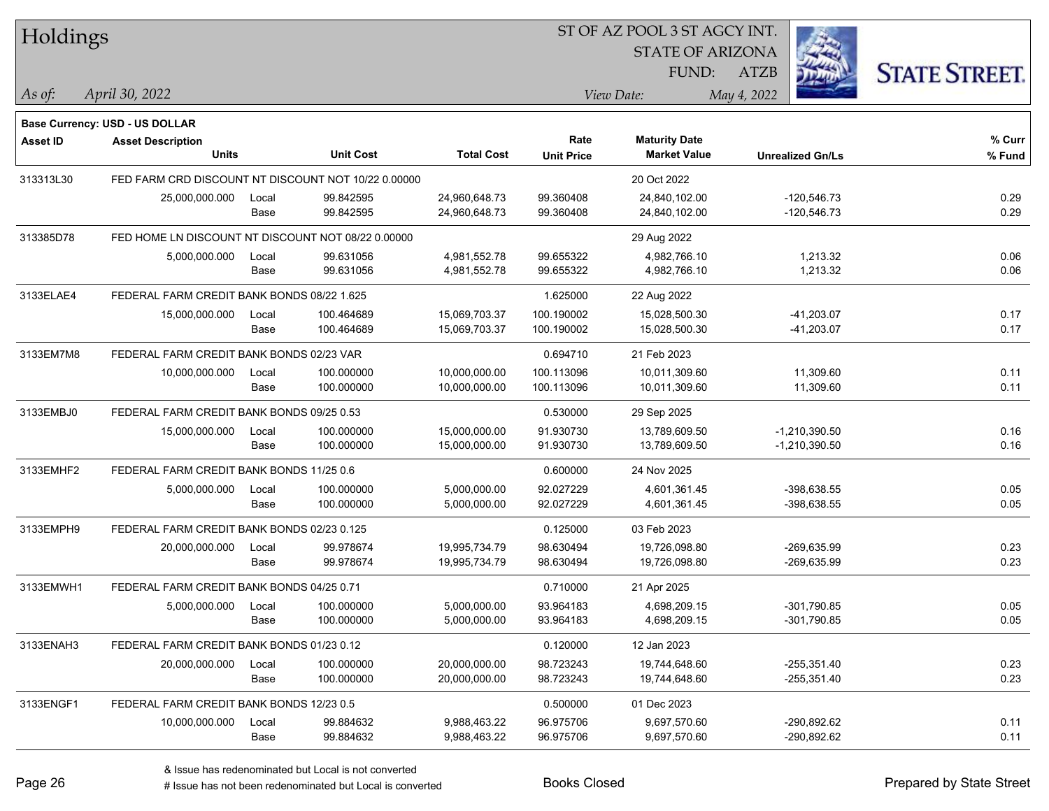# Holdings

ST OF AZ POOL 3 ST AGCY INT.
STATE OF ARIZONA
FUND: ATZB

*As of:* *April 30, 2022*

*View Date:* *May 4, 2022*

**Base Currency: USD - US DOLLAR**

| Asset ID | Asset Description / Units | | Unit Cost | Total Cost | Rate / Unit Price | Maturity Date / Market Value | Unrealized Gn/Ls | % Curr / % Fund |
|---|---|---|---|---|---|---|---|---|
| 313313L30 | FED FARM CRD DISCOUNT NT DISCOUNT NOT 10/22 0.00000 | | | | | 20 Oct 2022 | | |
| | 25,000,000.000 | Local | 99.842595 | 24,960,648.73 | 99.360408 | 24,840,102.00 | -120,546.73 | 0.29 |
| | | Base | 99.842595 | 24,960,648.73 | 99.360408 | 24,840,102.00 | -120,546.73 | 0.29 |
| 313385D78 | FED HOME LN DISCOUNT NT DISCOUNT NOT 08/22 0.00000 | | | | | 29 Aug 2022 | | |
| | 5,000,000.000 | Local | 99.631056 | 4,981,552.78 | 99.655322 | 4,982,766.10 | 1,213.32 | 0.06 |
| | | Base | 99.631056 | 4,981,552.78 | 99.655322 | 4,982,766.10 | 1,213.32 | 0.06 |
| 3133ELAE4 | FEDERAL FARM CREDIT BANK BONDS 08/22 1.625 | | | | 1.625000 | 22 Aug 2022 | | |
| | 15,000,000.000 | Local | 100.464689 | 15,069,703.37 | 100.190002 | 15,028,500.30 | -41,203.07 | 0.17 |
| | | Base | 100.464689 | 15,069,703.37 | 100.190002 | 15,028,500.30 | -41,203.07 | 0.17 |
| 3133EM7M8 | FEDERAL FARM CREDIT BANK BONDS 02/23 VAR | | | | 0.694710 | 21 Feb 2023 | | |
| | 10,000,000.000 | Local | 100.000000 | 10,000,000.00 | 100.113096 | 10,011,309.60 | 11,309.60 | 0.11 |
| | | Base | 100.000000 | 10,000,000.00 | 100.113096 | 10,011,309.60 | 11,309.60 | 0.11 |
| 3133EMBJ0 | FEDERAL FARM CREDIT BANK BONDS 09/25 0.53 | | | | 0.530000 | 29 Sep 2025 | | |
| | 15,000,000.000 | Local | 100.000000 | 15,000,000.00 | 91.930730 | 13,789,609.50 | -1,210,390.50 | 0.16 |
| | | Base | 100.000000 | 15,000,000.00 | 91.930730 | 13,789,609.50 | -1,210,390.50 | 0.16 |
| 3133EMHF2 | FEDERAL FARM CREDIT BANK BONDS 11/25 0.6 | | | | 0.600000 | 24 Nov 2025 | | |
| | 5,000,000.000 | Local | 100.000000 | 5,000,000.00 | 92.027229 | 4,601,361.45 | -398,638.55 | 0.05 |
| | | Base | 100.000000 | 5,000,000.00 | 92.027229 | 4,601,361.45 | -398,638.55 | 0.05 |
| 3133EMPH9 | FEDERAL FARM CREDIT BANK BONDS 02/23 0.125 | | | | 0.125000 | 03 Feb 2023 | | |
| | 20,000,000.000 | Local | 99.978674 | 19,995,734.79 | 98.630494 | 19,726,098.80 | -269,635.99 | 0.23 |
| | | Base | 99.978674 | 19,995,734.79 | 98.630494 | 19,726,098.80 | -269,635.99 | 0.23 |
| 3133EMWH1 | FEDERAL FARM CREDIT BANK BONDS 04/25 0.71 | | | | 0.710000 | 21 Apr 2025 | | |
| | 5,000,000.000 | Local | 100.000000 | 5,000,000.00 | 93.964183 | 4,698,209.15 | -301,790.85 | 0.05 |
| | | Base | 100.000000 | 5,000,000.00 | 93.964183 | 4,698,209.15 | -301,790.85 | 0.05 |
| 3133ENAH3 | FEDERAL FARM CREDIT BANK BONDS 01/23 0.12 | | | | 0.120000 | 12 Jan 2023 | | |
| | 20,000,000.000 | Local | 100.000000 | 20,000,000.00 | 98.723243 | 19,744,648.60 | -255,351.40 | 0.23 |
| | | Base | 100.000000 | 20,000,000.00 | 98.723243 | 19,744,648.60 | -255,351.40 | 0.23 |
| 3133ENGF1 | FEDERAL FARM CREDIT BANK BONDS 12/23 0.5 | | | | 0.500000 | 01 Dec 2023 | | |
| | 10,000,000.000 | Local | 99.884632 | 9,988,463.22 | 96.975706 | 9,697,570.60 | -290,892.62 | 0.11 |
| | | Base | 99.884632 | 9,988,463.22 | 96.975706 | 9,697,570.60 | -290,892.62 | 0.11 |

& Issue has redenominated but Local is not converted
# Issue has not been redenominated but Local is converted

Books Closed

Prepared by State Street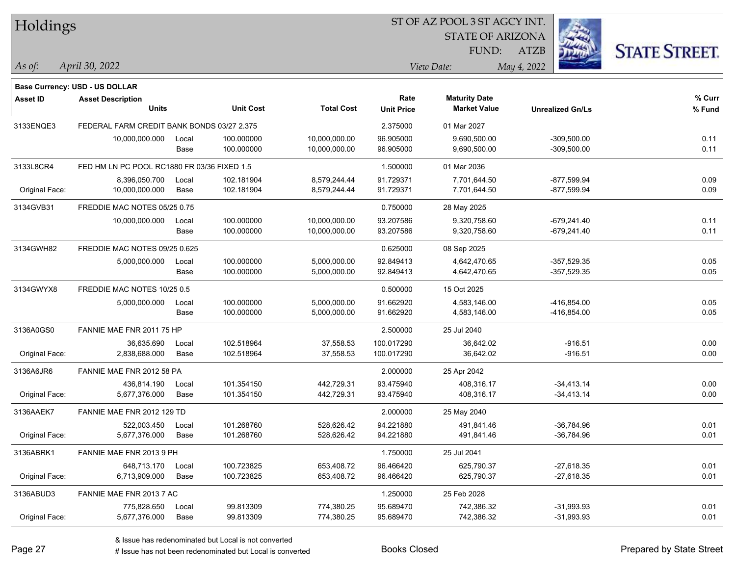# Holdings

ST OF AZ POOL 3 ST AGCY INT.
STATE OF ARIZONA
FUND: ATZB

*As of: April 30, 2022*

*View Date: May 4, 2022*

**Base Currency: USD - US DOLLAR**

| Asset ID | Asset Description / Units | | Unit Cost | Total Cost | Rate / Unit Price | Maturity Date / Market Value | Unrealized Gn/Ls | % Curr / % Fund |
|---|---|---|---|---|---|---|---|---|
| 3133ENQE3 | FEDERAL FARM CREDIT BANK BONDS 03/27 2.375 | | | | 2.375000 | 01 Mar 2027 | | |
| | 10,000,000.000 | Local | 100.000000 | 10,000,000.00 | 96.905000 | 9,690,500.00 | -309,500.00 | 0.11 |
| | | Base | 100.000000 | 10,000,000.00 | 96.905000 | 9,690,500.00 | -309,500.00 | 0.11 |
| 3133L8CR4 | FED HM LN PC POOL RC1880 FR 03/36 FIXED 1.5 | | | | 1.500000 | 01 Mar 2036 | | |
| | 8,396,050.700 | Local | 102.181904 | 8,579,244.44 | 91.729371 | 7,701,644.50 | -877,599.94 | 0.09 |
| Original Face: | 10,000,000.000 | Base | 102.181904 | 8,579,244.44 | 91.729371 | 7,701,644.50 | -877,599.94 | 0.09 |
| 3134GVB31 | FREDDIE MAC NOTES 05/25 0.75 | | | | 0.750000 | 28 May 2025 | | |
| | 10,000,000.000 | Local | 100.000000 | 10,000,000.00 | 93.207586 | 9,320,758.60 | -679,241.40 | 0.11 |
| | | Base | 100.000000 | 10,000,000.00 | 93.207586 | 9,320,758.60 | -679,241.40 | 0.11 |
| 3134GWH82 | FREDDIE MAC NOTES 09/25 0.625 | | | | 0.625000 | 08 Sep 2025 | | |
| | 5,000,000.000 | Local | 100.000000 | 5,000,000.00 | 92.849413 | 4,642,470.65 | -357,529.35 | 0.05 |
| | | Base | 100.000000 | 5,000,000.00 | 92.849413 | 4,642,470.65 | -357,529.35 | 0.05 |
| 3134GWYX8 | FREDDIE MAC NOTES 10/25 0.5 | | | | 0.500000 | 15 Oct 2025 | | |
| | 5,000,000.000 | Local | 100.000000 | 5,000,000.00 | 91.662920 | 4,583,146.00 | -416,854.00 | 0.05 |
| | | Base | 100.000000 | 5,000,000.00 | 91.662920 | 4,583,146.00 | -416,854.00 | 0.05 |
| 3136A0GS0 | FANNIE MAE FNR 2011 75 HP | | | | 2.500000 | 25 Jul 2040 | | |
| | 36,635.690 | Local | 102.518964 | 37,558.53 | 100.017290 | 36,642.02 | -916.51 | 0.00 |
| Original Face: | 2,838,688.000 | Base | 102.518964 | 37,558.53 | 100.017290 | 36,642.02 | -916.51 | 0.00 |
| 3136A6JR6 | FANNIE MAE FNR 2012 58 PA | | | | 2.000000 | 25 Apr 2042 | | |
| | 436,814.190 | Local | 101.354150 | 442,729.31 | 93.475940 | 408,316.17 | -34,413.14 | 0.00 |
| Original Face: | 5,677,376.000 | Base | 101.354150 | 442,729.31 | 93.475940 | 408,316.17 | -34,413.14 | 0.00 |
| 3136AAEK7 | FANNIE MAE FNR 2012 129 TD | | | | 2.000000 | 25 May 2040 | | |
| | 522,003.450 | Local | 101.268760 | 528,626.42 | 94.221880 | 491,841.46 | -36,784.96 | 0.01 |
| Original Face: | 5,677,376.000 | Base | 101.268760 | 528,626.42 | 94.221880 | 491,841.46 | -36,784.96 | 0.01 |
| 3136ABRK1 | FANNIE MAE FNR 2013 9 PH | | | | 1.750000 | 25 Jul 2041 | | |
| | 648,713.170 | Local | 100.723825 | 653,408.72 | 96.466420 | 625,790.37 | -27,618.35 | 0.01 |
| Original Face: | 6,713,909.000 | Base | 100.723825 | 653,408.72 | 96.466420 | 625,790.37 | -27,618.35 | 0.01 |
| 3136ABUD3 | FANNIE MAE FNR 2013 7 AC | | | | 1.250000 | 25 Feb 2028 | | |
| | 775,828.650 | Local | 99.813309 | 774,380.25 | 95.689470 | 742,386.32 | -31,993.93 | 0.01 |
| Original Face: | 5,677,376.000 | Base | 99.813309 | 774,380.25 | 95.689470 | 742,386.32 | -31,993.93 | 0.01 |

& Issue has redenominated but Local is not converted
# Issue has not been redenominated but Local is converted

Books Closed

Prepared by State Street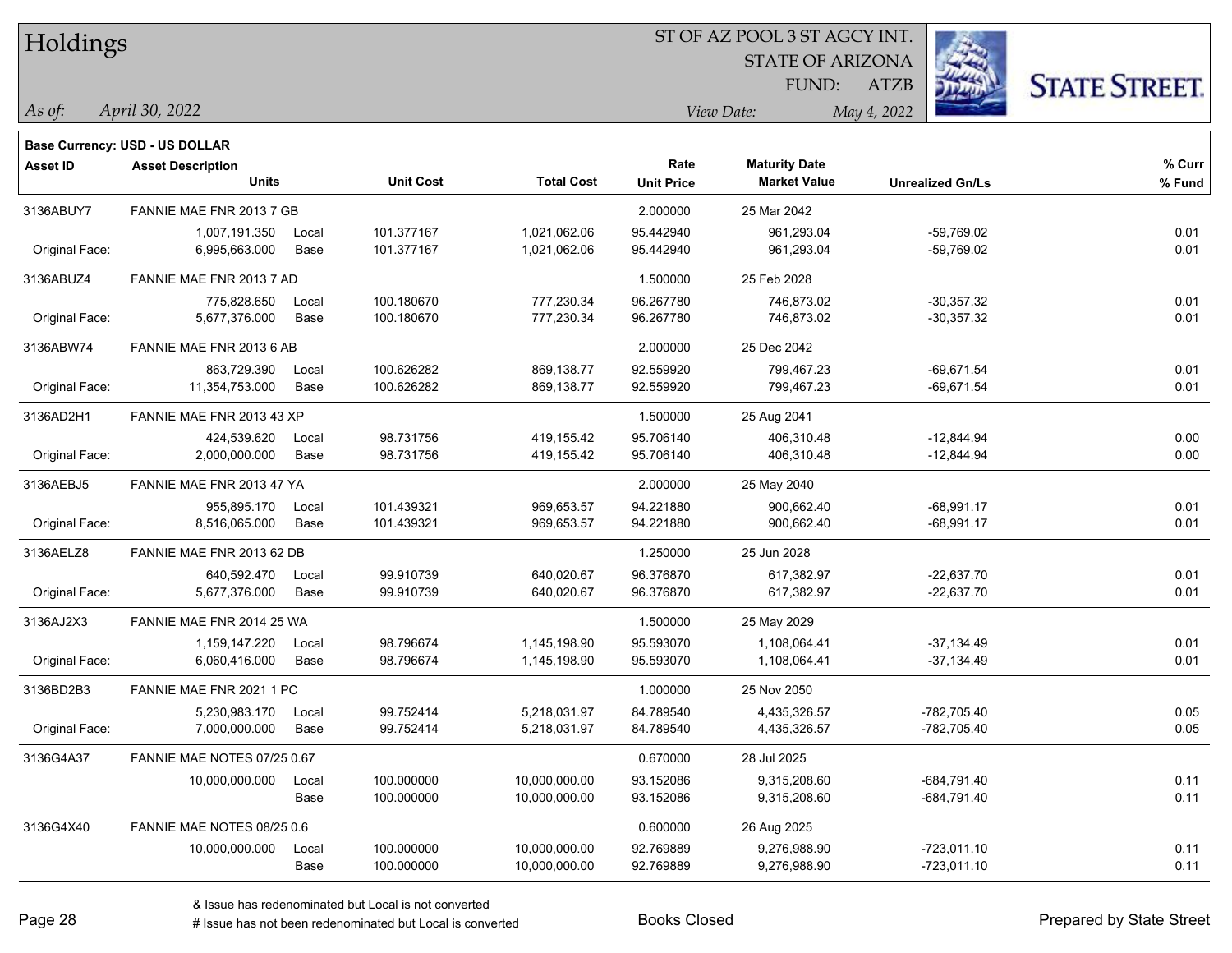# Holdings

ST OF AZ POOL 3 ST AGCY INT.
STATE OF ARIZONA
FUND: ATZB

*As of:* *April 30, 2022*  *View Date:* *May 4, 2022*

**Base Currency: USD - US DOLLAR**

| Asset ID | Asset Description / Units | | Unit Cost | Total Cost | Rate / Unit Price | Maturity Date / Market Value | Unrealized Gn/Ls | % Curr / % Fund |
|---|---|---|---|---|---|---|---|---|
| 3136ABUY7 | FANNIE MAE FNR 2013 7 GB | | | | 2.000000 | 25 Mar 2042 | | |
| | 1,007,191.350 | Local | 101.377167 | 1,021,062.06 | 95.442940 | 961,293.04 | -59,769.02 | 0.01 |
| Original Face: | 6,995,663.000 | Base | 101.377167 | 1,021,062.06 | 95.442940 | 961,293.04 | -59,769.02 | 0.01 |
| 3136ABUZ4 | FANNIE MAE FNR 2013 7 AD | | | | 1.500000 | 25 Feb 2028 | | |
| | 775,828.650 | Local | 100.180670 | 777,230.34 | 96.267780 | 746,873.02 | -30,357.32 | 0.01 |
| Original Face: | 5,677,376.000 | Base | 100.180670 | 777,230.34 | 96.267780 | 746,873.02 | -30,357.32 | 0.01 |
| 3136ABW74 | FANNIE MAE FNR 2013 6 AB | | | | 2.000000 | 25 Dec 2042 | | |
| | 863,729.390 | Local | 100.626282 | 869,138.77 | 92.559920 | 799,467.23 | -69,671.54 | 0.01 |
| Original Face: | 11,354,753.000 | Base | 100.626282 | 869,138.77 | 92.559920 | 799,467.23 | -69,671.54 | 0.01 |
| 3136AD2H1 | FANNIE MAE FNR 2013 43 XP | | | | 1.500000 | 25 Aug 2041 | | |
| | 424,539.620 | Local | 98.731756 | 419,155.42 | 95.706140 | 406,310.48 | -12,844.94 | 0.00 |
| Original Face: | 2,000,000.000 | Base | 98.731756 | 419,155.42 | 95.706140 | 406,310.48 | -12,844.94 | 0.00 |
| 3136AEBJ5 | FANNIE MAE FNR 2013 47 YA | | | | 2.000000 | 25 May 2040 | | |
| | 955,895.170 | Local | 101.439321 | 969,653.57 | 94.221880 | 900,662.40 | -68,991.17 | 0.01 |
| Original Face: | 8,516,065.000 | Base | 101.439321 | 969,653.57 | 94.221880 | 900,662.40 | -68,991.17 | 0.01 |
| 3136AELZ8 | FANNIE MAE FNR 2013 62 DB | | | | 1.250000 | 25 Jun 2028 | | |
| | 640,592.470 | Local | 99.910739 | 640,020.67 | 96.376870 | 617,382.97 | -22,637.70 | 0.01 |
| Original Face: | 5,677,376.000 | Base | 99.910739 | 640,020.67 | 96.376870 | 617,382.97 | -22,637.70 | 0.01 |
| 3136AJ2X3 | FANNIE MAE FNR 2014 25 WA | | | | 1.500000 | 25 May 2029 | | |
| | 1,159,147.220 | Local | 98.796674 | 1,145,198.90 | 95.593070 | 1,108,064.41 | -37,134.49 | 0.01 |
| Original Face: | 6,060,416.000 | Base | 98.796674 | 1,145,198.90 | 95.593070 | 1,108,064.41 | -37,134.49 | 0.01 |
| 3136BD2B3 | FANNIE MAE FNR 2021 1 PC | | | | 1.000000 | 25 Nov 2050 | | |
| | 5,230,983.170 | Local | 99.752414 | 5,218,031.97 | 84.789540 | 4,435,326.57 | -782,705.40 | 0.05 |
| Original Face: | 7,000,000.000 | Base | 99.752414 | 5,218,031.97 | 84.789540 | 4,435,326.57 | -782,705.40 | 0.05 |
| 3136G4A37 | FANNIE MAE NOTES 07/25 0.67 | | | | 0.670000 | 28 Jul 2025 | | |
| | 10,000,000.000 | Local | 100.000000 | 10,000,000.00 | 93.152086 | 9,315,208.60 | -684,791.40 | 0.11 |
| | | Base | 100.000000 | 10,000,000.00 | 93.152086 | 9,315,208.60 | -684,791.40 | 0.11 |
| 3136G4X40 | FANNIE MAE NOTES 08/25 0.6 | | | | 0.600000 | 26 Aug 2025 | | |
| | 10,000,000.000 | Local | 100.000000 | 10,000,000.00 | 92.769889 | 9,276,988.90 | -723,011.10 | 0.11 |
| | | Base | 100.000000 | 10,000,000.00 | 92.769889 | 9,276,988.90 | -723,011.10 | 0.11 |

& Issue has redenominated but Local is not converted
# Issue has not been redenominated but Local is converted

Books Closed

Prepared by State Street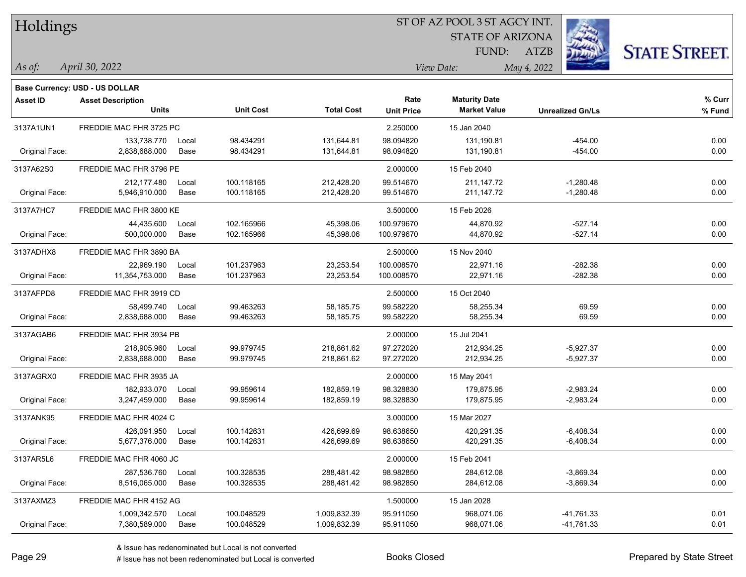# Holdings

ST OF AZ POOL 3 ST AGCY INT.
STATE OF ARIZONA
FUND: ATZB

*As of:* *April 30, 2022*
*View Date:* *May 4, 2022*

**Base Currency: USD - US DOLLAR**

| Asset ID | Asset Description / Units | | Unit Cost | Total Cost | Rate / Unit Price | Maturity Date / Market Value | Unrealized Gn/Ls | % Curr / % Fund |
|---|---|---|---|---|---|---|---|---|
| 3137A1UN1 | FREDDIE MAC FHR 3725 PC | | | | 2.250000 | 15 Jan 2040 | | |
| | 133,738.770 | Local | 98.434291 | 131,644.81 | 98.094820 | 131,190.81 | -454.00 | 0.00 |
| Original Face: | 2,838,688.000 | Base | 98.434291 | 131,644.81 | 98.094820 | 131,190.81 | -454.00 | 0.00 |
| 3137A62S0 | FREDDIE MAC FHR 3796 PE | | | | 2.000000 | 15 Feb 2040 | | |
| | 212,177.480 | Local | 100.118165 | 212,428.20 | 99.514670 | 211,147.72 | -1,280.48 | 0.00 |
| Original Face: | 5,946,910.000 | Base | 100.118165 | 212,428.20 | 99.514670 | 211,147.72 | -1,280.48 | 0.00 |
| 3137A7HC7 | FREDDIE MAC FHR 3800 KE | | | | 3.500000 | 15 Feb 2026 | | |
| | 44,435.600 | Local | 102.165966 | 45,398.06 | 100.979670 | 44,870.92 | -527.14 | 0.00 |
| Original Face: | 500,000.000 | Base | 102.165966 | 45,398.06 | 100.979670 | 44,870.92 | -527.14 | 0.00 |
| 3137ADHX8 | FREDDIE MAC FHR 3890 BA | | | | 2.500000 | 15 Nov 2040 | | |
| | 22,969.190 | Local | 101.237963 | 23,253.54 | 100.008570 | 22,971.16 | -282.38 | 0.00 |
| Original Face: | 11,354,753.000 | Base | 101.237963 | 23,253.54 | 100.008570 | 22,971.16 | -282.38 | 0.00 |
| 3137AFPD8 | FREDDIE MAC FHR 3919 CD | | | | 2.500000 | 15 Oct 2040 | | |
| | 58,499.740 | Local | 99.463263 | 58,185.75 | 99.582220 | 58,255.34 | 69.59 | 0.00 |
| Original Face: | 2,838,688.000 | Base | 99.463263 | 58,185.75 | 99.582220 | 58,255.34 | 69.59 | 0.00 |
| 3137AGAB6 | FREDDIE MAC FHR 3934 PB | | | | 2.000000 | 15 Jul 2041 | | |
| | 218,905.960 | Local | 99.979745 | 218,861.62 | 97.272020 | 212,934.25 | -5,927.37 | 0.00 |
| Original Face: | 2,838,688.000 | Base | 99.979745 | 218,861.62 | 97.272020 | 212,934.25 | -5,927.37 | 0.00 |
| 3137AGRX0 | FREDDIE MAC FHR 3935 JA | | | | 2.000000 | 15 May 2041 | | |
| | 182,933.070 | Local | 99.959614 | 182,859.19 | 98.328830 | 179,875.95 | -2,983.24 | 0.00 |
| Original Face: | 3,247,459.000 | Base | 99.959614 | 182,859.19 | 98.328830 | 179,875.95 | -2,983.24 | 0.00 |
| 3137ANK95 | FREDDIE MAC FHR 4024 C | | | | 3.000000 | 15 Mar 2027 | | |
| | 426,091.950 | Local | 100.142631 | 426,699.69 | 98.638650 | 420,291.35 | -6,408.34 | 0.00 |
| Original Face: | 5,677,376.000 | Base | 100.142631 | 426,699.69 | 98.638650 | 420,291.35 | -6,408.34 | 0.00 |
| 3137AR5L6 | FREDDIE MAC FHR 4060 JC | | | | 2.000000 | 15 Feb 2041 | | |
| | 287,536.760 | Local | 100.328535 | 288,481.42 | 98.982850 | 284,612.08 | -3,869.34 | 0.00 |
| Original Face: | 8,516,065.000 | Base | 100.328535 | 288,481.42 | 98.982850 | 284,612.08 | -3,869.34 | 0.00 |
| 3137AXMZ3 | FREDDIE MAC FHR 4152 AG | | | | 1.500000 | 15 Jan 2028 | | |
| | 1,009,342.570 | Local | 100.048529 | 1,009,832.39 | 95.911050 | 968,071.06 | -41,761.33 | 0.01 |
| Original Face: | 7,380,589.000 | Base | 100.048529 | 1,009,832.39 | 95.911050 | 968,071.06 | -41,761.33 | 0.01 |

& Issue has redenominated but Local is not converted
# Issue has not been redenominated but Local is converted

Books Closed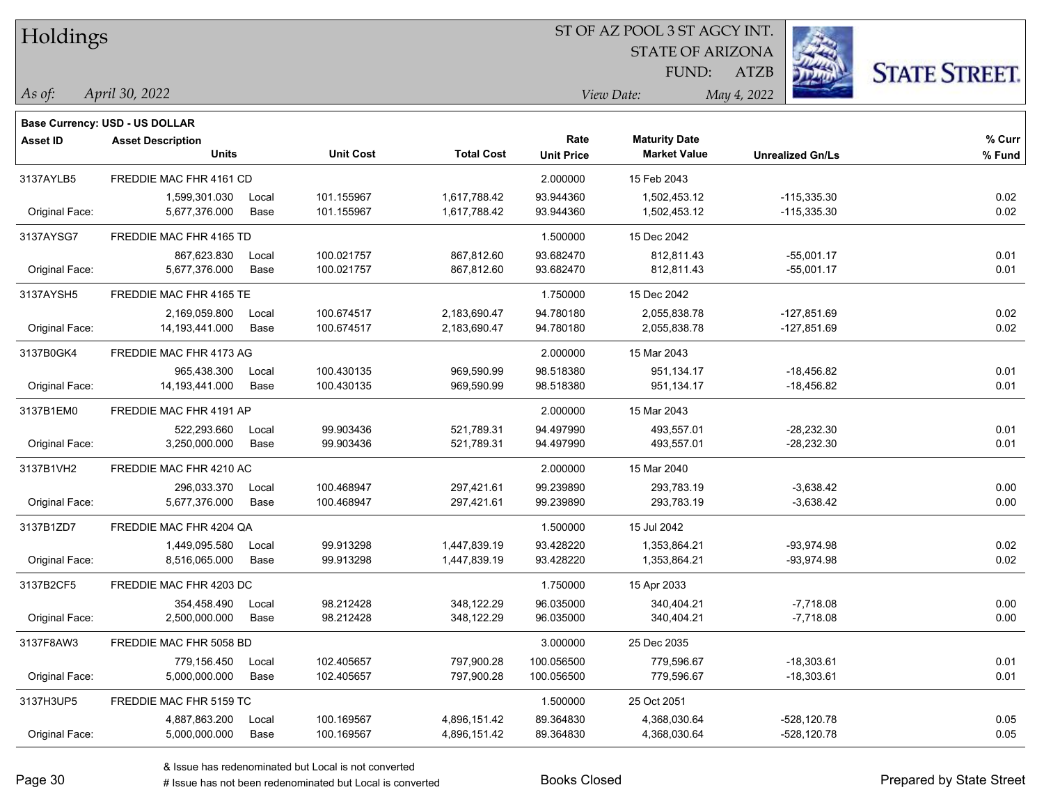# Holdings

ST OF AZ POOL 3 ST AGCY INT.
STATE OF ARIZONA
FUND: ATZB

*As of:* *April 30, 2022*
*View Date:* *May 4, 2022*

**Base Currency: USD - US DOLLAR**

| Asset ID | Asset Description / Units | | Unit Cost | Total Cost | Rate / Unit Price | Maturity Date / Market Value | Unrealized Gn/Ls | % Curr / % Fund |
|---|---|---|---|---|---|---|---|---|
| 3137AYLB5 | FREDDIE MAC FHR 4161 CD | | | | 2.000000 | 15 Feb 2043 | | |
| | 1,599,301.030 | Local | 101.155967 | 1,617,788.42 | 93.944360 | 1,502,453.12 | -115,335.30 | 0.02 |
| Original Face: | 5,677,376.000 | Base | 101.155967 | 1,617,788.42 | 93.944360 | 1,502,453.12 | -115,335.30 | 0.02 |
| 3137AYSG7 | FREDDIE MAC FHR 4165 TD | | | | 1.500000 | 15 Dec 2042 | | |
| | 867,623.830 | Local | 100.021757 | 867,812.60 | 93.682470 | 812,811.43 | -55,001.17 | 0.01 |
| Original Face: | 5,677,376.000 | Base | 100.021757 | 867,812.60 | 93.682470 | 812,811.43 | -55,001.17 | 0.01 |
| 3137AYSH5 | FREDDIE MAC FHR 4165 TE | | | | 1.750000 | 15 Dec 2042 | | |
| | 2,169,059.800 | Local | 100.674517 | 2,183,690.47 | 94.780180 | 2,055,838.78 | -127,851.69 | 0.02 |
| Original Face: | 14,193,441.000 | Base | 100.674517 | 2,183,690.47 | 94.780180 | 2,055,838.78 | -127,851.69 | 0.02 |
| 3137B0GK4 | FREDDIE MAC FHR 4173 AG | | | | 2.000000 | 15 Mar 2043 | | |
| | 965,438.300 | Local | 100.430135 | 969,590.99 | 98.518380 | 951,134.17 | -18,456.82 | 0.01 |
| Original Face: | 14,193,441.000 | Base | 100.430135 | 969,590.99 | 98.518380 | 951,134.17 | -18,456.82 | 0.01 |
| 3137B1EM0 | FREDDIE MAC FHR 4191 AP | | | | 2.000000 | 15 Mar 2043 | | |
| | 522,293.660 | Local | 99.903436 | 521,789.31 | 94.497990 | 493,557.01 | -28,232.30 | 0.01 |
| Original Face: | 3,250,000.000 | Base | 99.903436 | 521,789.31 | 94.497990 | 493,557.01 | -28,232.30 | 0.01 |
| 3137B1VH2 | FREDDIE MAC FHR 4210 AC | | | | 2.000000 | 15 Mar 2040 | | |
| | 296,033.370 | Local | 100.468947 | 297,421.61 | 99.239890 | 293,783.19 | -3,638.42 | 0.00 |
| Original Face: | 5,677,376.000 | Base | 100.468947 | 297,421.61 | 99.239890 | 293,783.19 | -3,638.42 | 0.00 |
| 3137B1ZD7 | FREDDIE MAC FHR 4204 QA | | | | 1.500000 | 15 Jul 2042 | | |
| | 1,449,095.580 | Local | 99.913298 | 1,447,839.19 | 93.428220 | 1,353,864.21 | -93,974.98 | 0.02 |
| Original Face: | 8,516,065.000 | Base | 99.913298 | 1,447,839.19 | 93.428220 | 1,353,864.21 | -93,974.98 | 0.02 |
| 3137B2CF5 | FREDDIE MAC FHR 4203 DC | | | | 1.750000 | 15 Apr 2033 | | |
| | 354,458.490 | Local | 98.212428 | 348,122.29 | 96.035000 | 340,404.21 | -7,718.08 | 0.00 |
| Original Face: | 2,500,000.000 | Base | 98.212428 | 348,122.29 | 96.035000 | 340,404.21 | -7,718.08 | 0.00 |
| 3137F8AW3 | FREDDIE MAC FHR 5058 BD | | | | 3.000000 | 25 Dec 2035 | | |
| | 779,156.450 | Local | 102.405657 | 797,900.28 | 100.056500 | 779,596.67 | -18,303.61 | 0.01 |
| Original Face: | 5,000,000.000 | Base | 102.405657 | 797,900.28 | 100.056500 | 779,596.67 | -18,303.61 | 0.01 |
| 3137H3UP5 | FREDDIE MAC FHR 5159 TC | | | | 1.500000 | 25 Oct 2051 | | |
| | 4,887,863.200 | Local | 100.169567 | 4,896,151.42 | 89.364830 | 4,368,030.64 | -528,120.78 | 0.05 |
| Original Face: | 5,000,000.000 | Base | 100.169567 | 4,896,151.42 | 89.364830 | 4,368,030.64 | -528,120.78 | 0.05 |

& Issue has redenominated but Local is not converted
# Issue has not been redenominated but Local is converted

Books Closed

Prepared by State Street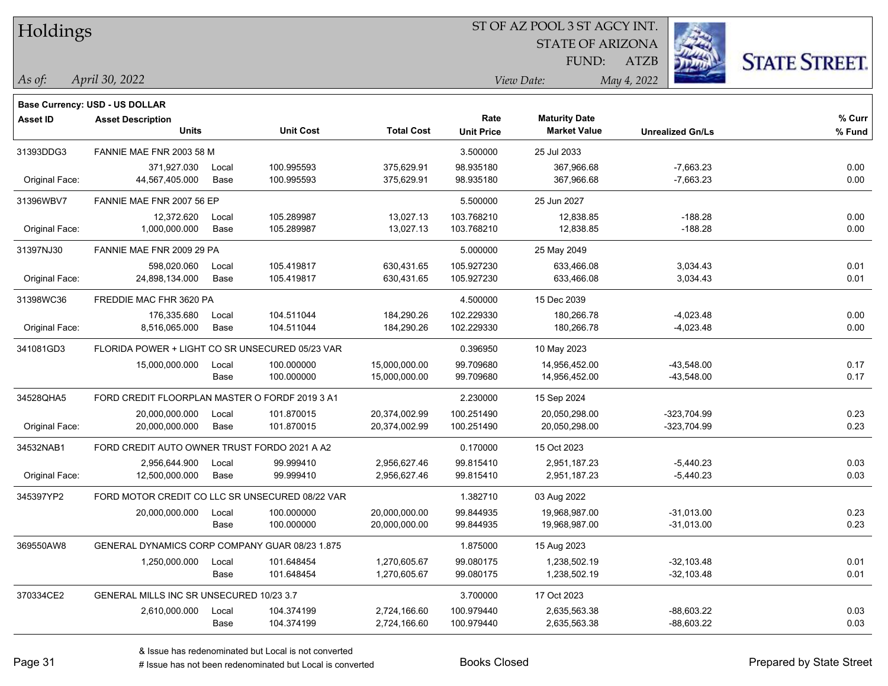# Holdings

ST OF AZ POOL 3 ST AGCY INT.
STATE OF ARIZONA
FUND: ATZB

*As of:* *April 30, 2022*
*View Date:* *May 4, 2022*

**Base Currency: USD - US DOLLAR**

| Asset ID | Asset Description / Units | | Unit Cost | Total Cost | Rate / Unit Price | Maturity Date / Market Value | Unrealized Gn/Ls | % Curr / % Fund |
|---|---|---|---|---|---|---|---|---|
| 31393DDG3 | FANNIE MAE FNR 2003 58 M | | | | 3.500000 | 25 Jul 2033 | | |
| | 371,927.030 | Local | 100.995593 | 375,629.91 | 98.935180 | 367,966.68 | -7,663.23 | 0.00 |
| Original Face: | 44,567,405.000 | Base | 100.995593 | 375,629.91 | 98.935180 | 367,966.68 | -7,663.23 | 0.00 |
| 31396WBV7 | FANNIE MAE FNR 2007 56 EP | | | | 5.500000 | 25 Jun 2027 | | |
| | 12,372.620 | Local | 105.289987 | 13,027.13 | 103.768210 | 12,838.85 | -188.28 | 0.00 |
| Original Face: | 1,000,000.000 | Base | 105.289987 | 13,027.13 | 103.768210 | 12,838.85 | -188.28 | 0.00 |
| 31397NJ30 | FANNIE MAE FNR 2009 29 PA | | | | 5.000000 | 25 May 2049 | | |
| | 598,020.060 | Local | 105.419817 | 630,431.65 | 105.927230 | 633,466.08 | 3,034.43 | 0.01 |
| Original Face: | 24,898,134.000 | Base | 105.419817 | 630,431.65 | 105.927230 | 633,466.08 | 3,034.43 | 0.01 |
| 31398WC36 | FREDDIE MAC FHR 3620 PA | | | | 4.500000 | 15 Dec 2039 | | |
| | 176,335.680 | Local | 104.511044 | 184,290.26 | 102.229330 | 180,266.78 | -4,023.48 | 0.00 |
| Original Face: | 8,516,065.000 | Base | 104.511044 | 184,290.26 | 102.229330 | 180,266.78 | -4,023.48 | 0.00 |
| 341081GD3 | FLORIDA POWER + LIGHT CO SR UNSECURED 05/23 VAR | | | | 0.396950 | 10 May 2023 | | |
| | 15,000,000.000 | Local | 100.000000 | 15,000,000.00 | 99.709680 | 14,956,452.00 | -43,548.00 | 0.17 |
| | | Base | 100.000000 | 15,000,000.00 | 99.709680 | 14,956,452.00 | -43,548.00 | 0.17 |
| 34528QHA5 | FORD CREDIT FLOORPLAN MASTER O FORDF 2019 3 A1 | | | | 2.230000 | 15 Sep 2024 | | |
| | 20,000,000.000 | Local | 101.870015 | 20,374,002.99 | 100.251490 | 20,050,298.00 | -323,704.99 | 0.23 |
| Original Face: | 20,000,000.000 | Base | 101.870015 | 20,374,002.99 | 100.251490 | 20,050,298.00 | -323,704.99 | 0.23 |
| 34532NAB1 | FORD CREDIT AUTO OWNER TRUST FORDO 2021 A A2 | | | | 0.170000 | 15 Oct 2023 | | |
| | 2,956,644.900 | Local | 99.999410 | 2,956,627.46 | 99.815410 | 2,951,187.23 | -5,440.23 | 0.03 |
| Original Face: | 12,500,000.000 | Base | 99.999410 | 2,956,627.46 | 99.815410 | 2,951,187.23 | -5,440.23 | 0.03 |
| 345397YP2 | FORD MOTOR CREDIT CO LLC SR UNSECURED 08/22 VAR | | | | 1.382710 | 03 Aug 2022 | | |
| | 20,000,000.000 | Local | 100.000000 | 20,000,000.00 | 99.844935 | 19,968,987.00 | -31,013.00 | 0.23 |
| | | Base | 100.000000 | 20,000,000.00 | 99.844935 | 19,968,987.00 | -31,013.00 | 0.23 |
| 369550AW8 | GENERAL DYNAMICS CORP COMPANY GUAR 08/23 1.875 | | | | 1.875000 | 15 Aug 2023 | | |
| | 1,250,000.000 | Local | 101.648454 | 1,270,605.67 | 99.080175 | 1,238,502.19 | -32,103.48 | 0.01 |
| | | Base | 101.648454 | 1,270,605.67 | 99.080175 | 1,238,502.19 | -32,103.48 | 0.01 |
| 370334CE2 | GENERAL MILLS INC SR UNSECURED 10/23 3.7 | | | | 3.700000 | 17 Oct 2023 | | |
| | 2,610,000.000 | Local | 104.374199 | 2,724,166.60 | 100.979440 | 2,635,563.38 | -88,603.22 | 0.03 |
| | | Base | 104.374199 | 2,724,166.60 | 100.979440 | 2,635,563.38 | -88,603.22 | 0.03 |

& Issue has redenominated but Local is not converted
# Issue has not been redenominated but Local is converted

Books Closed

Prepared by State Street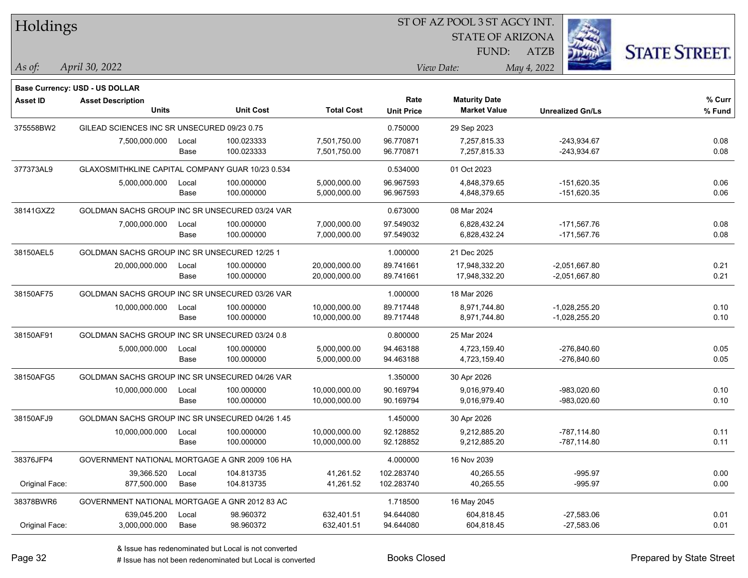# Holdings

ST OF AZ POOL 3 ST AGCY INT.
STATE OF ARIZONA
FUND: ATZB

*As of:* *April 30, 2022*

*View Date:* *May 4, 2022*

**Base Currency: USD - US DOLLAR**

| Asset ID | Asset Description / Units | | Unit Cost | Total Cost | Rate / Unit Price | Maturity Date / Market Value | Unrealized Gn/Ls | % Curr / % Fund |
|---|---|---|---|---|---|---|---|---|
| 375558BW2 | GILEAD SCIENCES INC SR UNSECURED 09/23 0.75 | | | | 0.750000 | 29 Sep 2023 | | |
| | 7,500,000.000 | Local | 100.023333 | 7,501,750.00 | 96.770871 | 7,257,815.33 | -243,934.67 | 0.08 |
| | | Base | 100.023333 | 7,501,750.00 | 96.770871 | 7,257,815.33 | -243,934.67 | 0.08 |
| 377373AL9 | GLAXOSMITHKLINE CAPITAL COMPANY GUAR 10/23 0.534 | | | | 0.534000 | 01 Oct 2023 | | |
| | 5,000,000.000 | Local | 100.000000 | 5,000,000.00 | 96.967593 | 4,848,379.65 | -151,620.35 | 0.06 |
| | | Base | 100.000000 | 5,000,000.00 | 96.967593 | 4,848,379.65 | -151,620.35 | 0.06 |
| 38141GXZ2 | GOLDMAN SACHS GROUP INC SR UNSECURED 03/24 VAR | | | | 0.673000 | 08 Mar 2024 | | |
| | 7,000,000.000 | Local | 100.000000 | 7,000,000.00 | 97.549032 | 6,828,432.24 | -171,567.76 | 0.08 |
| | | Base | 100.000000 | 7,000,000.00 | 97.549032 | 6,828,432.24 | -171,567.76 | 0.08 |
| 38150AEL5 | GOLDMAN SACHS GROUP INC SR UNSECURED 12/25 1 | | | | 1.000000 | 21 Dec 2025 | | |
| | 20,000,000.000 | Local | 100.000000 | 20,000,000.00 | 89.741661 | 17,948,332.20 | -2,051,667.80 | 0.21 |
| | | Base | 100.000000 | 20,000,000.00 | 89.741661 | 17,948,332.20 | -2,051,667.80 | 0.21 |
| 38150AF75 | GOLDMAN SACHS GROUP INC SR UNSECURED 03/26 VAR | | | | 1.000000 | 18 Mar 2026 | | |
| | 10,000,000.000 | Local | 100.000000 | 10,000,000.00 | 89.717448 | 8,971,744.80 | -1,028,255.20 | 0.10 |
| | | Base | 100.000000 | 10,000,000.00 | 89.717448 | 8,971,744.80 | -1,028,255.20 | 0.10 |
| 38150AF91 | GOLDMAN SACHS GROUP INC SR UNSECURED 03/24 0.8 | | | | 0.800000 | 25 Mar 2024 | | |
| | 5,000,000.000 | Local | 100.000000 | 5,000,000.00 | 94.463188 | 4,723,159.40 | -276,840.60 | 0.05 |
| | | Base | 100.000000 | 5,000,000.00 | 94.463188 | 4,723,159.40 | -276,840.60 | 0.05 |
| 38150AFG5 | GOLDMAN SACHS GROUP INC SR UNSECURED 04/26 VAR | | | | 1.350000 | 30 Apr 2026 | | |
| | 10,000,000.000 | Local | 100.000000 | 10,000,000.00 | 90.169794 | 9,016,979.40 | -983,020.60 | 0.10 |
| | | Base | 100.000000 | 10,000,000.00 | 90.169794 | 9,016,979.40 | -983,020.60 | 0.10 |
| 38150AFJ9 | GOLDMAN SACHS GROUP INC SR UNSECURED 04/26 1.45 | | | | 1.450000 | 30 Apr 2026 | | |
| | 10,000,000.000 | Local | 100.000000 | 10,000,000.00 | 92.128852 | 9,212,885.20 | -787,114.80 | 0.11 |
| | | Base | 100.000000 | 10,000,000.00 | 92.128852 | 9,212,885.20 | -787,114.80 | 0.11 |
| 38376JFP4 | GOVERNMENT NATIONAL MORTGAGE A GNR 2009 106 HA | | | | 4.000000 | 16 Nov 2039 | | |
| | 39,366.520 | Local | 104.813735 | 41,261.52 | 102.283740 | 40,265.55 | -995.97 | 0.00 |
| Original Face: | 877,500.000 | Base | 104.813735 | 41,261.52 | 102.283740 | 40,265.55 | -995.97 | 0.00 |
| 38378BWR6 | GOVERNMENT NATIONAL MORTGAGE A GNR 2012 83 AC | | | | 1.718500 | 16 May 2045 | | |
| | 639,045.200 | Local | 98.960372 | 632,401.51 | 94.644080 | 604,818.45 | -27,583.06 | 0.01 |
| Original Face: | 3,000,000.000 | Base | 98.960372 | 632,401.51 | 94.644080 | 604,818.45 | -27,583.06 | 0.01 |

& Issue has redenominated but Local is not converted
# Issue has not been redenominated but Local is converted

Books Closed

Prepared by State Street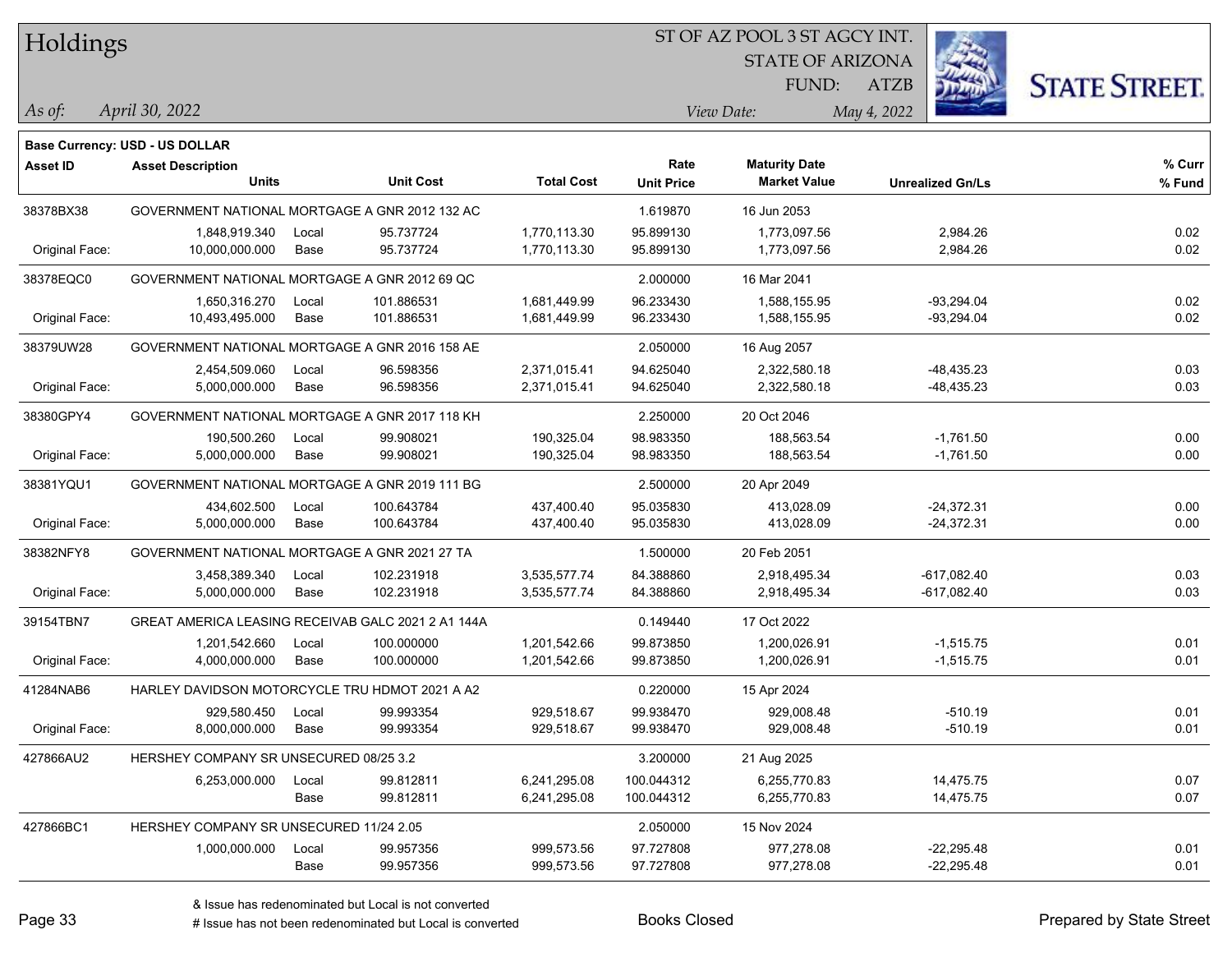# Holdings

ST OF AZ POOL 3 ST AGCY INT.
STATE OF ARIZONA
FUND: ATZB

*As of:* *April 30, 2022*
*View Date:* *May 4, 2022*

**Base Currency: USD - US DOLLAR**

| Asset ID | Asset Description / Units | | Unit Cost | Total Cost | Rate / Unit Price | Maturity Date / Market Value | Unrealized Gn/Ls | % Curr / % Fund |
|---|---|---|---|---|---|---|---|---|
| 38378BX38 | GOVERNMENT NATIONAL MORTGAGE A GNR 2012 132 AC | | | | 1.619870 | 16 Jun 2053 | | |
| | 1,848,919.340 | Local | 95.737724 | 1,770,113.30 | 95.899130 | 1,773,097.56 | 2,984.26 | 0.02 |
| Original Face: | 10,000,000.000 | Base | 95.737724 | 1,770,113.30 | 95.899130 | 1,773,097.56 | 2,984.26 | 0.02 |
| 38378EQC0 | GOVERNMENT NATIONAL MORTGAGE A GNR 2012 69 QC | | | | 2.000000 | 16 Mar 2041 | | |
| | 1,650,316.270 | Local | 101.886531 | 1,681,449.99 | 96.233430 | 1,588,155.95 | -93,294.04 | 0.02 |
| Original Face: | 10,493,495.000 | Base | 101.886531 | 1,681,449.99 | 96.233430 | 1,588,155.95 | -93,294.04 | 0.02 |
| 38379UW28 | GOVERNMENT NATIONAL MORTGAGE A GNR 2016 158 AE | | | | 2.050000 | 16 Aug 2057 | | |
| | 2,454,509.060 | Local | 96.598356 | 2,371,015.41 | 94.625040 | 2,322,580.18 | -48,435.23 | 0.03 |
| Original Face: | 5,000,000.000 | Base | 96.598356 | 2,371,015.41 | 94.625040 | 2,322,580.18 | -48,435.23 | 0.03 |
| 38380GPY4 | GOVERNMENT NATIONAL MORTGAGE A GNR 2017 118 KH | | | | 2.250000 | 20 Oct 2046 | | |
| | 190,500.260 | Local | 99.908021 | 190,325.04 | 98.983350 | 188,563.54 | -1,761.50 | 0.00 |
| Original Face: | 5,000,000.000 | Base | 99.908021 | 190,325.04 | 98.983350 | 188,563.54 | -1,761.50 | 0.00 |
| 38381YQU1 | GOVERNMENT NATIONAL MORTGAGE A GNR 2019 111 BG | | | | 2.500000 | 20 Apr 2049 | | |
| | 434,602.500 | Local | 100.643784 | 437,400.40 | 95.035830 | 413,028.09 | -24,372.31 | 0.00 |
| Original Face: | 5,000,000.000 | Base | 100.643784 | 437,400.40 | 95.035830 | 413,028.09 | -24,372.31 | 0.00 |
| 38382NFY8 | GOVERNMENT NATIONAL MORTGAGE A GNR 2021 27 TA | | | | 1.500000 | 20 Feb 2051 | | |
| | 3,458,389.340 | Local | 102.231918 | 3,535,577.74 | 84.388860 | 2,918,495.34 | -617,082.40 | 0.03 |
| Original Face: | 5,000,000.000 | Base | 102.231918 | 3,535,577.74 | 84.388860 | 2,918,495.34 | -617,082.40 | 0.03 |
| 39154TBN7 | GREAT AMERICA LEASING RECEIVAB GALC 2021 2 A1 144A | | | | 0.149440 | 17 Oct 2022 | | |
| | 1,201,542.660 | Local | 100.000000 | 1,201,542.66 | 99.873850 | 1,200,026.91 | -1,515.75 | 0.01 |
| Original Face: | 4,000,000.000 | Base | 100.000000 | 1,201,542.66 | 99.873850 | 1,200,026.91 | -1,515.75 | 0.01 |
| 41284NAB6 | HARLEY DAVIDSON MOTORCYCLE TRU HDMOT 2021 A A2 | | | | 0.220000 | 15 Apr 2024 | | |
| | 929,580.450 | Local | 99.993354 | 929,518.67 | 99.938470 | 929,008.48 | -510.19 | 0.01 |
| Original Face: | 8,000,000.000 | Base | 99.993354 | 929,518.67 | 99.938470 | 929,008.48 | -510.19 | 0.01 |
| 427866AU2 | HERSHEY COMPANY SR UNSECURED 08/25 3.2 | | | | 3.200000 | 21 Aug 2025 | | |
| | 6,253,000.000 | Local | 99.812811 | 6,241,295.08 | 100.044312 | 6,255,770.83 | 14,475.75 | 0.07 |
| | | Base | 99.812811 | 6,241,295.08 | 100.044312 | 6,255,770.83 | 14,475.75 | 0.07 |
| 427866BC1 | HERSHEY COMPANY SR UNSECURED 11/24 2.05 | | | | 2.050000 | 15 Nov 2024 | | |
| | 1,000,000.000 | Local | 99.957356 | 999,573.56 | 97.727808 | 977,278.08 | -22,295.48 | 0.01 |
| | | Base | 99.957356 | 999,573.56 | 97.727808 | 977,278.08 | -22,295.48 | 0.01 |

& Issue has redenominated but Local is not converted
# Issue has not been redenominated but Local is converted

Books Closed

Prepared by State Street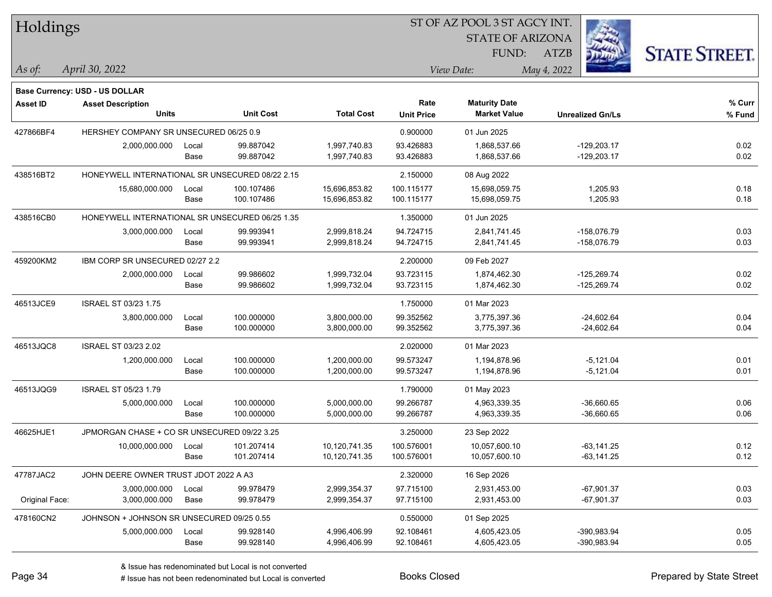# Holdings

ST OF AZ POOL 3 ST AGCY INT.
STATE OF ARIZONA
FUND: ATZB

*As of:* *April 30, 2022*
*View Date:* *May 4, 2022*

**Base Currency: USD - US DOLLAR**

| Asset ID | Asset Description / Units | | Unit Cost | Total Cost | Rate / Unit Price | Maturity Date / Market Value | Unrealized Gn/Ls | % Curr / % Fund |
|---|---|---|---|---|---|---|---|---|
| 427866BF4 | HERSHEY COMPANY SR UNSECURED 06/25 0.9 | | | | 0.900000 | 01 Jun 2025 | | |
| | 2,000,000.000 | Local | 99.887042 | 1,997,740.83 | 93.426883 | 1,868,537.66 | -129,203.17 | 0.02 |
| | | Base | 99.887042 | 1,997,740.83 | 93.426883 | 1,868,537.66 | -129,203.17 | 0.02 |
| 438516BT2 | HONEYWELL INTERNATIONAL SR UNSECURED 08/22 2.15 | | | | 2.150000 | 08 Aug 2022 | | |
| | 15,680,000.000 | Local | 100.107486 | 15,696,853.82 | 100.115177 | 15,698,059.75 | 1,205.93 | 0.18 |
| | | Base | 100.107486 | 15,696,853.82 | 100.115177 | 15,698,059.75 | 1,205.93 | 0.18 |
| 438516CB0 | HONEYWELL INTERNATIONAL SR UNSECURED 06/25 1.35 | | | | 1.350000 | 01 Jun 2025 | | |
| | 3,000,000.000 | Local | 99.993941 | 2,999,818.24 | 94.724715 | 2,841,741.45 | -158,076.79 | 0.03 |
| | | Base | 99.993941 | 2,999,818.24 | 94.724715 | 2,841,741.45 | -158,076.79 | 0.03 |
| 459200KM2 | IBM CORP SR UNSECURED 02/27 2.2 | | | | 2.200000 | 09 Feb 2027 | | |
| | 2,000,000.000 | Local | 99.986602 | 1,999,732.04 | 93.723115 | 1,874,462.30 | -125,269.74 | 0.02 |
| | | Base | 99.986602 | 1,999,732.04 | 93.723115 | 1,874,462.30 | -125,269.74 | 0.02 |
| 46513JCE9 | ISRAEL ST 03/23 1.75 | | | | 1.750000 | 01 Mar 2023 | | |
| | 3,800,000.000 | Local | 100.000000 | 3,800,000.00 | 99.352562 | 3,775,397.36 | -24,602.64 | 0.04 |
| | | Base | 100.000000 | 3,800,000.00 | 99.352562 | 3,775,397.36 | -24,602.64 | 0.04 |
| 46513JQC8 | ISRAEL ST 03/23 2.02 | | | | 2.020000 | 01 Mar 2023 | | |
| | 1,200,000.000 | Local | 100.000000 | 1,200,000.00 | 99.573247 | 1,194,878.96 | -5,121.04 | 0.01 |
| | | Base | 100.000000 | 1,200,000.00 | 99.573247 | 1,194,878.96 | -5,121.04 | 0.01 |
| 46513JQG9 | ISRAEL ST 05/23 1.79 | | | | 1.790000 | 01 May 2023 | | |
| | 5,000,000.000 | Local | 100.000000 | 5,000,000.00 | 99.266787 | 4,963,339.35 | -36,660.65 | 0.06 |
| | | Base | 100.000000 | 5,000,000.00 | 99.266787 | 4,963,339.35 | -36,660.65 | 0.06 |
| 46625HJE1 | JPMORGAN CHASE + CO SR UNSECURED 09/22 3.25 | | | | 3.250000 | 23 Sep 2022 | | |
| | 10,000,000.000 | Local | 101.207414 | 10,120,741.35 | 100.576001 | 10,057,600.10 | -63,141.25 | 0.12 |
| | | Base | 101.207414 | 10,120,741.35 | 100.576001 | 10,057,600.10 | -63,141.25 | 0.12 |
| 47787JAC2 | JOHN DEERE OWNER TRUST JDOT 2022 A A3 | | | | 2.320000 | 16 Sep 2026 | | |
| | 3,000,000.000 | Local | 99.978479 | 2,999,354.37 | 97.715100 | 2,931,453.00 | -67,901.37 | 0.03 |
| Original Face: | 3,000,000.000 | Base | 99.978479 | 2,999,354.37 | 97.715100 | 2,931,453.00 | -67,901.37 | 0.03 |
| 478160CN2 | JOHNSON + JOHNSON SR UNSECURED 09/25 0.55 | | | | 0.550000 | 01 Sep 2025 | | |
| | 5,000,000.000 | Local | 99.928140 | 4,996,406.99 | 92.108461 | 4,605,423.05 | -390,983.94 | 0.05 |
| | | Base | 99.928140 | 4,996,406.99 | 92.108461 | 4,605,423.05 | -390,983.94 | 0.05 |

& Issue has redenominated but Local is not converted
# Issue has not been redenominated but Local is converted

Books Closed

Prepared by State Street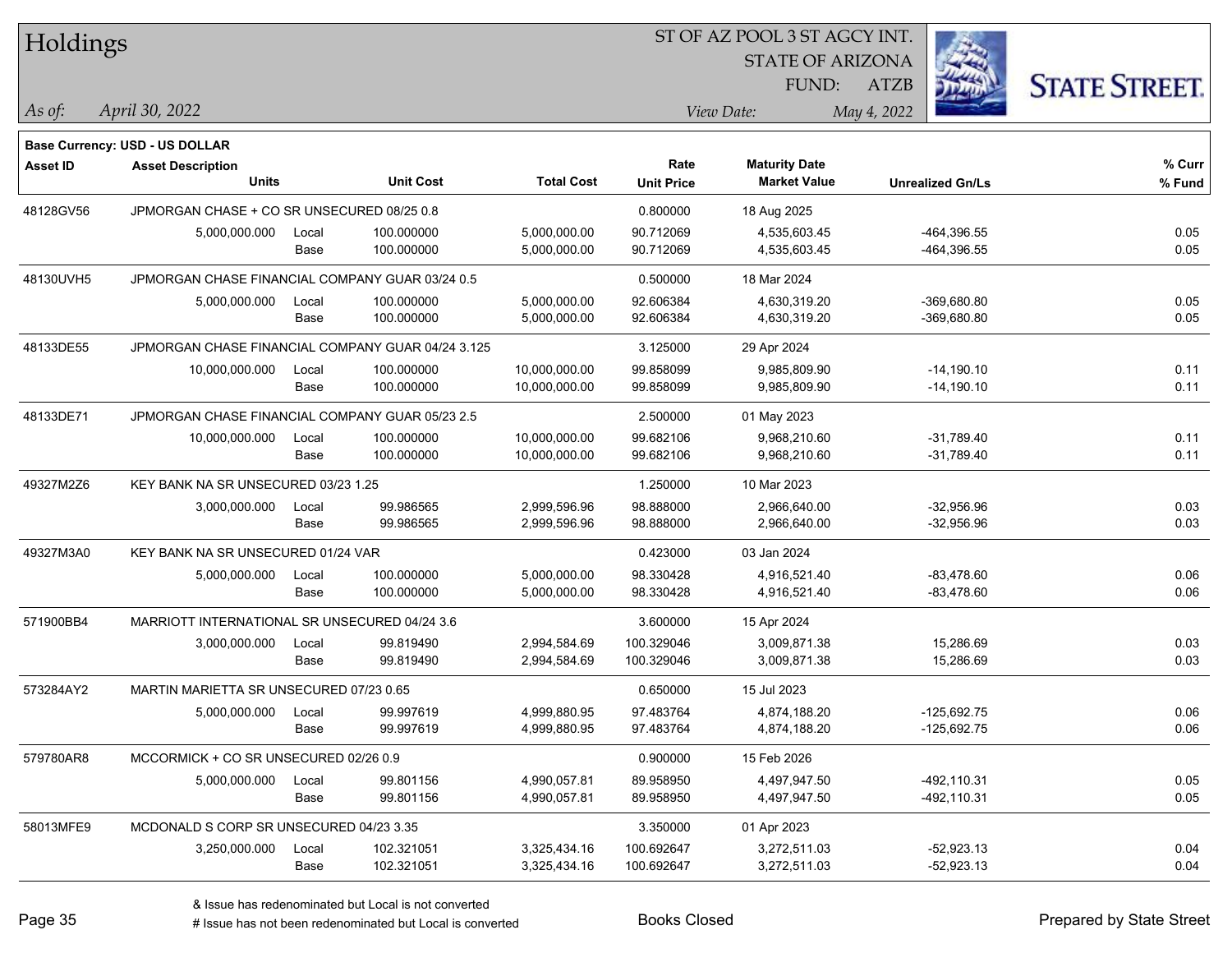# Holdings

ST OF AZ POOL 3 ST AGCY INT.
STATE OF ARIZONA
FUND: ATZB

*As of:* *April 30, 2022*
*View Date:* *May 4, 2022*

**Base Currency: USD - US DOLLAR**

| Asset ID | Asset Description / Units | | Unit Cost | Total Cost | Rate / Unit Price | Maturity Date / Market Value | Unrealized Gn/Ls | % Curr / % Fund |
|---|---|---|---|---|---|---|---|---|
| 48128GV56 | JPMORGAN CHASE + CO SR UNSECURED 08/25 0.8 | | | | 0.800000 | 18 Aug 2025 | | |
| | 5,000,000.000 | Local | 100.000000 | 5,000,000.00 | 90.712069 | 4,535,603.45 | -464,396.55 | 0.05 |
| | | Base | 100.000000 | 5,000,000.00 | 90.712069 | 4,535,603.45 | -464,396.55 | 0.05 |
| 48130UVH5 | JPMORGAN CHASE FINANCIAL COMPANY GUAR 03/24 0.5 | | | | 0.500000 | 18 Mar 2024 | | |
| | 5,000,000.000 | Local | 100.000000 | 5,000,000.00 | 92.606384 | 4,630,319.20 | -369,680.80 | 0.05 |
| | | Base | 100.000000 | 5,000,000.00 | 92.606384 | 4,630,319.20 | -369,680.80 | 0.05 |
| 48133DE55 | JPMORGAN CHASE FINANCIAL COMPANY GUAR 04/24 3.125 | | | | 3.125000 | 29 Apr 2024 | | |
| | 10,000,000.000 | Local | 100.000000 | 10,000,000.00 | 99.858099 | 9,985,809.90 | -14,190.10 | 0.11 |
| | | Base | 100.000000 | 10,000,000.00 | 99.858099 | 9,985,809.90 | -14,190.10 | 0.11 |
| 48133DE71 | JPMORGAN CHASE FINANCIAL COMPANY GUAR 05/23 2.5 | | | | 2.500000 | 01 May 2023 | | |
| | 10,000,000.000 | Local | 100.000000 | 10,000,000.00 | 99.682106 | 9,968,210.60 | -31,789.40 | 0.11 |
| | | Base | 100.000000 | 10,000,000.00 | 99.682106 | 9,968,210.60 | -31,789.40 | 0.11 |
| 49327M2Z6 | KEY BANK NA SR UNSECURED 03/23 1.25 | | | | 1.250000 | 10 Mar 2023 | | |
| | 3,000,000.000 | Local | 99.986565 | 2,999,596.96 | 98.888000 | 2,966,640.00 | -32,956.96 | 0.03 |
| | | Base | 99.986565 | 2,999,596.96 | 98.888000 | 2,966,640.00 | -32,956.96 | 0.03 |
| 49327M3A0 | KEY BANK NA SR UNSECURED 01/24 VAR | | | | 0.423000 | 03 Jan 2024 | | |
| | 5,000,000.000 | Local | 100.000000 | 5,000,000.00 | 98.330428 | 4,916,521.40 | -83,478.60 | 0.06 |
| | | Base | 100.000000 | 5,000,000.00 | 98.330428 | 4,916,521.40 | -83,478.60 | 0.06 |
| 571900BB4 | MARRIOTT INTERNATIONAL SR UNSECURED 04/24 3.6 | | | | 3.600000 | 15 Apr 2024 | | |
| | 3,000,000.000 | Local | 99.819490 | 2,994,584.69 | 100.329046 | 3,009,871.38 | 15,286.69 | 0.03 |
| | | Base | 99.819490 | 2,994,584.69 | 100.329046 | 3,009,871.38 | 15,286.69 | 0.03 |
| 573284AY2 | MARTIN MARIETTA SR UNSECURED 07/23 0.65 | | | | 0.650000 | 15 Jul 2023 | | |
| | 5,000,000.000 | Local | 99.997619 | 4,999,880.95 | 97.483764 | 4,874,188.20 | -125,692.75 | 0.06 |
| | | Base | 99.997619 | 4,999,880.95 | 97.483764 | 4,874,188.20 | -125,692.75 | 0.06 |
| 579780AR8 | MCCORMICK + CO SR UNSECURED 02/26 0.9 | | | | 0.900000 | 15 Feb 2026 | | |
| | 5,000,000.000 | Local | 99.801156 | 4,990,057.81 | 89.958950 | 4,497,947.50 | -492,110.31 | 0.05 |
| | | Base | 99.801156 | 4,990,057.81 | 89.958950 | 4,497,947.50 | -492,110.31 | 0.05 |
| 58013MFE9 | MCDONALD S CORP SR UNSECURED 04/23 3.35 | | | | 3.350000 | 01 Apr 2023 | | |
| | 3,250,000.000 | Local | 102.321051 | 3,325,434.16 | 100.692647 | 3,272,511.03 | -52,923.13 | 0.04 |
| | | Base | 102.321051 | 3,325,434.16 | 100.692647 | 3,272,511.03 | -52,923.13 | 0.04 |

& Issue has redenominated but Local is not converted
# Issue has not been redenominated but Local is converted

Books Closed

Prepared by State Street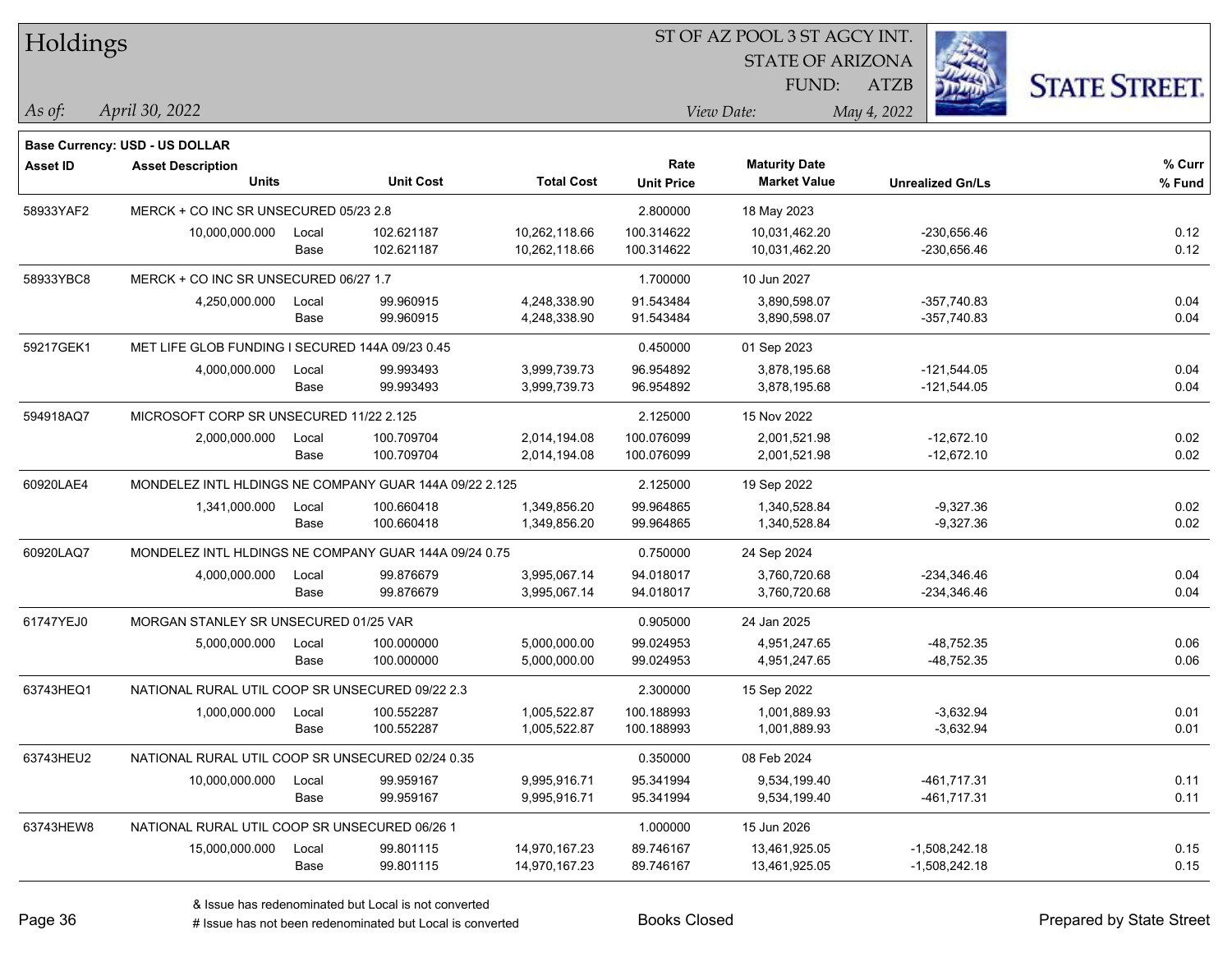# Holdings

ST OF AZ POOL 3 ST AGCY INT.
STATE OF ARIZONA
FUND: ATZB

*As of:* *April 30, 2022*
*View Date:* *May 4, 2022*

**Base Currency: USD - US DOLLAR**

| Asset ID | Asset Description / Units | | Unit Cost | Total Cost | Rate / Unit Price | Maturity Date / Market Value | Unrealized Gn/Ls | % Curr / % Fund |
|---|---|---|---|---|---|---|---|---|
| 58933YAF2 | MERCK + CO INC SR UNSECURED 05/23 2.8 | | | | 2.800000 | 18 May 2023 | | |
| | 10,000,000.000 | Local | 102.621187 | 10,262,118.66 | 100.314622 | 10,031,462.20 | -230,656.46 | 0.12 |
| | | Base | 102.621187 | 10,262,118.66 | 100.314622 | 10,031,462.20 | -230,656.46 | 0.12 |
| 58933YBC8 | MERCK + CO INC SR UNSECURED 06/27 1.7 | | | | 1.700000 | 10 Jun 2027 | | |
| | 4,250,000.000 | Local | 99.960915 | 4,248,338.90 | 91.543484 | 3,890,598.07 | -357,740.83 | 0.04 |
| | | Base | 99.960915 | 4,248,338.90 | 91.543484 | 3,890,598.07 | -357,740.83 | 0.04 |
| 59217GEK1 | MET LIFE GLOB FUNDING I SECURED 144A 09/23 0.45 | | | | 0.450000 | 01 Sep 2023 | | |
| | 4,000,000.000 | Local | 99.993493 | 3,999,739.73 | 96.954892 | 3,878,195.68 | -121,544.05 | 0.04 |
| | | Base | 99.993493 | 3,999,739.73 | 96.954892 | 3,878,195.68 | -121,544.05 | 0.04 |
| 594918AQ7 | MICROSOFT CORP SR UNSECURED 11/22 2.125 | | | | 2.125000 | 15 Nov 2022 | | |
| | 2,000,000.000 | Local | 100.709704 | 2,014,194.08 | 100.076099 | 2,001,521.98 | -12,672.10 | 0.02 |
| | | Base | 100.709704 | 2,014,194.08 | 100.076099 | 2,001,521.98 | -12,672.10 | 0.02 |
| 60920LAE4 | MONDELEZ INTL HLDINGS NE COMPANY GUAR 144A 09/22 2.125 | | | | 2.125000 | 19 Sep 2022 | | |
| | 1,341,000.000 | Local | 100.660418 | 1,349,856.20 | 99.964865 | 1,340,528.84 | -9,327.36 | 0.02 |
| | | Base | 100.660418 | 1,349,856.20 | 99.964865 | 1,340,528.84 | -9,327.36 | 0.02 |
| 60920LAQ7 | MONDELEZ INTL HLDINGS NE COMPANY GUAR 144A 09/24 0.75 | | | | 0.750000 | 24 Sep 2024 | | |
| | 4,000,000.000 | Local | 99.876679 | 3,995,067.14 | 94.018017 | 3,760,720.68 | -234,346.46 | 0.04 |
| | | Base | 99.876679 | 3,995,067.14 | 94.018017 | 3,760,720.68 | -234,346.46 | 0.04 |
| 61747YEJ0 | MORGAN STANLEY SR UNSECURED 01/25 VAR | | | | 0.905000 | 24 Jan 2025 | | |
| | 5,000,000.000 | Local | 100.000000 | 5,000,000.00 | 99.024953 | 4,951,247.65 | -48,752.35 | 0.06 |
| | | Base | 100.000000 | 5,000,000.00 | 99.024953 | 4,951,247.65 | -48,752.35 | 0.06 |
| 63743HEQ1 | NATIONAL RURAL UTIL COOP SR UNSECURED 09/22 2.3 | | | | 2.300000 | 15 Sep 2022 | | |
| | 1,000,000.000 | Local | 100.552287 | 1,005,522.87 | 100.188993 | 1,001,889.93 | -3,632.94 | 0.01 |
| | | Base | 100.552287 | 1,005,522.87 | 100.188993 | 1,001,889.93 | -3,632.94 | 0.01 |
| 63743HEU2 | NATIONAL RURAL UTIL COOP SR UNSECURED 02/24 0.35 | | | | 0.350000 | 08 Feb 2024 | | |
| | 10,000,000.000 | Local | 99.959167 | 9,995,916.71 | 95.341994 | 9,534,199.40 | -461,717.31 | 0.11 |
| | | Base | 99.959167 | 9,995,916.71 | 95.341994 | 9,534,199.40 | -461,717.31 | 0.11 |
| 63743HEW8 | NATIONAL RURAL UTIL COOP SR UNSECURED 06/26 1 | | | | 1.000000 | 15 Jun 2026 | | |
| | 15,000,000.000 | Local | 99.801115 | 14,970,167.23 | 89.746167 | 13,461,925.05 | -1,508,242.18 | 0.15 |
| | | Base | 99.801115 | 14,970,167.23 | 89.746167 | 13,461,925.05 | -1,508,242.18 | 0.15 |

& Issue has redenominated but Local is not converted
# Issue has not been redenominated but Local is converted

Books Closed

Prepared by State Street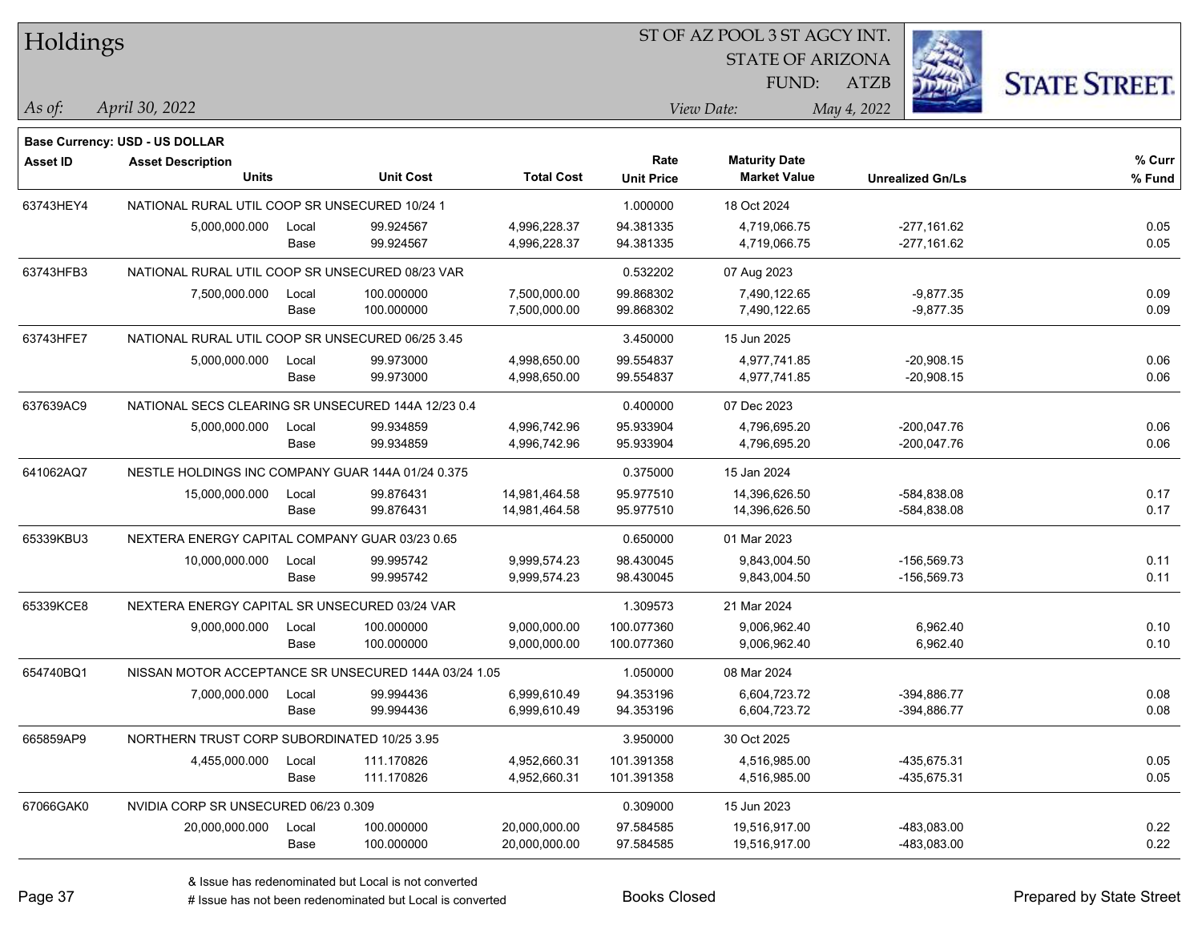# Holdings

ST OF AZ POOL 3 ST AGCY INT.
STATE OF ARIZONA
FUND: ATZB

*As of:* *April 30, 2022*
*View Date:* *May 4, 2022*

**Base Currency: USD - US DOLLAR**

| Asset ID | Asset Description / Units | | Unit Cost | Total Cost | Rate / Unit Price | Maturity Date / Market Value | Unrealized Gn/Ls | % Curr / % Fund |
|---|---|---|---|---|---|---|---|---|
| 63743HEY4 | NATIONAL RURAL UTIL COOP SR UNSECURED 10/24 1 | | | | 1.000000 | 18 Oct 2024 | | |
| | 5,000,000.000 | Local | 99.924567 | 4,996,228.37 | 94.381335 | 4,719,066.75 | -277,161.62 | 0.05 |
| | | Base | 99.924567 | 4,996,228.37 | 94.381335 | 4,719,066.75 | -277,161.62 | 0.05 |
| 63743HFB3 | NATIONAL RURAL UTIL COOP SR UNSECURED 08/23 VAR | | | | 0.532202 | 07 Aug 2023 | | |
| | 7,500,000.000 | Local | 100.000000 | 7,500,000.00 | 99.868302 | 7,490,122.65 | -9,877.35 | 0.09 |
| | | Base | 100.000000 | 7,500,000.00 | 99.868302 | 7,490,122.65 | -9,877.35 | 0.09 |
| 63743HFE7 | NATIONAL RURAL UTIL COOP SR UNSECURED 06/25 3.45 | | | | 3.450000 | 15 Jun 2025 | | |
| | 5,000,000.000 | Local | 99.973000 | 4,998,650.00 | 99.554837 | 4,977,741.85 | -20,908.15 | 0.06 |
| | | Base | 99.973000 | 4,998,650.00 | 99.554837 | 4,977,741.85 | -20,908.15 | 0.06 |
| 637639AC9 | NATIONAL SECS CLEARING SR UNSECURED 144A 12/23 0.4 | | | | 0.400000 | 07 Dec 2023 | | |
| | 5,000,000.000 | Local | 99.934859 | 4,996,742.96 | 95.933904 | 4,796,695.20 | -200,047.76 | 0.06 |
| | | Base | 99.934859 | 4,996,742.96 | 95.933904 | 4,796,695.20 | -200,047.76 | 0.06 |
| 641062AQ7 | NESTLE HOLDINGS INC COMPANY GUAR 144A 01/24 0.375 | | | | 0.375000 | 15 Jan 2024 | | |
| | 15,000,000.000 | Local | 99.876431 | 14,981,464.58 | 95.977510 | 14,396,626.50 | -584,838.08 | 0.17 |
| | | Base | 99.876431 | 14,981,464.58 | 95.977510 | 14,396,626.50 | -584,838.08 | 0.17 |
| 65339KBU3 | NEXTERA ENERGY CAPITAL COMPANY GUAR 03/23 0.65 | | | | 0.650000 | 01 Mar 2023 | | |
| | 10,000,000.000 | Local | 99.995742 | 9,999,574.23 | 98.430045 | 9,843,004.50 | -156,569.73 | 0.11 |
| | | Base | 99.995742 | 9,999,574.23 | 98.430045 | 9,843,004.50 | -156,569.73 | 0.11 |
| 65339KCE8 | NEXTERA ENERGY CAPITAL SR UNSECURED 03/24 VAR | | | | 1.309573 | 21 Mar 2024 | | |
| | 9,000,000.000 | Local | 100.000000 | 9,000,000.00 | 100.077360 | 9,006,962.40 | 6,962.40 | 0.10 |
| | | Base | 100.000000 | 9,000,000.00 | 100.077360 | 9,006,962.40 | 6,962.40 | 0.10 |
| 654740BQ1 | NISSAN MOTOR ACCEPTANCE SR UNSECURED 144A 03/24 1.05 | | | | 1.050000 | 08 Mar 2024 | | |
| | 7,000,000.000 | Local | 99.994436 | 6,999,610.49 | 94.353196 | 6,604,723.72 | -394,886.77 | 0.08 |
| | | Base | 99.994436 | 6,999,610.49 | 94.353196 | 6,604,723.72 | -394,886.77 | 0.08 |
| 665859AP9 | NORTHERN TRUST CORP SUBORDINATED 10/25 3.95 | | | | 3.950000 | 30 Oct 2025 | | |
| | 4,455,000.000 | Local | 111.170826 | 4,952,660.31 | 101.391358 | 4,516,985.00 | -435,675.31 | 0.05 |
| | | Base | 111.170826 | 4,952,660.31 | 101.391358 | 4,516,985.00 | -435,675.31 | 0.05 |
| 67066GAK0 | NVIDIA CORP SR UNSECURED 06/23 0.309 | | | | 0.309000 | 15 Jun 2023 | | |
| | 20,000,000.000 | Local | 100.000000 | 20,000,000.00 | 97.584585 | 19,516,917.00 | -483,083.00 | 0.22 |
| | | Base | 100.000000 | 20,000,000.00 | 97.584585 | 19,516,917.00 | -483,083.00 | 0.22 |

& Issue has redenominated but Local is not converted
# Issue has not been redenominated but Local is converted

Books Closed

Prepared by State Street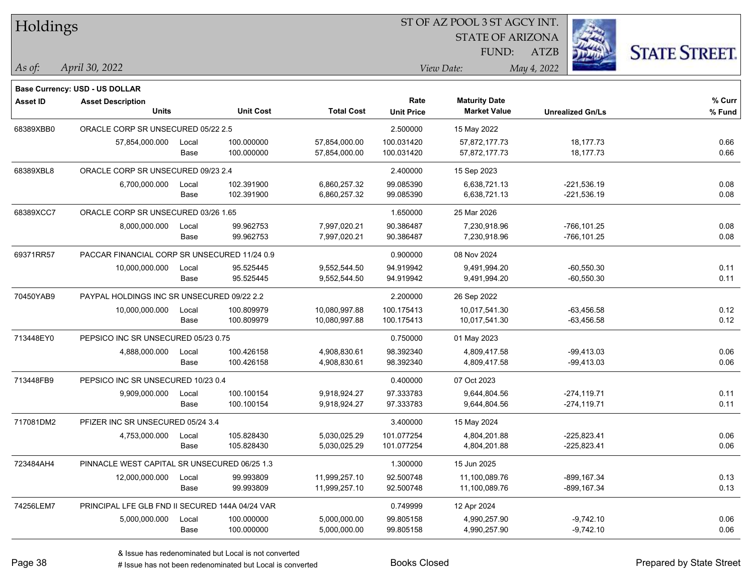# Holdings

ST OF AZ POOL 3 ST AGCY INT.
STATE OF ARIZONA
FUND: ATZB

*As of:* *April 30, 2022*
*View Date:* *May 4, 2022*

**Base Currency: USD - US DOLLAR**

| Asset ID | Asset Description / Units | | Unit Cost | Total Cost | Rate / Unit Price | Maturity Date / Market Value | Unrealized Gn/Ls | % Curr / % Fund |
|---|---|---|---|---|---|---|---|---|
| 68389XBB0 | ORACLE CORP SR UNSECURED 05/22 2.5 | | | | 2.500000 | 15 May 2022 | | |
| | 57,854,000.000 | Local | 100.000000 | 57,854,000.00 | 100.031420 | 57,872,177.73 | 18,177.73 | 0.66 |
| | | Base | 100.000000 | 57,854,000.00 | 100.031420 | 57,872,177.73 | 18,177.73 | 0.66 |
| 68389XBL8 | ORACLE CORP SR UNSECURED 09/23 2.4 | | | | 2.400000 | 15 Sep 2023 | | |
| | 6,700,000.000 | Local | 102.391900 | 6,860,257.32 | 99.085390 | 6,638,721.13 | -221,536.19 | 0.08 |
| | | Base | 102.391900 | 6,860,257.32 | 99.085390 | 6,638,721.13 | -221,536.19 | 0.08 |
| 68389XCC7 | ORACLE CORP SR UNSECURED 03/26 1.65 | | | | 1.650000 | 25 Mar 2026 | | |
| | 8,000,000.000 | Local | 99.962753 | 7,997,020.21 | 90.386487 | 7,230,918.96 | -766,101.25 | 0.08 |
| | | Base | 99.962753 | 7,997,020.21 | 90.386487 | 7,230,918.96 | -766,101.25 | 0.08 |
| 69371RR57 | PACCAR FINANCIAL CORP SR UNSECURED 11/24 0.9 | | | | 0.900000 | 08 Nov 2024 | | |
| | 10,000,000.000 | Local | 95.525445 | 9,552,544.50 | 94.919942 | 9,491,994.20 | -60,550.30 | 0.11 |
| | | Base | 95.525445 | 9,552,544.50 | 94.919942 | 9,491,994.20 | -60,550.30 | 0.11 |
| 70450YAB9 | PAYPAL HOLDINGS INC SR UNSECURED 09/22 2.2 | | | | 2.200000 | 26 Sep 2022 | | |
| | 10,000,000.000 | Local | 100.809979 | 10,080,997.88 | 100.175413 | 10,017,541.30 | -63,456.58 | 0.12 |
| | | Base | 100.809979 | 10,080,997.88 | 100.175413 | 10,017,541.30 | -63,456.58 | 0.12 |
| 713448EY0 | PEPSICO INC SR UNSECURED 05/23 0.75 | | | | 0.750000 | 01 May 2023 | | |
| | 4,888,000.000 | Local | 100.426158 | 4,908,830.61 | 98.392340 | 4,809,417.58 | -99,413.03 | 0.06 |
| | | Base | 100.426158 | 4,908,830.61 | 98.392340 | 4,809,417.58 | -99,413.03 | 0.06 |
| 713448FB9 | PEPSICO INC SR UNSECURED 10/23 0.4 | | | | 0.400000 | 07 Oct 2023 | | |
| | 9,909,000.000 | Local | 100.100154 | 9,918,924.27 | 97.333783 | 9,644,804.56 | -274,119.71 | 0.11 |
| | | Base | 100.100154 | 9,918,924.27 | 97.333783 | 9,644,804.56 | -274,119.71 | 0.11 |
| 717081DM2 | PFIZER INC SR UNSECURED 05/24 3.4 | | | | 3.400000 | 15 May 2024 | | |
| | 4,753,000.000 | Local | 105.828430 | 5,030,025.29 | 101.077254 | 4,804,201.88 | -225,823.41 | 0.06 |
| | | Base | 105.828430 | 5,030,025.29 | 101.077254 | 4,804,201.88 | -225,823.41 | 0.06 |
| 723484AH4 | PINNACLE WEST CAPITAL SR UNSECURED 06/25 1.3 | | | | 1.300000 | 15 Jun 2025 | | |
| | 12,000,000.000 | Local | 99.993809 | 11,999,257.10 | 92.500748 | 11,100,089.76 | -899,167.34 | 0.13 |
| | | Base | 99.993809 | 11,999,257.10 | 92.500748 | 11,100,089.76 | -899,167.34 | 0.13 |
| 74256LEM7 | PRINCIPAL LFE GLB FND II SECURED 144A 04/24 VAR | | | | 0.749999 | 12 Apr 2024 | | |
| | 5,000,000.000 | Local | 100.000000 | 5,000,000.00 | 99.805158 | 4,990,257.90 | -9,742.10 | 0.06 |
| | | Base | 100.000000 | 5,000,000.00 | 99.805158 | 4,990,257.90 | -9,742.10 | 0.06 |

& Issue has redenominated but Local is not converted
# Issue has not been redenominated but Local is converted

Books Closed

Prepared by State Street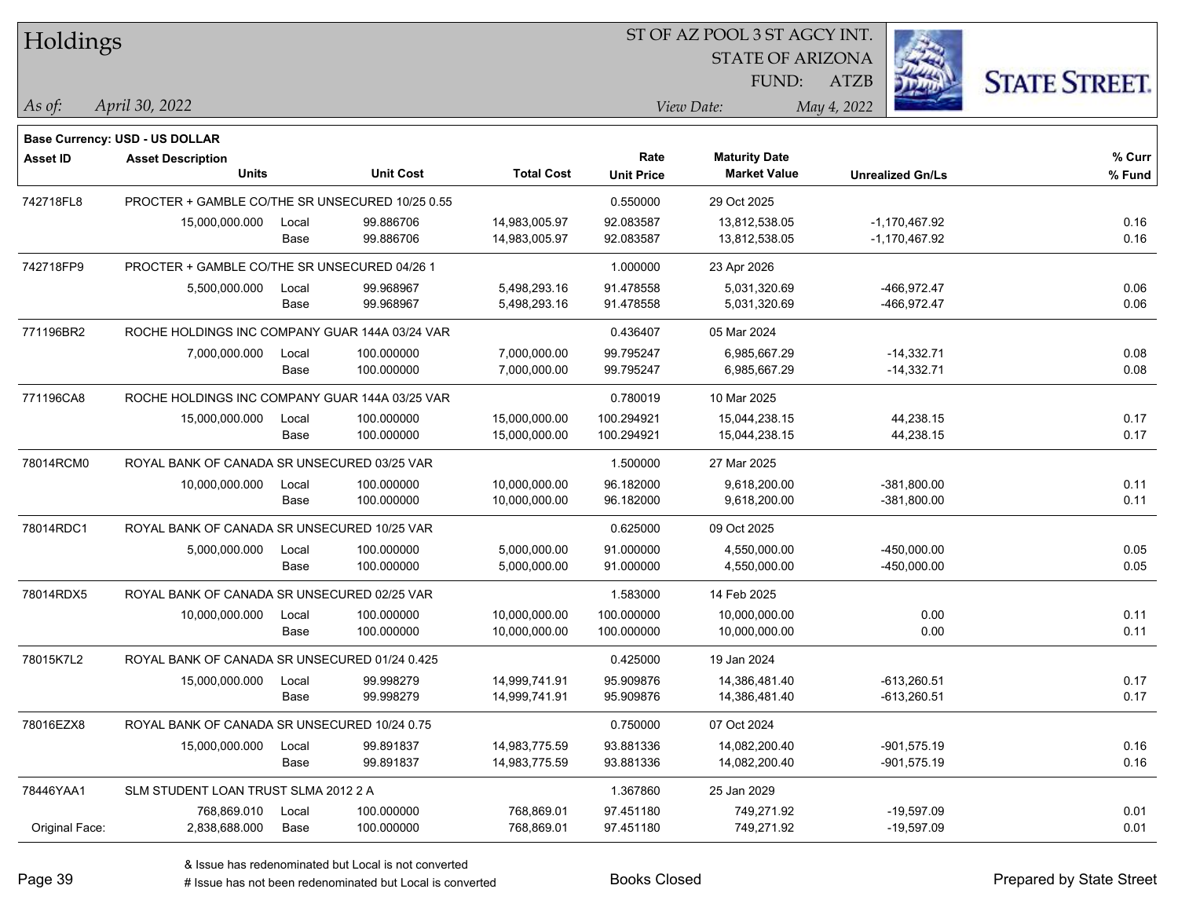# Holdings

ST OF AZ POOL 3 ST AGCY INT.
STATE OF ARIZONA
FUND: ATZB

*As of:* *April 30, 2022*
*View Date:* *May 4, 2022*

**Base Currency: USD - US DOLLAR**

| Asset ID | Asset Description / Units | | Unit Cost | Total Cost | Rate / Unit Price | Maturity Date / Market Value | Unrealized Gn/Ls | % Curr / % Fund |
|---|---|---|---|---|---|---|---|---|
| 742718FL8 | PROCTER + GAMBLE CO/THE SR UNSECURED 10/25 0.55 | | | | 0.550000 | 29 Oct 2025 | | |
| | 15,000,000.000 | Local | 99.886706 | 14,983,005.97 | 92.083587 | 13,812,538.05 | -1,170,467.92 | 0.16 |
| | | Base | 99.886706 | 14,983,005.97 | 92.083587 | 13,812,538.05 | -1,170,467.92 | 0.16 |
| 742718FP9 | PROCTER + GAMBLE CO/THE SR UNSECURED 04/26 1 | | | | 1.000000 | 23 Apr 2026 | | |
| | 5,500,000.000 | Local | 99.968967 | 5,498,293.16 | 91.478558 | 5,031,320.69 | -466,972.47 | 0.06 |
| | | Base | 99.968967 | 5,498,293.16 | 91.478558 | 5,031,320.69 | -466,972.47 | 0.06 |
| 771196BR2 | ROCHE HOLDINGS INC COMPANY GUAR 144A 03/24 VAR | | | | 0.436407 | 05 Mar 2024 | | |
| | 7,000,000.000 | Local | 100.000000 | 7,000,000.00 | 99.795247 | 6,985,667.29 | -14,332.71 | 0.08 |
| | | Base | 100.000000 | 7,000,000.00 | 99.795247 | 6,985,667.29 | -14,332.71 | 0.08 |
| 771196CA8 | ROCHE HOLDINGS INC COMPANY GUAR 144A 03/25 VAR | | | | 0.780019 | 10 Mar 2025 | | |
| | 15,000,000.000 | Local | 100.000000 | 15,000,000.00 | 100.294921 | 15,044,238.15 | 44,238.15 | 0.17 |
| | | Base | 100.000000 | 15,000,000.00 | 100.294921 | 15,044,238.15 | 44,238.15 | 0.17 |
| 78014RCM0 | ROYAL BANK OF CANADA SR UNSECURED 03/25 VAR | | | | 1.500000 | 27 Mar 2025 | | |
| | 10,000,000.000 | Local | 100.000000 | 10,000,000.00 | 96.182000 | 9,618,200.00 | -381,800.00 | 0.11 |
| | | Base | 100.000000 | 10,000,000.00 | 96.182000 | 9,618,200.00 | -381,800.00 | 0.11 |
| 78014RDC1 | ROYAL BANK OF CANADA SR UNSECURED 10/25 VAR | | | | 0.625000 | 09 Oct 2025 | | |
| | 5,000,000.000 | Local | 100.000000 | 5,000,000.00 | 91.000000 | 4,550,000.00 | -450,000.00 | 0.05 |
| | | Base | 100.000000 | 5,000,000.00 | 91.000000 | 4,550,000.00 | -450,000.00 | 0.05 |
| 78014RDX5 | ROYAL BANK OF CANADA SR UNSECURED 02/25 VAR | | | | 1.583000 | 14 Feb 2025 | | |
| | 10,000,000.000 | Local | 100.000000 | 10,000,000.00 | 100.000000 | 10,000,000.00 | 0.00 | 0.11 |
| | | Base | 100.000000 | 10,000,000.00 | 100.000000 | 10,000,000.00 | 0.00 | 0.11 |
| 78015K7L2 | ROYAL BANK OF CANADA SR UNSECURED 01/24 0.425 | | | | 0.425000 | 19 Jan 2024 | | |
| | 15,000,000.000 | Local | 99.998279 | 14,999,741.91 | 95.909876 | 14,386,481.40 | -613,260.51 | 0.17 |
| | | Base | 99.998279 | 14,999,741.91 | 95.909876 | 14,386,481.40 | -613,260.51 | 0.17 |
| 78016EZX8 | ROYAL BANK OF CANADA SR UNSECURED 10/24 0.75 | | | | 0.750000 | 07 Oct 2024 | | |
| | 15,000,000.000 | Local | 99.891837 | 14,983,775.59 | 93.881336 | 14,082,200.40 | -901,575.19 | 0.16 |
| | | Base | 99.891837 | 14,983,775.59 | 93.881336 | 14,082,200.40 | -901,575.19 | 0.16 |
| 78446YAA1 | SLM STUDENT LOAN TRUST SLMA 2012 2 A | | | | 1.367860 | 25 Jan 2029 | | |
| | 768,869.010 | Local | 100.000000 | 768,869.01 | 97.451180 | 749,271.92 | -19,597.09 | 0.01 |
| Original Face: | 2,838,688.000 | Base | 100.000000 | 768,869.01 | 97.451180 | 749,271.92 | -19,597.09 | 0.01 |

& Issue has redenominated but Local is not converted
# Issue has not been redenominated but Local is converted

Books Closed

Prepared by State Street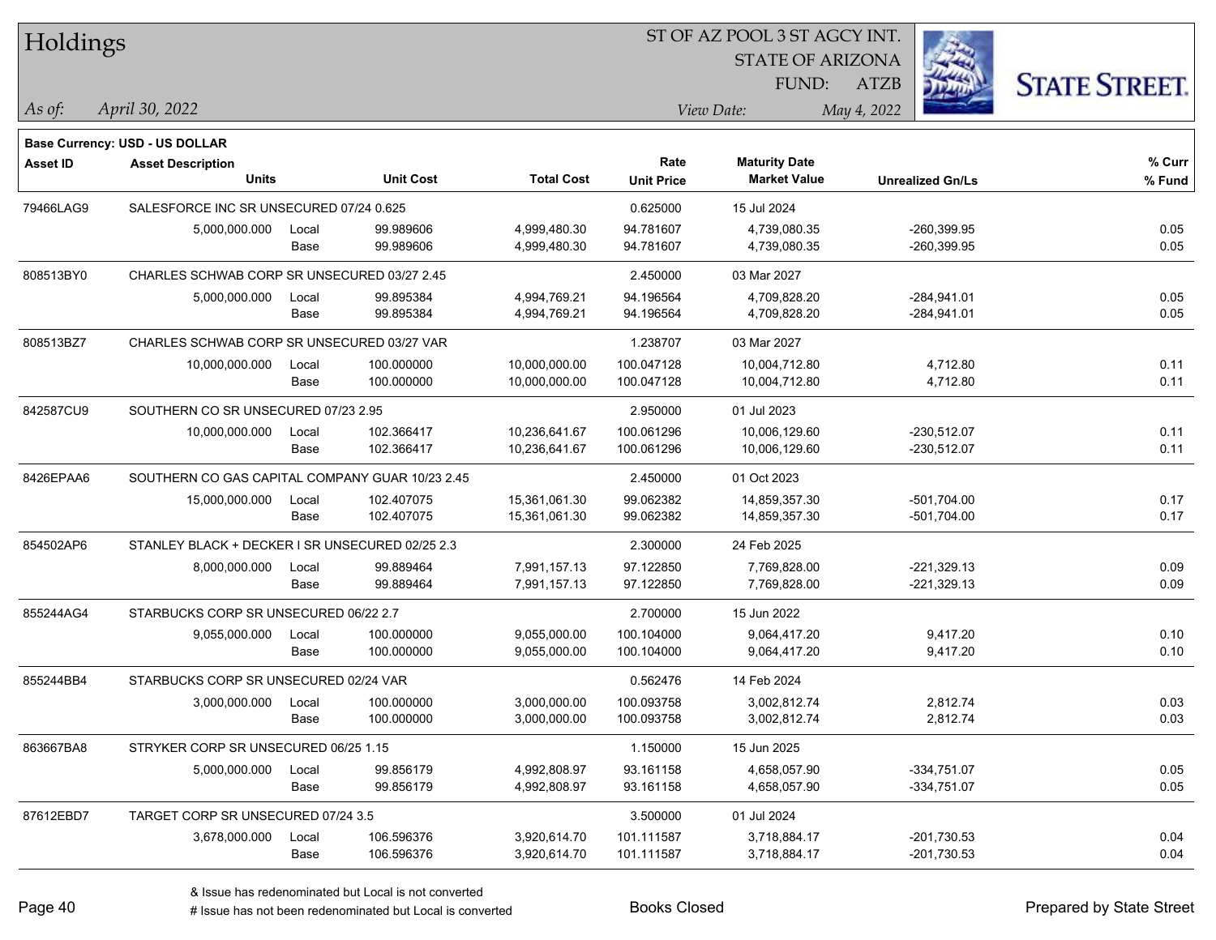# Holdings

ST OF AZ POOL 3 ST AGCY INT.
STATE OF ARIZONA
FUND: ATZB

*As of:* *April 30, 2022*

*View Date:* *May 4, 2022*

**Base Currency: USD - US DOLLAR**

| Asset ID | Asset Description / Units | | Unit Cost | Total Cost | Rate / Unit Price | Maturity Date / Market Value | Unrealized Gn/Ls | % Curr / % Fund |
|---|---|---|---|---|---|---|---|---|
| 79466LAG9 | SALESFORCE INC SR UNSECURED 07/24 0.625 | | | | 0.625000 | 15 Jul 2024 | | |
| | 5,000,000.000 | Local | 99.989606 | 4,999,480.30 | 94.781607 | 4,739,080.35 | -260,399.95 | 0.05 |
| | | Base | 99.989606 | 4,999,480.30 | 94.781607 | 4,739,080.35 | -260,399.95 | 0.05 |
| 808513BY0 | CHARLES SCHWAB CORP SR UNSECURED 03/27 2.45 | | | | 2.450000 | 03 Mar 2027 | | |
| | 5,000,000.000 | Local | 99.895384 | 4,994,769.21 | 94.196564 | 4,709,828.20 | -284,941.01 | 0.05 |
| | | Base | 99.895384 | 4,994,769.21 | 94.196564 | 4,709,828.20 | -284,941.01 | 0.05 |
| 808513BZ7 | CHARLES SCHWAB CORP SR UNSECURED 03/27 VAR | | | | 1.238707 | 03 Mar 2027 | | |
| | 10,000,000.000 | Local | 100.000000 | 10,000,000.00 | 100.047128 | 10,004,712.80 | 4,712.80 | 0.11 |
| | | Base | 100.000000 | 10,000,000.00 | 100.047128 | 10,004,712.80 | 4,712.80 | 0.11 |
| 842587CU9 | SOUTHERN CO SR UNSECURED 07/23 2.95 | | | | 2.950000 | 01 Jul 2023 | | |
| | 10,000,000.000 | Local | 102.366417 | 10,236,641.67 | 100.061296 | 10,006,129.60 | -230,512.07 | 0.11 |
| | | Base | 102.366417 | 10,236,641.67 | 100.061296 | 10,006,129.60 | -230,512.07 | 0.11 |
| 8426EPAA6 | SOUTHERN CO GAS CAPITAL COMPANY GUAR 10/23 2.45 | | | | 2.450000 | 01 Oct 2023 | | |
| | 15,000,000.000 | Local | 102.407075 | 15,361,061.30 | 99.062382 | 14,859,357.30 | -501,704.00 | 0.17 |
| | | Base | 102.407075 | 15,361,061.30 | 99.062382 | 14,859,357.30 | -501,704.00 | 0.17 |
| 854502AP6 | STANLEY BLACK + DECKER I SR UNSECURED 02/25 2.3 | | | | 2.300000 | 24 Feb 2025 | | |
| | 8,000,000.000 | Local | 99.889464 | 7,991,157.13 | 97.122850 | 7,769,828.00 | -221,329.13 | 0.09 |
| | | Base | 99.889464 | 7,991,157.13 | 97.122850 | 7,769,828.00 | -221,329.13 | 0.09 |
| 855244AG4 | STARBUCKS CORP SR UNSECURED 06/22 2.7 | | | | 2.700000 | 15 Jun 2022 | | |
| | 9,055,000.000 | Local | 100.000000 | 9,055,000.00 | 100.104000 | 9,064,417.20 | 9,417.20 | 0.10 |
| | | Base | 100.000000 | 9,055,000.00 | 100.104000 | 9,064,417.20 | 9,417.20 | 0.10 |
| 855244BB4 | STARBUCKS CORP SR UNSECURED 02/24 VAR | | | | 0.562476 | 14 Feb 2024 | | |
| | 3,000,000.000 | Local | 100.000000 | 3,000,000.00 | 100.093758 | 3,002,812.74 | 2,812.74 | 0.03 |
| | | Base | 100.000000 | 3,000,000.00 | 100.093758 | 3,002,812.74 | 2,812.74 | 0.03 |
| 863667BA8 | STRYKER CORP SR UNSECURED 06/25 1.15 | | | | 1.150000 | 15 Jun 2025 | | |
| | 5,000,000.000 | Local | 99.856179 | 4,992,808.97 | 93.161158 | 4,658,057.90 | -334,751.07 | 0.05 |
| | | Base | 99.856179 | 4,992,808.97 | 93.161158 | 4,658,057.90 | -334,751.07 | 0.05 |
| 87612EBD7 | TARGET CORP SR UNSECURED 07/24 3.5 | | | | 3.500000 | 01 Jul 2024 | | |
| | 3,678,000.000 | Local | 106.596376 | 3,920,614.70 | 101.111587 | 3,718,884.17 | -201,730.53 | 0.04 |
| | | Base | 106.596376 | 3,920,614.70 | 101.111587 | 3,718,884.17 | -201,730.53 | 0.04 |

& Issue has redenominated but Local is not converted
# Issue has not been redenominated but Local is converted

Books Closed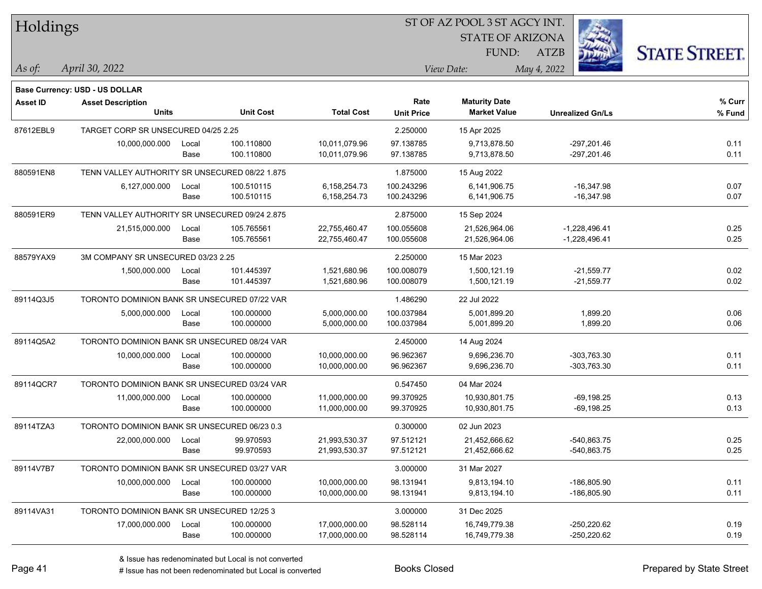# Holdings

ST OF AZ POOL 3 ST AGCY INT.
STATE OF ARIZONA
FUND: ATZB

*As of:* *April 30, 2022*

*View Date:* *May 4, 2022*

**Base Currency: USD - US DOLLAR**

| Asset ID | Asset Description / Units | | Unit Cost | Total Cost | Rate / Unit Price | Maturity Date / Market Value | Unrealized Gn/Ls | % Curr / % Fund |
|---|---|---|---|---|---|---|---|---|
| 87612EBL9 | TARGET CORP SR UNSECURED 04/25 2.25 | | | | 2.250000 | 15 Apr 2025 | | |
| | 10,000,000.000 | Local | 100.110800 | 10,011,079.96 | 97.138785 | 9,713,878.50 | -297,201.46 | 0.11 |
| | | Base | 100.110800 | 10,011,079.96 | 97.138785 | 9,713,878.50 | -297,201.46 | 0.11 |
| 880591EN8 | TENN VALLEY AUTHORITY SR UNSECURED 08/22 1.875 | | | | 1.875000 | 15 Aug 2022 | | |
| | 6,127,000.000 | Local | 100.510115 | 6,158,254.73 | 100.243296 | 6,141,906.75 | -16,347.98 | 0.07 |
| | | Base | 100.510115 | 6,158,254.73 | 100.243296 | 6,141,906.75 | -16,347.98 | 0.07 |
| 880591ER9 | TENN VALLEY AUTHORITY SR UNSECURED 09/24 2.875 | | | | 2.875000 | 15 Sep 2024 | | |
| | 21,515,000.000 | Local | 105.765561 | 22,755,460.47 | 100.055608 | 21,526,964.06 | -1,228,496.41 | 0.25 |
| | | Base | 105.765561 | 22,755,460.47 | 100.055608 | 21,526,964.06 | -1,228,496.41 | 0.25 |
| 88579YAX9 | 3M COMPANY SR UNSECURED 03/23 2.25 | | | | 2.250000 | 15 Mar 2023 | | |
| | 1,500,000.000 | Local | 101.445397 | 1,521,680.96 | 100.008079 | 1,500,121.19 | -21,559.77 | 0.02 |
| | | Base | 101.445397 | 1,521,680.96 | 100.008079 | 1,500,121.19 | -21,559.77 | 0.02 |
| 89114Q3J5 | TORONTO DOMINION BANK SR UNSECURED 07/22 VAR | | | | 1.486290 | 22 Jul 2022 | | |
| | 5,000,000.000 | Local | 100.000000 | 5,000,000.00 | 100.037984 | 5,001,899.20 | 1,899.20 | 0.06 |
| | | Base | 100.000000 | 5,000,000.00 | 100.037984 | 5,001,899.20 | 1,899.20 | 0.06 |
| 89114Q5A2 | TORONTO DOMINION BANK SR UNSECURED 08/24 VAR | | | | 2.450000 | 14 Aug 2024 | | |
| | 10,000,000.000 | Local | 100.000000 | 10,000,000.00 | 96.962367 | 9,696,236.70 | -303,763.30 | 0.11 |
| | | Base | 100.000000 | 10,000,000.00 | 96.962367 | 9,696,236.70 | -303,763.30 | 0.11 |
| 89114QCR7 | TORONTO DOMINION BANK SR UNSECURED 03/24 VAR | | | | 0.547450 | 04 Mar 2024 | | |
| | 11,000,000.000 | Local | 100.000000 | 11,000,000.00 | 99.370925 | 10,930,801.75 | -69,198.25 | 0.13 |
| | | Base | 100.000000 | 11,000,000.00 | 99.370925 | 10,930,801.75 | -69,198.25 | 0.13 |
| 89114TZA3 | TORONTO DOMINION BANK SR UNSECURED 06/23 0.3 | | | | 0.300000 | 02 Jun 2023 | | |
| | 22,000,000.000 | Local | 99.970593 | 21,993,530.37 | 97.512121 | 21,452,666.62 | -540,863.75 | 0.25 |
| | | Base | 99.970593 | 21,993,530.37 | 97.512121 | 21,452,666.62 | -540,863.75 | 0.25 |
| 89114V7B7 | TORONTO DOMINION BANK SR UNSECURED 03/27 VAR | | | | 3.000000 | 31 Mar 2027 | | |
| | 10,000,000.000 | Local | 100.000000 | 10,000,000.00 | 98.131941 | 9,813,194.10 | -186,805.90 | 0.11 |
| | | Base | 100.000000 | 10,000,000.00 | 98.131941 | 9,813,194.10 | -186,805.90 | 0.11 |
| 89114VA31 | TORONTO DOMINION BANK SR UNSECURED 12/25 3 | | | | 3.000000 | 31 Dec 2025 | | |
| | 17,000,000.000 | Local | 100.000000 | 17,000,000.00 | 98.528114 | 16,749,779.38 | -250,220.62 | 0.19 |
| | | Base | 100.000000 | 17,000,000.00 | 98.528114 | 16,749,779.38 | -250,220.62 | 0.19 |

& Issue has redenominated but Local is not converted
# Issue has not been redenominated but Local is converted

Books Closed

Prepared by State Street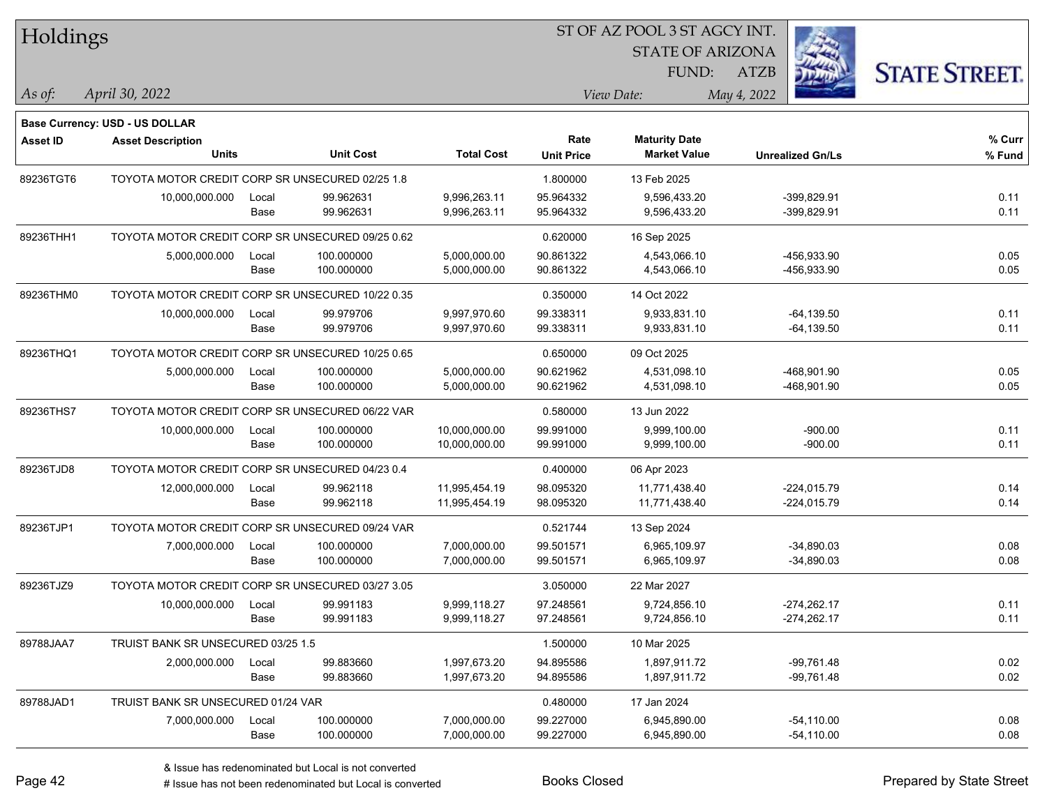# Holdings

ST OF AZ POOL 3 ST AGCY INT.
STATE OF ARIZONA
FUND: ATZB

*As of:* *April 30, 2022*

*View Date:* *May 4, 2022*

**Base Currency: USD - US DOLLAR**

| Asset ID | Asset Description / Units | | Unit Cost | Total Cost | Rate / Unit Price | Maturity Date / Market Value | Unrealized Gn/Ls | % Curr / % Fund |
|---|---|---|---|---|---|---|---|---|
| 89236TGT6 | TOYOTA MOTOR CREDIT CORP SR UNSECURED 02/25 1.8 | | | | 1.800000 | 13 Feb 2025 | | |
| | 10,000,000.000 | Local | 99.962631 | 9,996,263.11 | 95.964332 | 9,596,433.20 | -399,829.91 | 0.11 |
| | | Base | 99.962631 | 9,996,263.11 | 95.964332 | 9,596,433.20 | -399,829.91 | 0.11 |
| 89236THH1 | TOYOTA MOTOR CREDIT CORP SR UNSECURED 09/25 0.62 | | | | 0.620000 | 16 Sep 2025 | | |
| | 5,000,000.000 | Local | 100.000000 | 5,000,000.00 | 90.861322 | 4,543,066.10 | -456,933.90 | 0.05 |
| | | Base | 100.000000 | 5,000,000.00 | 90.861322 | 4,543,066.10 | -456,933.90 | 0.05 |
| 89236THM0 | TOYOTA MOTOR CREDIT CORP SR UNSECURED 10/22 0.35 | | | | 0.350000 | 14 Oct 2022 | | |
| | 10,000,000.000 | Local | 99.979706 | 9,997,970.60 | 99.338311 | 9,933,831.10 | -64,139.50 | 0.11 |
| | | Base | 99.979706 | 9,997,970.60 | 99.338311 | 9,933,831.10 | -64,139.50 | 0.11 |
| 89236THQ1 | TOYOTA MOTOR CREDIT CORP SR UNSECURED 10/25 0.65 | | | | 0.650000 | 09 Oct 2025 | | |
| | 5,000,000.000 | Local | 100.000000 | 5,000,000.00 | 90.621962 | 4,531,098.10 | -468,901.90 | 0.05 |
| | | Base | 100.000000 | 5,000,000.00 | 90.621962 | 4,531,098.10 | -468,901.90 | 0.05 |
| 89236THS7 | TOYOTA MOTOR CREDIT CORP SR UNSECURED 06/22 VAR | | | | 0.580000 | 13 Jun 2022 | | |
| | 10,000,000.000 | Local | 100.000000 | 10,000,000.00 | 99.991000 | 9,999,100.00 | -900.00 | 0.11 |
| | | Base | 100.000000 | 10,000,000.00 | 99.991000 | 9,999,100.00 | -900.00 | 0.11 |
| 89236TJD8 | TOYOTA MOTOR CREDIT CORP SR UNSECURED 04/23 0.4 | | | | 0.400000 | 06 Apr 2023 | | |
| | 12,000,000.000 | Local | 99.962118 | 11,995,454.19 | 98.095320 | 11,771,438.40 | -224,015.79 | 0.14 |
| | | Base | 99.962118 | 11,995,454.19 | 98.095320 | 11,771,438.40 | -224,015.79 | 0.14 |
| 89236TJP1 | TOYOTA MOTOR CREDIT CORP SR UNSECURED 09/24 VAR | | | | 0.521744 | 13 Sep 2024 | | |
| | 7,000,000.000 | Local | 100.000000 | 7,000,000.00 | 99.501571 | 6,965,109.97 | -34,890.03 | 0.08 |
| | | Base | 100.000000 | 7,000,000.00 | 99.501571 | 6,965,109.97 | -34,890.03 | 0.08 |
| 89236TJZ9 | TOYOTA MOTOR CREDIT CORP SR UNSECURED 03/27 3.05 | | | | 3.050000 | 22 Mar 2027 | | |
| | 10,000,000.000 | Local | 99.991183 | 9,999,118.27 | 97.248561 | 9,724,856.10 | -274,262.17 | 0.11 |
| | | Base | 99.991183 | 9,999,118.27 | 97.248561 | 9,724,856.10 | -274,262.17 | 0.11 |
| 89788JAA7 | TRUIST BANK SR UNSECURED 03/25 1.5 | | | | 1.500000 | 10 Mar 2025 | | |
| | 2,000,000.000 | Local | 99.883660 | 1,997,673.20 | 94.895586 | 1,897,911.72 | -99,761.48 | 0.02 |
| | | Base | 99.883660 | 1,997,673.20 | 94.895586 | 1,897,911.72 | -99,761.48 | 0.02 |
| 89788JAD1 | TRUIST BANK SR UNSECURED 01/24 VAR | | | | 0.480000 | 17 Jan 2024 | | |
| | 7,000,000.000 | Local | 100.000000 | 7,000,000.00 | 99.227000 | 6,945,890.00 | -54,110.00 | 0.08 |
| | | Base | 100.000000 | 7,000,000.00 | 99.227000 | 6,945,890.00 | -54,110.00 | 0.08 |

& Issue has redenominated but Local is not converted
# Issue has not been redenominated but Local is converted

Books Closed

Prepared by State Street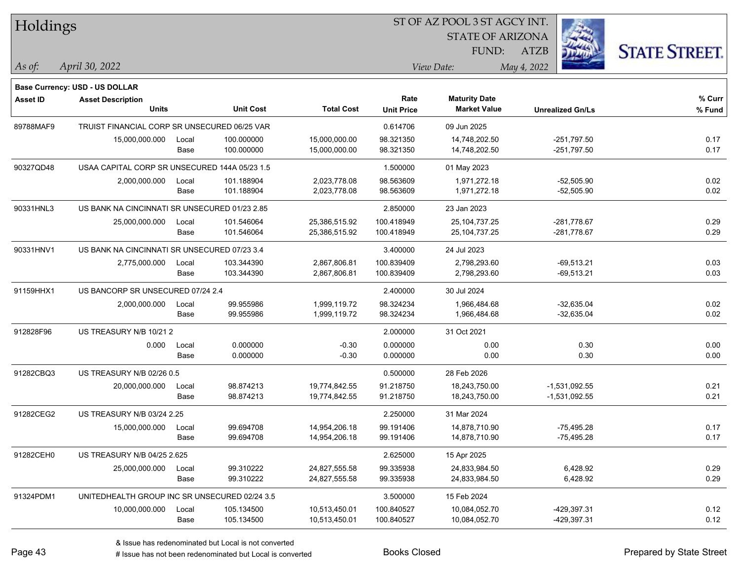# Holdings

ST OF AZ POOL 3 ST AGCY INT.
STATE OF ARIZONA
FUND: ATZB

*As of:* *April 30, 2022*
*View Date:* *May 4, 2022*

**Base Currency: USD - US DOLLAR**

| Asset ID | Asset Description / Units | | Unit Cost | Total Cost | Rate / Unit Price | Maturity Date / Market Value | Unrealized Gn/Ls | % Curr / % Fund |
|---|---|---|---|---|---|---|---|---|
| 89788MAF9 | TRUIST FINANCIAL CORP SR UNSECURED 06/25 VAR | | | | 0.614706 | 09 Jun 2025 | | |
| | 15,000,000.000 | Local | 100.000000 | 15,000,000.00 | 98.321350 | 14,748,202.50 | -251,797.50 | 0.17 |
| | | Base | 100.000000 | 15,000,000.00 | 98.321350 | 14,748,202.50 | -251,797.50 | 0.17 |
| 90327QD48 | USAA CAPITAL CORP SR UNSECURED 144A 05/23 1.5 | | | | 1.500000 | 01 May 2023 | | |
| | 2,000,000.000 | Local | 101.188904 | 2,023,778.08 | 98.563609 | 1,971,272.18 | -52,505.90 | 0.02 |
| | | Base | 101.188904 | 2,023,778.08 | 98.563609 | 1,971,272.18 | -52,505.90 | 0.02 |
| 90331HNL3 | US BANK NA CINCINNATI SR UNSECURED 01/23 2.85 | | | | 2.850000 | 23 Jan 2023 | | |
| | 25,000,000.000 | Local | 101.546064 | 25,386,515.92 | 100.418949 | 25,104,737.25 | -281,778.67 | 0.29 |
| | | Base | 101.546064 | 25,386,515.92 | 100.418949 | 25,104,737.25 | -281,778.67 | 0.29 |
| 90331HNV1 | US BANK NA CINCINNATI SR UNSECURED 07/23 3.4 | | | | 3.400000 | 24 Jul 2023 | | |
| | 2,775,000.000 | Local | 103.344390 | 2,867,806.81 | 100.839409 | 2,798,293.60 | -69,513.21 | 0.03 |
| | | Base | 103.344390 | 2,867,806.81 | 100.839409 | 2,798,293.60 | -69,513.21 | 0.03 |
| 91159HHX1 | US BANCORP SR UNSECURED 07/24 2.4 | | | | 2.400000 | 30 Jul 2024 | | |
| | 2,000,000.000 | Local | 99.955986 | 1,999,119.72 | 98.324234 | 1,966,484.68 | -32,635.04 | 0.02 |
| | | Base | 99.955986 | 1,999,119.72 | 98.324234 | 1,966,484.68 | -32,635.04 | 0.02 |
| 912828F96 | US TREASURY N/B 10/21 2 | | | | 2.000000 | 31 Oct 2021 | | |
| | 0.000 | Local | 0.000000 | -0.30 | 0.000000 | 0.00 | 0.30 | 0.00 |
| | | Base | 0.000000 | -0.30 | 0.000000 | 0.00 | 0.30 | 0.00 |
| 91282CBQ3 | US TREASURY N/B 02/26 0.5 | | | | 0.500000 | 28 Feb 2026 | | |
| | 20,000,000.000 | Local | 98.874213 | 19,774,842.55 | 91.218750 | 18,243,750.00 | -1,531,092.55 | 0.21 |
| | | Base | 98.874213 | 19,774,842.55 | 91.218750 | 18,243,750.00 | -1,531,092.55 | 0.21 |
| 91282CEG2 | US TREASURY N/B 03/24 2.25 | | | | 2.250000 | 31 Mar 2024 | | |
| | 15,000,000.000 | Local | 99.694708 | 14,954,206.18 | 99.191406 | 14,878,710.90 | -75,495.28 | 0.17 |
| | | Base | 99.694708 | 14,954,206.18 | 99.191406 | 14,878,710.90 | -75,495.28 | 0.17 |
| 91282CEH0 | US TREASURY N/B 04/25 2.625 | | | | 2.625000 | 15 Apr 2025 | | |
| | 25,000,000.000 | Local | 99.310222 | 24,827,555.58 | 99.335938 | 24,833,984.50 | 6,428.92 | 0.29 |
| | | Base | 99.310222 | 24,827,555.58 | 99.335938 | 24,833,984.50 | 6,428.92 | 0.29 |
| 91324PDM1 | UNITEDHEALTH GROUP INC SR UNSECURED 02/24 3.5 | | | | 3.500000 | 15 Feb 2024 | | |
| | 10,000,000.000 | Local | 105.134500 | 10,513,450.01 | 100.840527 | 10,084,052.70 | -429,397.31 | 0.12 |
| | | Base | 105.134500 | 10,513,450.01 | 100.840527 | 10,084,052.70 | -429,397.31 | 0.12 |

& Issue has redenominated but Local is not converted
# Issue has not been redenominated but Local is converted

Books Closed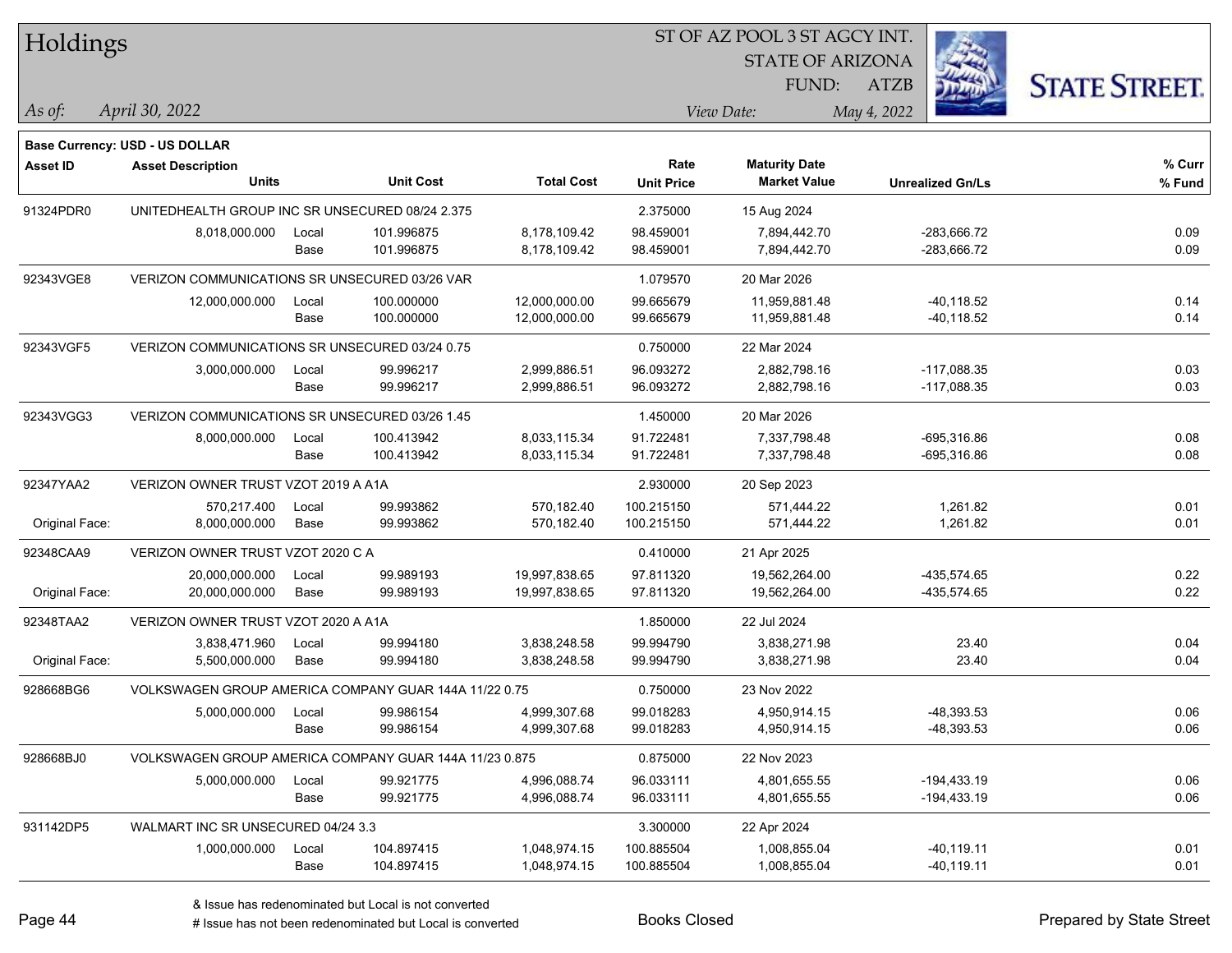# Holdings

ST OF AZ POOL 3 ST AGCY INT.
STATE OF ARIZONA
FUND: ATZB

*As of:* April 30, 2022
*View Date:* May 4, 2022

**Base Currency: USD - US DOLLAR**

| Asset ID | Asset Description / Units | | Unit Cost | Total Cost | Rate / Unit Price | Maturity Date / Market Value | Unrealized Gn/Ls | % Curr / % Fund |
|---|---|---|---|---|---|---|---|---|
| 91324PDR0 | UNITEDHEALTH GROUP INC SR UNSECURED 08/24 2.375 | | | | 2.375000 | 15 Aug 2024 | | |
| | 8,018,000.000 | Local | 101.996875 | 8,178,109.42 | 98.459001 | 7,894,442.70 | -283,666.72 | 0.09 |
| | | Base | 101.996875 | 8,178,109.42 | 98.459001 | 7,894,442.70 | -283,666.72 | 0.09 |
| 92343VGE8 | VERIZON COMMUNICATIONS SR UNSECURED 03/26 VAR | | | | 1.079570 | 20 Mar 2026 | | |
| | 12,000,000.000 | Local | 100.000000 | 12,000,000.00 | 99.665679 | 11,959,881.48 | -40,118.52 | 0.14 |
| | | Base | 100.000000 | 12,000,000.00 | 99.665679 | 11,959,881.48 | -40,118.52 | 0.14 |
| 92343VGF5 | VERIZON COMMUNICATIONS SR UNSECURED 03/24 0.75 | | | | 0.750000 | 22 Mar 2024 | | |
| | 3,000,000.000 | Local | 99.996217 | 2,999,886.51 | 96.093272 | 2,882,798.16 | -117,088.35 | 0.03 |
| | | Base | 99.996217 | 2,999,886.51 | 96.093272 | 2,882,798.16 | -117,088.35 | 0.03 |
| 92343VGG3 | VERIZON COMMUNICATIONS SR UNSECURED 03/26 1.45 | | | | 1.450000 | 20 Mar 2026 | | |
| | 8,000,000.000 | Local | 100.413942 | 8,033,115.34 | 91.722481 | 7,337,798.48 | -695,316.86 | 0.08 |
| | | Base | 100.413942 | 8,033,115.34 | 91.722481 | 7,337,798.48 | -695,316.86 | 0.08 |
| 92347YAA2 | VERIZON OWNER TRUST VZOT 2019 A A1A | | | | 2.930000 | 20 Sep 2023 | | |
| | 570,217.400 | Local | 99.993862 | 570,182.40 | 100.215150 | 571,444.22 | 1,261.82 | 0.01 |
| Original Face: | 8,000,000.000 | Base | 99.993862 | 570,182.40 | 100.215150 | 571,444.22 | 1,261.82 | 0.01 |
| 92348CAA9 | VERIZON OWNER TRUST VZOT 2020 C A | | | | 0.410000 | 21 Apr 2025 | | |
| | 20,000,000.000 | Local | 99.989193 | 19,997,838.65 | 97.811320 | 19,562,264.00 | -435,574.65 | 0.22 |
| Original Face: | 20,000,000.000 | Base | 99.989193 | 19,997,838.65 | 97.811320 | 19,562,264.00 | -435,574.65 | 0.22 |
| 92348TAA2 | VERIZON OWNER TRUST VZOT 2020 A A1A | | | | 1.850000 | 22 Jul 2024 | | |
| | 3,838,471.960 | Local | 99.994180 | 3,838,248.58 | 99.994790 | 3,838,271.98 | 23.40 | 0.04 |
| Original Face: | 5,500,000.000 | Base | 99.994180 | 3,838,248.58 | 99.994790 | 3,838,271.98 | 23.40 | 0.04 |
| 928668BG6 | VOLKSWAGEN GROUP AMERICA COMPANY GUAR 144A 11/22 0.75 | | | | 0.750000 | 23 Nov 2022 | | |
| | 5,000,000.000 | Local | 99.986154 | 4,999,307.68 | 99.018283 | 4,950,914.15 | -48,393.53 | 0.06 |
| | | Base | 99.986154 | 4,999,307.68 | 99.018283 | 4,950,914.15 | -48,393.53 | 0.06 |
| 928668BJ0 | VOLKSWAGEN GROUP AMERICA COMPANY GUAR 144A 11/23 0.875 | | | | 0.875000 | 22 Nov 2023 | | |
| | 5,000,000.000 | Local | 99.921775 | 4,996,088.74 | 96.033111 | 4,801,655.55 | -194,433.19 | 0.06 |
| | | Base | 99.921775 | 4,996,088.74 | 96.033111 | 4,801,655.55 | -194,433.19 | 0.06 |
| 931142DP5 | WALMART INC SR UNSECURED 04/24 3.3 | | | | 3.300000 | 22 Apr 2024 | | |
| | 1,000,000.000 | Local | 104.897415 | 1,048,974.15 | 100.885504 | 1,008,855.04 | -40,119.11 | 0.01 |
| | | Base | 104.897415 | 1,048,974.15 | 100.885504 | 1,008,855.04 | -40,119.11 | 0.01 |

& Issue has redenominated but Local is not converted
# Issue has not been redenominated but Local is converted

Books Closed

Prepared by State Street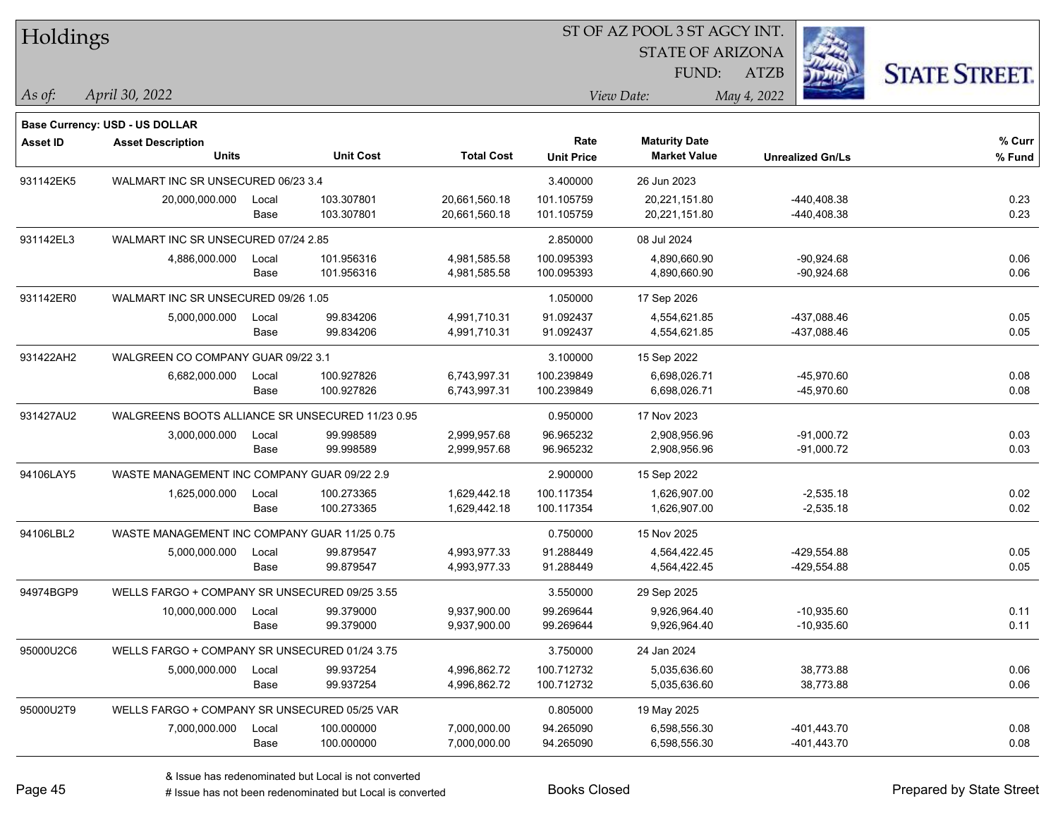# Holdings

ST OF AZ POOL 3 ST AGCY INT.
STATE OF ARIZONA
FUND: ATZB

*As of:* *April 30, 2022*

*View Date:* *May 4, 2022*

**Base Currency: USD - US DOLLAR**

| Asset ID | Asset Description / Units | | Unit Cost | Total Cost | Rate / Unit Price | Maturity Date / Market Value | Unrealized Gn/Ls | % Curr / % Fund |
|---|---|---|---|---|---|---|---|---|
| 931142EK5 | WALMART INC SR UNSECURED 06/23 3.4 | | | | 3.400000 | 26 Jun 2023 | | |
| | 20,000,000.000 | Local | 103.307801 | 20,661,560.18 | 101.105759 | 20,221,151.80 | -440,408.38 | 0.23 |
| | | Base | 103.307801 | 20,661,560.18 | 101.105759 | 20,221,151.80 | -440,408.38 | 0.23 |
| 931142EL3 | WALMART INC SR UNSECURED 07/24 2.85 | | | | 2.850000 | 08 Jul 2024 | | |
| | 4,886,000.000 | Local | 101.956316 | 4,981,585.58 | 100.095393 | 4,890,660.90 | -90,924.68 | 0.06 |
| | | Base | 101.956316 | 4,981,585.58 | 100.095393 | 4,890,660.90 | -90,924.68 | 0.06 |
| 931142ER0 | WALMART INC SR UNSECURED 09/26 1.05 | | | | 1.050000 | 17 Sep 2026 | | |
| | 5,000,000.000 | Local | 99.834206 | 4,991,710.31 | 91.092437 | 4,554,621.85 | -437,088.46 | 0.05 |
| | | Base | 99.834206 | 4,991,710.31 | 91.092437 | 4,554,621.85 | -437,088.46 | 0.05 |
| 931422AH2 | WALGREEN CO COMPANY GUAR 09/22 3.1 | | | | 3.100000 | 15 Sep 2022 | | |
| | 6,682,000.000 | Local | 100.927826 | 6,743,997.31 | 100.239849 | 6,698,026.71 | -45,970.60 | 0.08 |
| | | Base | 100.927826 | 6,743,997.31 | 100.239849 | 6,698,026.71 | -45,970.60 | 0.08 |
| 931427AU2 | WALGREENS BOOTS ALLIANCE SR UNSECURED 11/23 0.95 | | | | 0.950000 | 17 Nov 2023 | | |
| | 3,000,000.000 | Local | 99.998589 | 2,999,957.68 | 96.965232 | 2,908,956.96 | -91,000.72 | 0.03 |
| | | Base | 99.998589 | 2,999,957.68 | 96.965232 | 2,908,956.96 | -91,000.72 | 0.03 |
| 94106LAY5 | WASTE MANAGEMENT INC COMPANY GUAR 09/22 2.9 | | | | 2.900000 | 15 Sep 2022 | | |
| | 1,625,000.000 | Local | 100.273365 | 1,629,442.18 | 100.117354 | 1,626,907.00 | -2,535.18 | 0.02 |
| | | Base | 100.273365 | 1,629,442.18 | 100.117354 | 1,626,907.00 | -2,535.18 | 0.02 |
| 94106LBL2 | WASTE MANAGEMENT INC COMPANY GUAR 11/25 0.75 | | | | 0.750000 | 15 Nov 2025 | | |
| | 5,000,000.000 | Local | 99.879547 | 4,993,977.33 | 91.288449 | 4,564,422.45 | -429,554.88 | 0.05 |
| | | Base | 99.879547 | 4,993,977.33 | 91.288449 | 4,564,422.45 | -429,554.88 | 0.05 |
| 94974BGP9 | WELLS FARGO + COMPANY SR UNSECURED 09/25 3.55 | | | | 3.550000 | 29 Sep 2025 | | |
| | 10,000,000.000 | Local | 99.379000 | 9,937,900.00 | 99.269644 | 9,926,964.40 | -10,935.60 | 0.11 |
| | | Base | 99.379000 | 9,937,900.00 | 99.269644 | 9,926,964.40 | -10,935.60 | 0.11 |
| 95000U2C6 | WELLS FARGO + COMPANY SR UNSECURED 01/24 3.75 | | | | 3.750000 | 24 Jan 2024 | | |
| | 5,000,000.000 | Local | 99.937254 | 4,996,862.72 | 100.712732 | 5,035,636.60 | 38,773.88 | 0.06 |
| | | Base | 99.937254 | 4,996,862.72 | 100.712732 | 5,035,636.60 | 38,773.88 | 0.06 |
| 95000U2T9 | WELLS FARGO + COMPANY SR UNSECURED 05/25 VAR | | | | 0.805000 | 19 May 2025 | | |
| | 7,000,000.000 | Local | 100.000000 | 7,000,000.00 | 94.265090 | 6,598,556.30 | -401,443.70 | 0.08 |
| | | Base | 100.000000 | 7,000,000.00 | 94.265090 | 6,598,556.30 | -401,443.70 | 0.08 |

& Issue has redenominated but Local is not converted
# Issue has not been redenominated but Local is converted

Books Closed

Prepared by State Street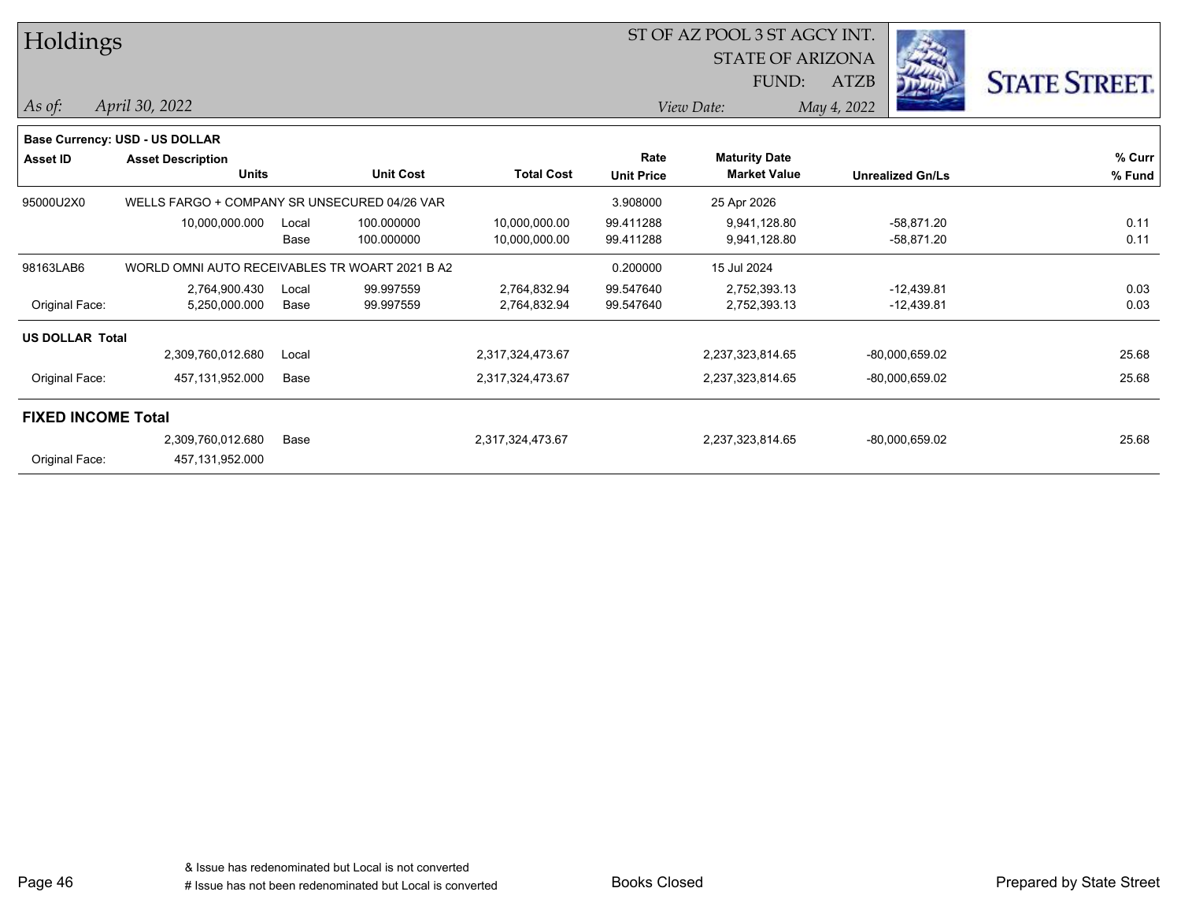# Holdings

ST OF AZ POOL 3 ST AGCY INT.
STATE OF ARIZONA
FUND: ATZB

*As of: April 30, 2022*
*View Date: May 4, 2022*

**Base Currency: USD - US DOLLAR**

| Asset ID | Asset Description / Units | | Unit Cost | Total Cost | Rate / Unit Price | Maturity Date / Market Value | Unrealized Gn/Ls | % Curr / % Fund |
|---|---|---|---|---|---|---|---|---|
| 95000U2X0 | WELLS FARGO + COMPANY SR UNSECURED 04/26 VAR | | | | 3.908000 | 25 Apr 2026 | | |
| | 10,000,000.000 | Local | 100.000000 | 10,000,000.00 | 99.411288 | 9,941,128.80 | -58,871.20 | 0.11 |
| | | Base | 100.000000 | 10,000,000.00 | 99.411288 | 9,941,128.80 | -58,871.20 | 0.11 |
| 98163LAB6 | WORLD OMNI AUTO RECEIVABLES TR WOART 2021 B A2 | | | | 0.200000 | 15 Jul 2024 | | |
| | 2,764,900.430 | Local | 99.997559 | 2,764,832.94 | 99.547640 | 2,752,393.13 | -12,439.81 | 0.03 |
| Original Face: | 5,250,000.000 | Base | 99.997559 | 2,764,832.94 | 99.547640 | 2,752,393.13 | -12,439.81 | 0.03 |
| **US DOLLAR Total** | | | | | | | | |
| | 2,309,760,012.680 | Local | | 2,317,324,473.67 | | 2,237,323,814.65 | -80,000,659.02 | 25.68 |
| Original Face: | 457,131,952.000 | Base | | 2,317,324,473.67 | | 2,237,323,814.65 | -80,000,659.02 | 25.68 |
| **FIXED INCOME Total** | | | | | | | | |
| | 2,309,760,012.680 | Base | | 2,317,324,473.67 | | 2,237,323,814.65 | -80,000,659.02 | 25.68 |
| Original Face: | 457,131,952.000 | | | | | | | |

& Issue has redenominated but Local is not converted
# Issue has not been redenominated but Local is converted

Books Closed

Prepared by State Street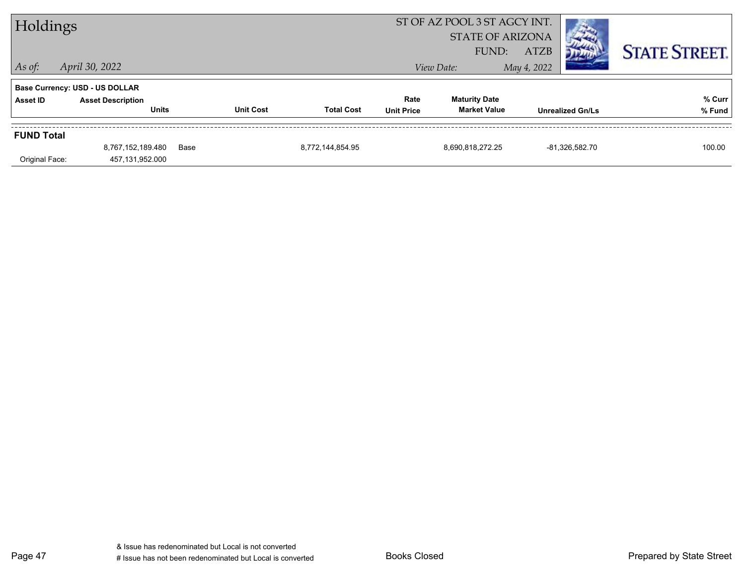# Holdings

ST OF AZ POOL 3 ST AGCY INT.
STATE OF ARIZONA
FUND: ATZB

*As of:* *April 30, 2022*

*View Date:* *May 4, 2022*

**Base Currency: USD - US DOLLAR**

| Asset ID | Asset Description / Units | | Unit Cost | Total Cost | Rate / Unit Price | Maturity Date / Market Value | Unrealized Gn/Ls | % Curr / % Fund |
|---|---|---|---|---|---|---|---|---|
| **FUND Total** | | | | | | | | |
| | 8,767,152,189.480 | Base | | 8,772,144,854.95 | | 8,690,818,272.25 | -81,326,582.70 | 100.00 |
| Original Face: | 457,131,952.000 | | | | | | | |

& Issue has redenominated but Local is not converted
# Issue has not been redenominated but Local is converted

Books Closed

Prepared by State Street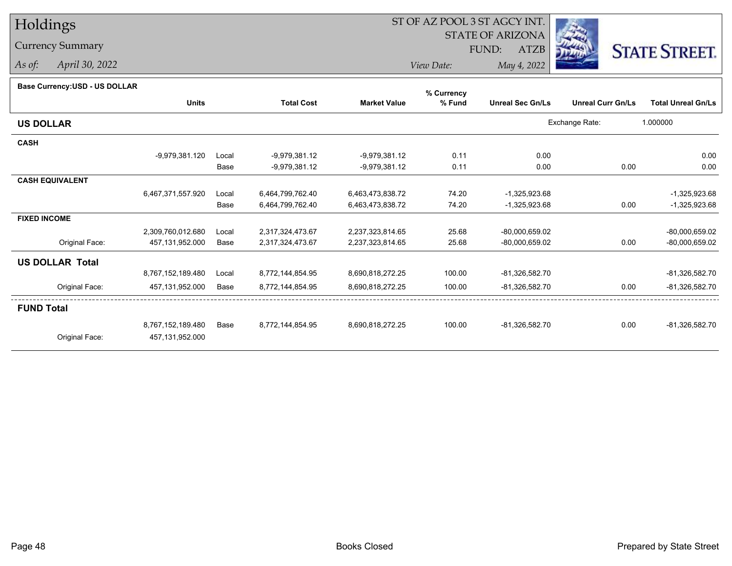# Holdings

## Currency Summary

*As of:* April 30, 2022

ST OF AZ POOL 3 ST AGCY INT.
STATE OF ARIZONA
FUND: ATZB
*View Date:* May 4, 2022

STATE STREET.

**Base Currency:USD - US DOLLAR**

| | Units | | Total Cost | Market Value | % Currency % Fund | Unreal Sec Gn/Ls | Unreal Curr Gn/Ls | Total Unreal Gn/Ls |
|---|---|---|---|---|---|---|---|---|
| **US DOLLAR** | | | | | | | Exchange Rate: | 1.000000 |
| **CASH** | | | | | | | | |
| | -9,979,381.120 | Local | -9,979,381.12 | -9,979,381.12 | 0.11 | 0.00 | | 0.00 |
| | | Base | -9,979,381.12 | -9,979,381.12 | 0.11 | 0.00 | 0.00 | 0.00 |
| **CASH EQUIVALENT** | | | | | | | | |
| | 6,467,371,557.920 | Local | 6,464,799,762.40 | 6,463,473,838.72 | 74.20 | -1,325,923.68 | | -1,325,923.68 |
| | | Base | 6,464,799,762.40 | 6,463,473,838.72 | 74.20 | -1,325,923.68 | 0.00 | -1,325,923.68 |
| **FIXED INCOME** | | | | | | | | |
| | 2,309,760,012.680 | Local | 2,317,324,473.67 | 2,237,323,814.65 | 25.68 | -80,000,659.02 | | -80,000,659.02 |
| Original Face: | 457,131,952.000 | Base | 2,317,324,473.67 | 2,237,323,814.65 | 25.68 | -80,000,659.02 | 0.00 | -80,000,659.02 |
| **US DOLLAR Total** | | | | | | | | |
| | 8,767,152,189.480 | Local | 8,772,144,854.95 | 8,690,818,272.25 | 100.00 | -81,326,582.70 | | -81,326,582.70 |
| Original Face: | 457,131,952.000 | Base | 8,772,144,854.95 | 8,690,818,272.25 | 100.00 | -81,326,582.70 | 0.00 | -81,326,582.70 |
| **FUND Total** | | | | | | | | |
| | 8,767,152,189.480 | Base | 8,772,144,854.95 | 8,690,818,272.25 | 100.00 | -81,326,582.70 | 0.00 | -81,326,582.70 |
| Original Face: | 457,131,952.000 | | | | | | | |

Books Closed

Prepared by State Street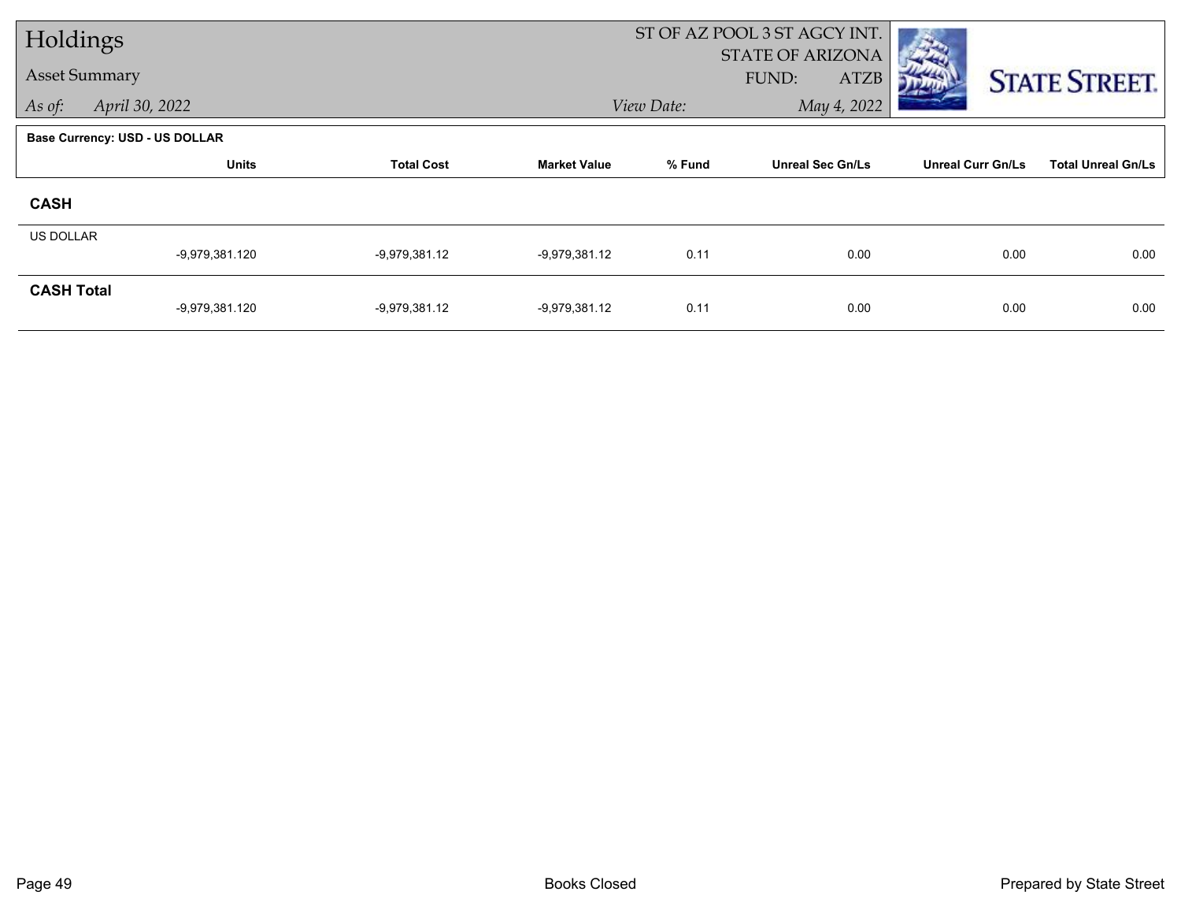# Holdings

## Asset Summary

*As of:* April 30, 2022

ST OF AZ POOL 3 ST AGCY INT.
STATE OF ARIZONA
FUND: ATZB

*View Date:* May 4, 2022

**Base Currency: USD - US DOLLAR**

| | Units | Total Cost | Market Value | % Fund | Unreal Sec Gn/Ls | Unreal Curr Gn/Ls | Total Unreal Gn/Ls |
|---|---|---|---|---|---|---|---|
| **CASH** | | | | | | | |
| US DOLLAR | -9,979,381.120 | -9,979,381.12 | -9,979,381.12 | 0.11 | 0.00 | 0.00 | 0.00 |
| **CASH Total** | -9,979,381.120 | -9,979,381.12 | -9,979,381.12 | 0.11 | 0.00 | 0.00 | 0.00 |

Books Closed

Prepared by State Street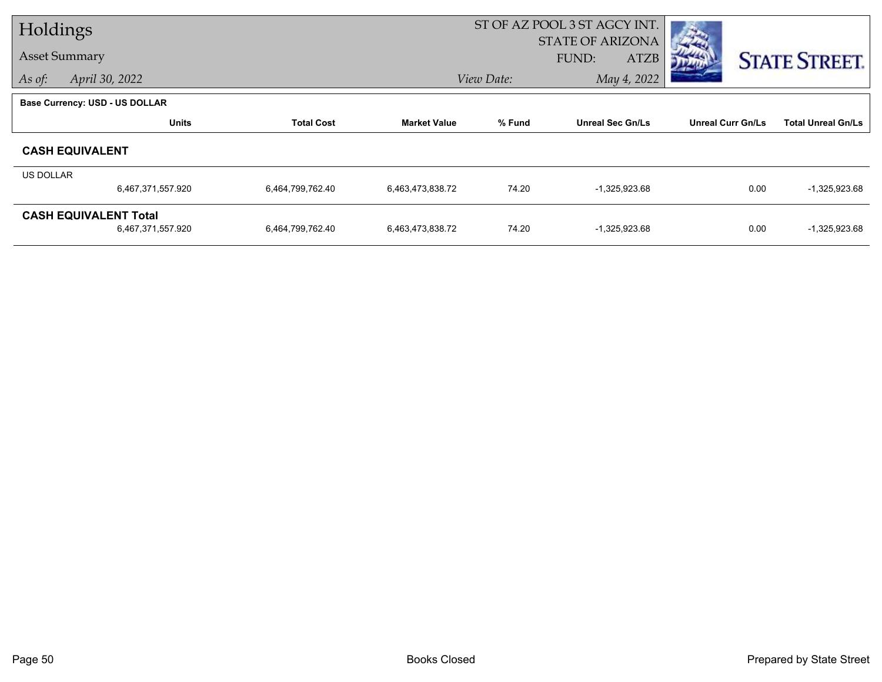# Holdings

## Asset Summary

*As of:* *April 30, 2022*

ST OF AZ POOL 3 ST AGCY INT.
STATE OF ARIZONA
FUND: ATZB

*View Date:* *May 4, 2022*

**Base Currency: USD - US DOLLAR**

| | Units | Total Cost | Market Value | % Fund | Unreal Sec Gn/Ls | Unreal Curr Gn/Ls | Total Unreal Gn/Ls |
|---|---|---|---|---|---|---|---|
| **CASH EQUIVALENT** | | | | | | | |
| US DOLLAR | 6,467,371,557.920 | 6,464,799,762.40 | 6,463,473,838.72 | 74.20 | -1,325,923.68 | 0.00 | -1,325,923.68 |
| **CASH EQUIVALENT Total** | 6,467,371,557.920 | 6,464,799,762.40 | 6,463,473,838.72 | 74.20 | -1,325,923.68 | 0.00 | -1,325,923.68 |

Books Closed

Prepared by State Street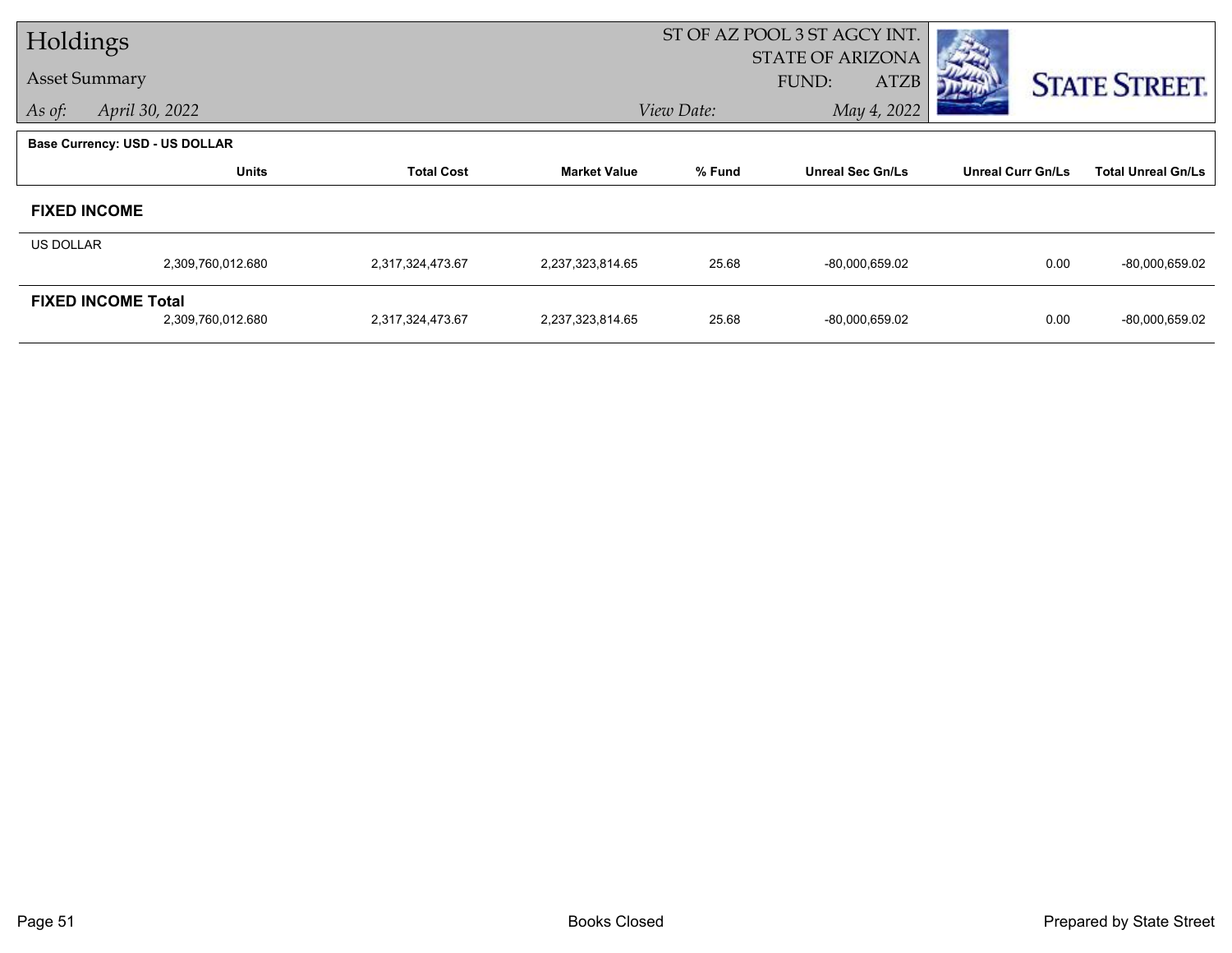# Holdings

**Asset Summary**

*As of:* April 30, 2022

ST OF AZ POOL 3 ST AGCY INT.
STATE OF ARIZONA
FUND: ATZB

*View Date:* May 4, 2022

**Base Currency: USD - US DOLLAR**

| | Units | Total Cost | Market Value | % Fund | Unreal Sec Gn/Ls | Unreal Curr Gn/Ls | Total Unreal Gn/Ls |
|---|---|---|---|---|---|---|---|
| **FIXED INCOME** | | | | | | | |
| US DOLLAR | 2,309,760,012.680 | 2,317,324,473.67 | 2,237,323,814.65 | 25.68 | -80,000,659.02 | 0.00 | -80,000,659.02 |
| **FIXED INCOME Total** | 2,309,760,012.680 | 2,317,324,473.67 | 2,237,323,814.65 | 25.68 | -80,000,659.02 | 0.00 | -80,000,659.02 |

Books Closed

Prepared by State Street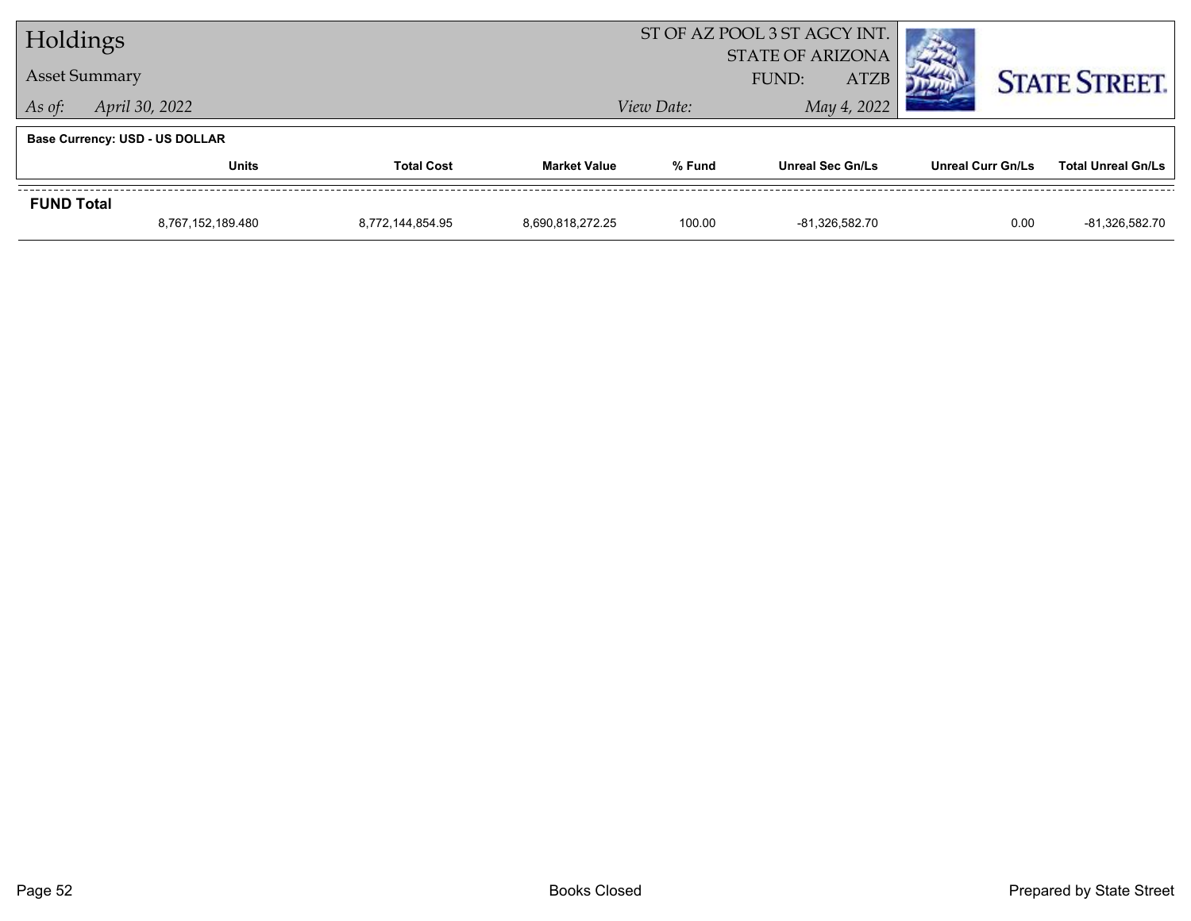# Holdings

## Asset Summary

*As of:* April 30, 2022

ST OF AZ POOL 3 ST AGCY INT.
STATE OF ARIZONA
FUND: ATZB

*View Date:* May 4, 2022

STATE STREET.

**Base Currency: USD - US DOLLAR**

| | Units | Total Cost | Market Value | % Fund | Unreal Sec Gn/Ls | Unreal Curr Gn/Ls | Total Unreal Gn/Ls |
|---|---|---|---|---|---|---|---|
| **FUND Total** | | | | | | | |
| | 8,767,152,189.480 | 8,772,144,854.95 | 8,690,818,272.25 | 100.00 | -81,326,582.70 | 0.00 | -81,326,582.70 |

Books Closed

Prepared by State Street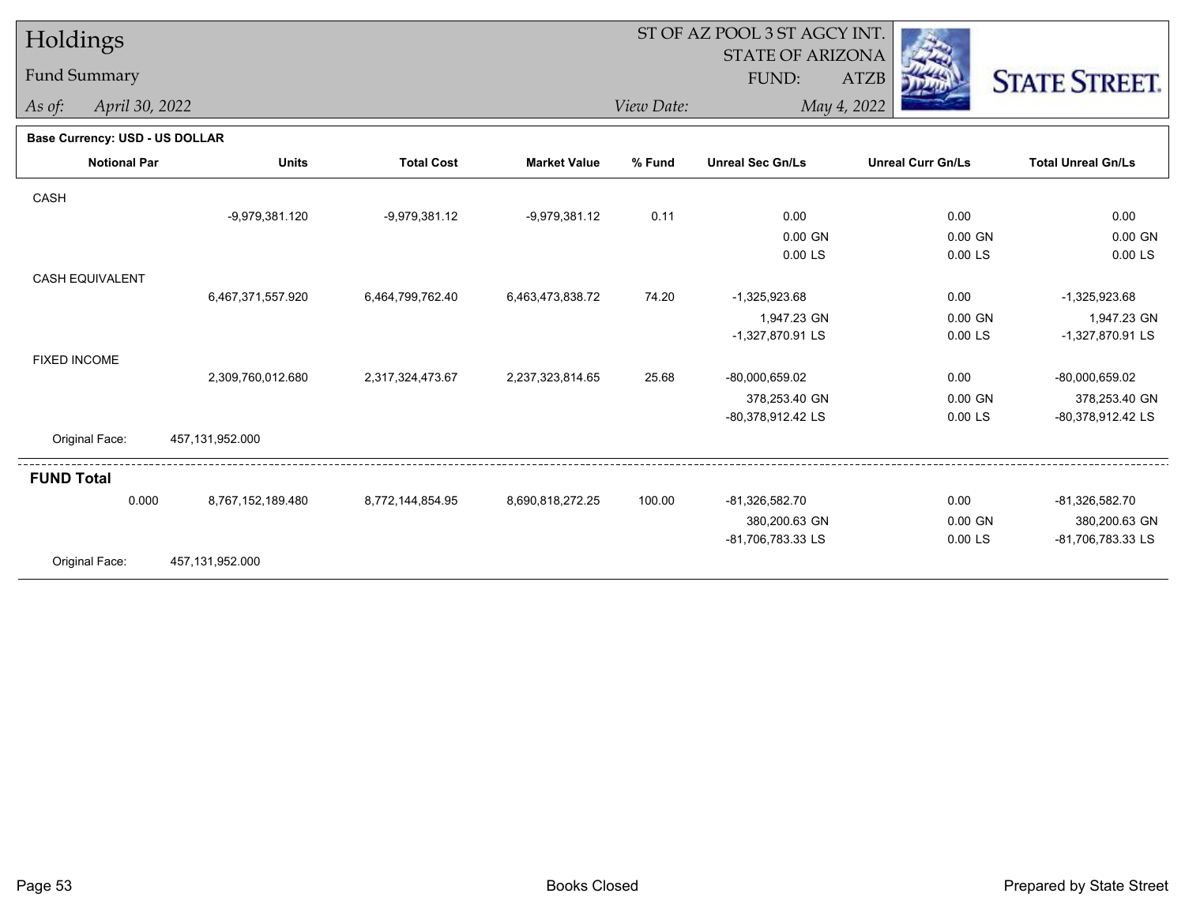# Holdings

Fund Summary

*As of:* *April 30, 2022*

ST OF AZ POOL 3 ST AGCY INT.
STATE OF ARIZONA
FUND: ATZB

*View Date:* *May 4, 2022*

STATE STREET.

**Base Currency: USD - US DOLLAR**

| Notional Par | Units | Total Cost | Market Value | % Fund | Unreal Sec Gn/Ls | Unreal Curr Gn/Ls | Total Unreal Gn/Ls |
|---|---|---|---|---|---|---|---|
| CASH | | | | | | | |
| | -9,979,381.120 | -9,979,381.12 | -9,979,381.12 | 0.11 | 0.00 | 0.00 | 0.00 |
| | | | | | 0.00 GN | 0.00 GN | 0.00 GN |
| | | | | | 0.00 LS | 0.00 LS | 0.00 LS |
| CASH EQUIVALENT | | | | | | | |
| | 6,467,371,557.920 | 6,464,799,762.40 | 6,463,473,838.72 | 74.20 | -1,325,923.68 | 0.00 | -1,325,923.68 |
| | | | | | 1,947.23 GN | 0.00 GN | 1,947.23 GN |
| | | | | | -1,327,870.91 LS | 0.00 LS | -1,327,870.91 LS |
| FIXED INCOME | | | | | | | |
| | 2,309,760,012.680 | 2,317,324,473.67 | 2,237,323,814.65 | 25.68 | -80,000,659.02 | 0.00 | -80,000,659.02 |
| | | | | | 378,253.40 GN | 0.00 GN | 378,253.40 GN |
| | | | | | -80,378,912.42 LS | 0.00 LS | -80,378,912.42 LS |
| Original Face: | 457,131,952.000 | | | | | | |
| **FUND Total** | | | | | | | |
| 0.000 | 8,767,152,189.480 | 8,772,144,854.95 | 8,690,818,272.25 | 100.00 | -81,326,582.70 | 0.00 | -81,326,582.70 |
| | | | | | 380,200.63 GN | 0.00 GN | 380,200.63 GN |
| | | | | | -81,706,783.33 LS | 0.00 LS | -81,706,783.33 LS |
| Original Face: | 457,131,952.000 | | | | | | |

Books Closed

Prepared by State Street